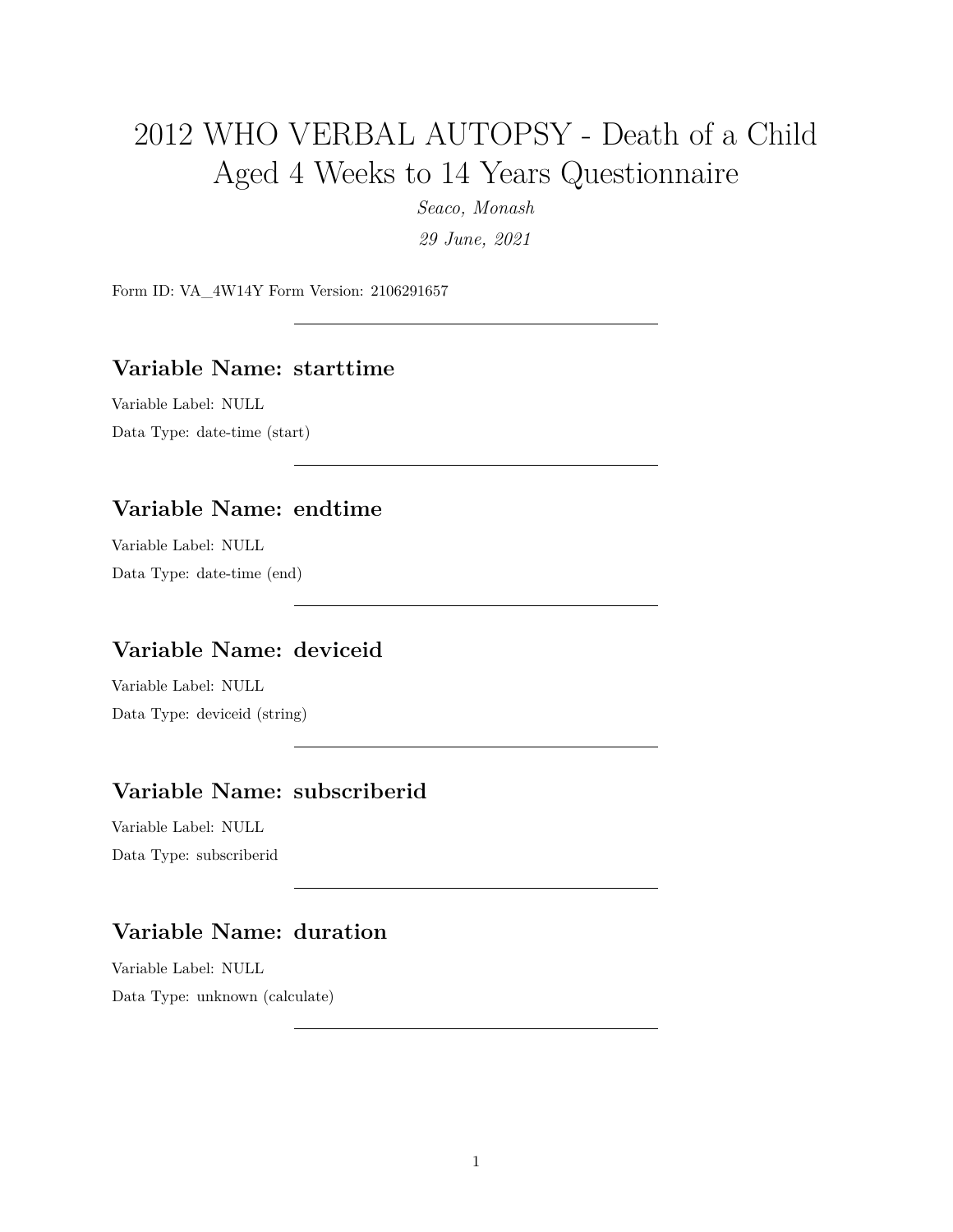# 2012 WHO VERBAL AUTOPSY - Death of a Child Aged 4 Weeks to 14 Years Questionnaire

*Seaco, Monash*

*29 June, 2021*

Form ID: VA_4W14Y Form Version: 2106291657

---

## Variable Name: starttime

Variable Label: NULL

Data Type: date-time (start)

---

## Variable Name: endtime

Variable Label: NULL

Data Type: date-time (end)

---

## Variable Name: deviceid

Variable Label: NULL

Data Type: deviceid (string)

---

## Variable Name: subscriberid

Variable Label: NULL

Data Type: subscriberid

---

## Variable Name: duration

Variable Label: NULL

Data Type: unknown (calculate)

---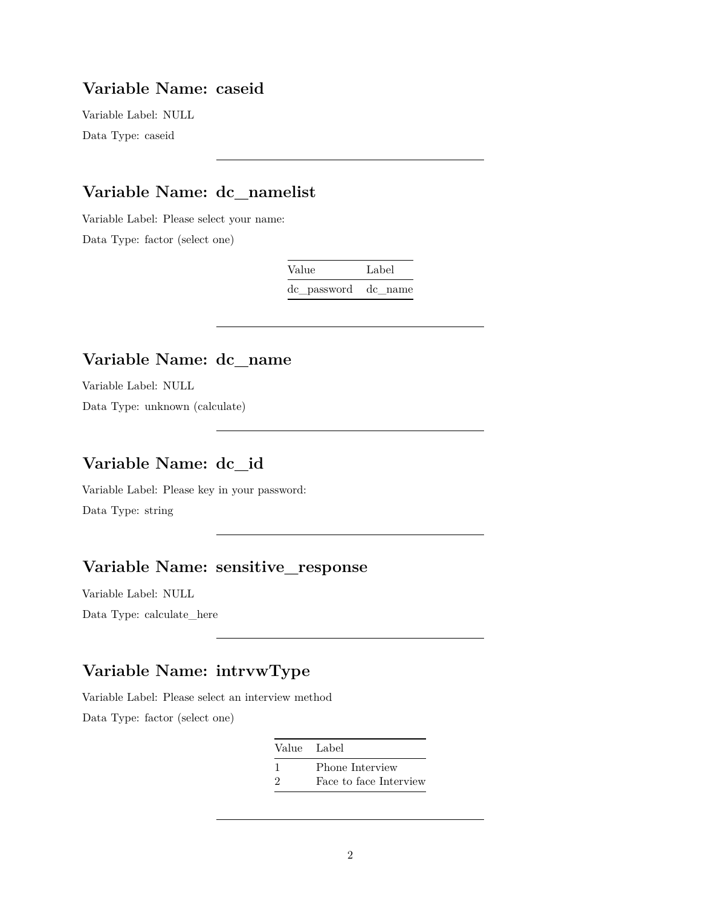## Variable Name: caseid

Variable Label: NULL

Data Type: caseid

---

## Variable Name: dc_namelist

Variable Label: Please select your name:

Data Type: factor (select one)

| Value | Label |
|---|---|
| dc_password | dc_name |

---

## Variable Name: dc_name

Variable Label: NULL

Data Type: unknown (calculate)

---

## Variable Name: dc_id

Variable Label: Please key in your password:

Data Type: string

---

## Variable Name: sensitive_response

Variable Label: NULL

Data Type: calculate_here

---

## Variable Name: intrvwType

Variable Label: Please select an interview method

Data Type: factor (select one)

| Value | Label |
|---|---|
| 1 | Phone Interview |
| 2 | Face to face Interview |

---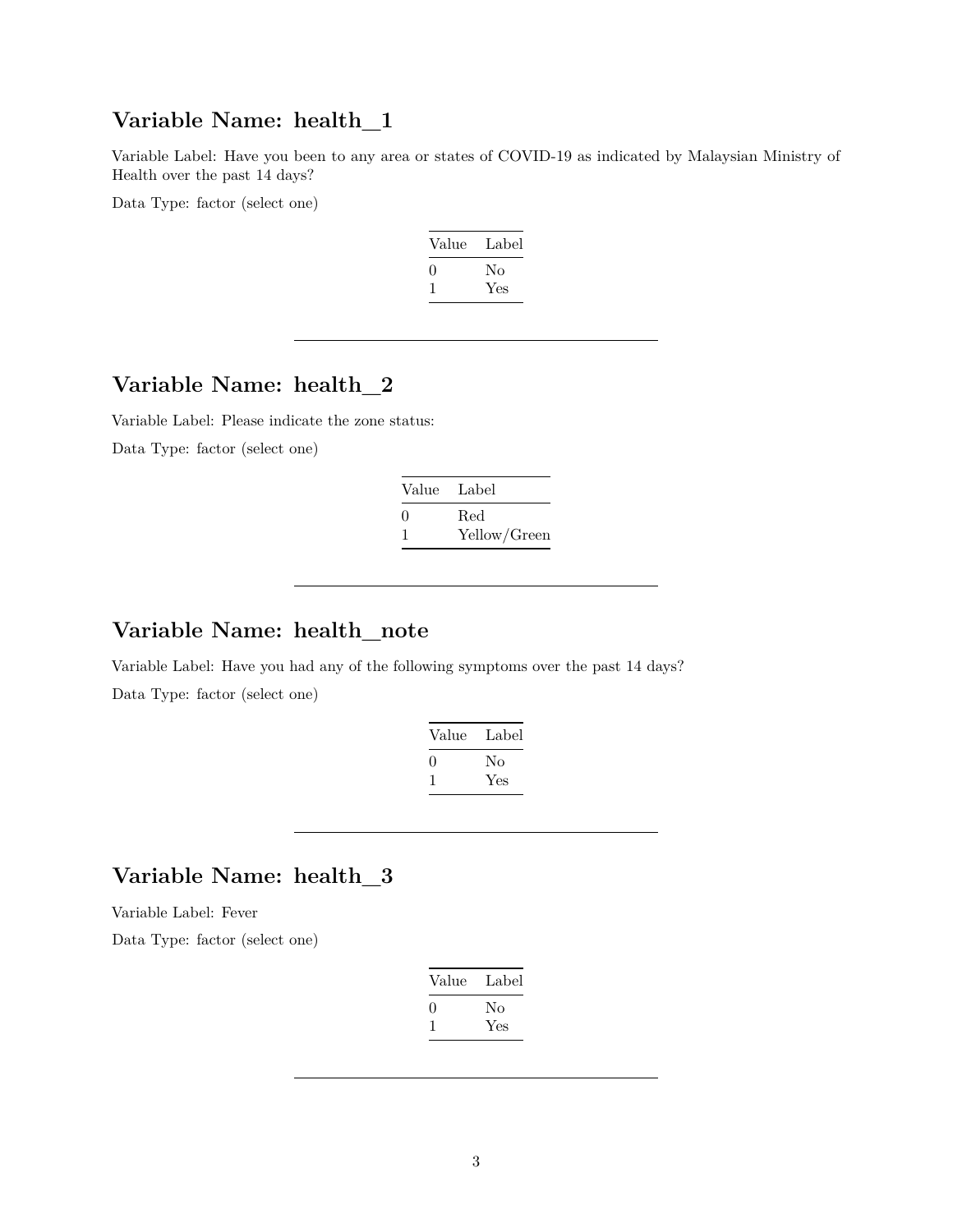## Variable Name: health_1

Variable Label: Have you been to any area or states of COVID-19 as indicated by Malaysian Ministry of Health over the past 14 days?

Data Type: factor (select one)

| Value | Label |
|---|---|
| 0 | No |
| 1 | Yes |

---

## Variable Name: health_2

Variable Label: Please indicate the zone status:

Data Type: factor (select one)

| Value | Label |
|---|---|
| 0 | Red |
| 1 | Yellow/Green |

---

## Variable Name: health_note

Variable Label: Have you had any of the following symptoms over the past 14 days?

Data Type: factor (select one)

| Value | Label |
|---|---|
| 0 | No |
| 1 | Yes |

---

## Variable Name: health_3

Variable Label: Fever

Data Type: factor (select one)

| Value | Label |
|---|---|
| 0 | No |
| 1 | Yes |

---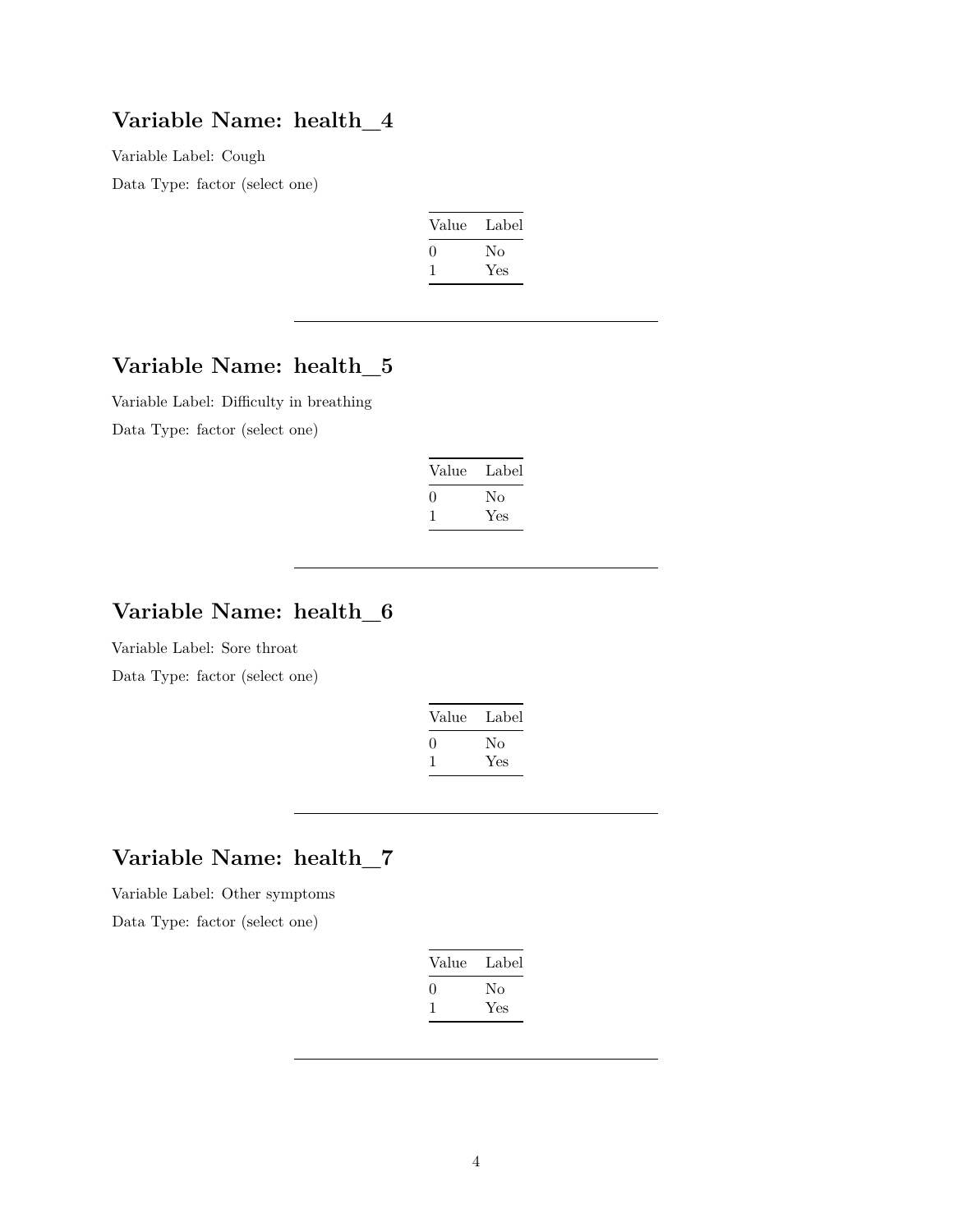## Variable Name: health_4

Variable Label: Cough

Data Type: factor (select one)

| Value | Label |
|---|---|
| 0 | No |
| 1 | Yes |

---

## Variable Name: health_5

Variable Label: Difficulty in breathing

Data Type: factor (select one)

| Value | Label |
|---|---|
| 0 | No |
| 1 | Yes |

---

## Variable Name: health_6

Variable Label: Sore throat

Data Type: factor (select one)

| Value | Label |
|---|---|
| 0 | No |
| 1 | Yes |

---

## Variable Name: health_7

Variable Label: Other symptoms

Data Type: factor (select one)

| Value | Label |
|---|---|
| 0 | No |
| 1 | Yes |

---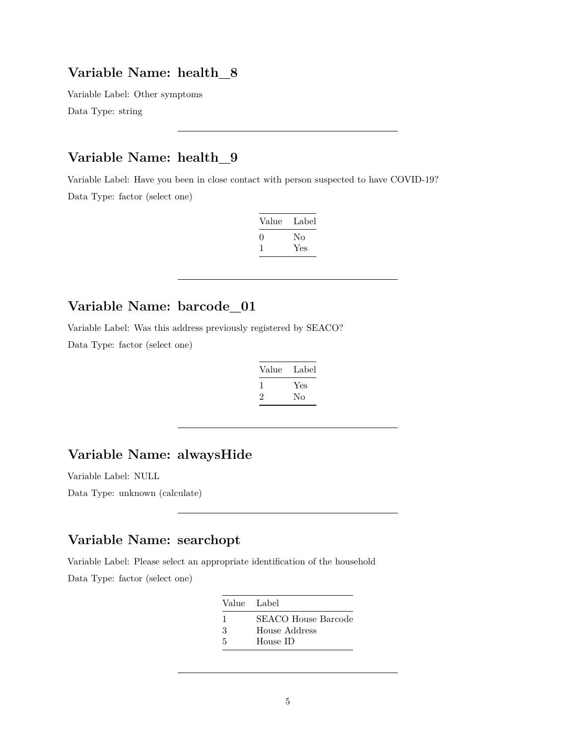## Variable Name: health_8

Variable Label: Other symptoms

Data Type: string

---

## Variable Name: health_9

Variable Label: Have you been in close contact with person suspected to have COVID-19?

Data Type: factor (select one)

| Value | Label |
|---|---|
| 0 | No |
| 1 | Yes |

---

## Variable Name: barcode_01

Variable Label: Was this address previously registered by SEACO?

Data Type: factor (select one)

| Value | Label |
|---|---|
| 1 | Yes |
| 2 | No |

---

## Variable Name: alwaysHide

Variable Label: NULL

Data Type: unknown (calculate)

---

## Variable Name: searchopt

Variable Label: Please select an appropriate identification of the household

Data Type: factor (select one)

| Value | Label |
|---|---|
| 1 | SEACO House Barcode |
| 3 | House Address |
| 5 | House ID |

---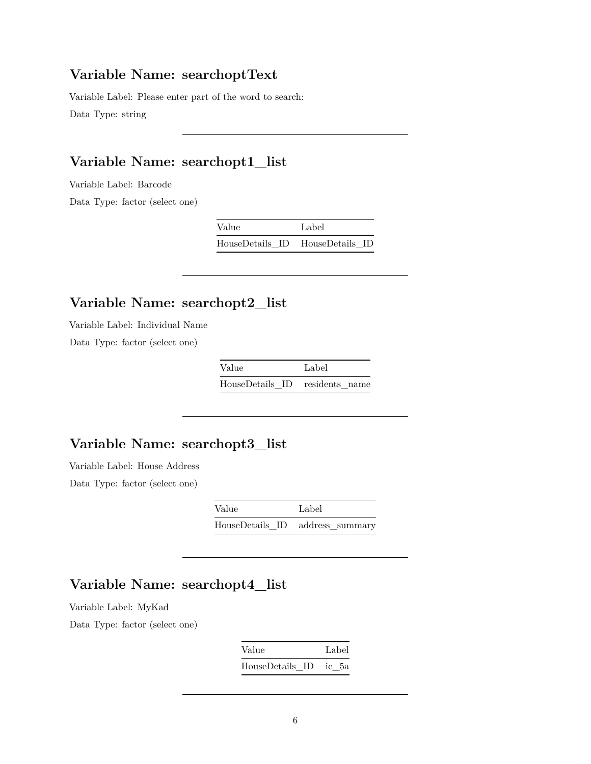## Variable Name: searchoptText

Variable Label: Please enter part of the word to search:

Data Type: string

---

## Variable Name: searchopt1__list

Variable Label: Barcode

Data Type: factor (select one)

| Value | Label |
|---|---|
| HouseDetails_ID | HouseDetails_ID |

---

## Variable Name: searchopt2__list

Variable Label: Individual Name

Data Type: factor (select one)

| Value | Label |
|---|---|
| HouseDetails_ID | residents_name |

---

## Variable Name: searchopt3__list

Variable Label: House Address

Data Type: factor (select one)

| Value | Label |
|---|---|
| HouseDetails_ID | address_summary |

---

## Variable Name: searchopt4__list

Variable Label: MyKad

Data Type: factor (select one)

| Value | Label |
|---|---|
| HouseDetails_ID | ic_5a |

---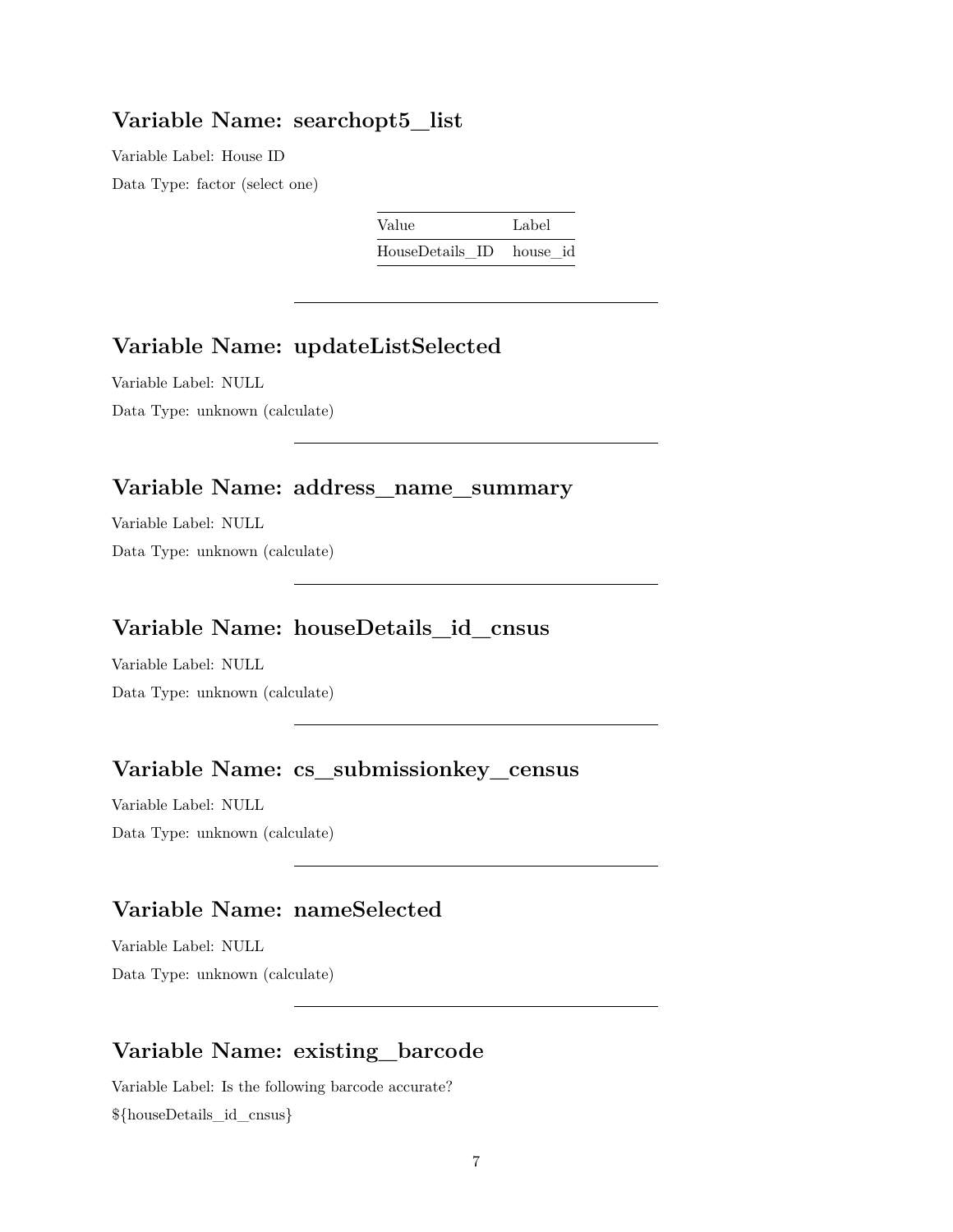## Variable Name: searchopt5_list

Variable Label: House ID

Data Type: factor (select one)

| Value | Label |
|---|---|
| HouseDetails_ID | house_id |

---

## Variable Name: updateListSelected

Variable Label: NULL

Data Type: unknown (calculate)

---

## Variable Name: address_name_summary

Variable Label: NULL

Data Type: unknown (calculate)

---

## Variable Name: houseDetails_id_cnsus

Variable Label: NULL

Data Type: unknown (calculate)

---

## Variable Name: cs_submissionkey_census

Variable Label: NULL

Data Type: unknown (calculate)

---

## Variable Name: nameSelected

Variable Label: NULL

Data Type: unknown (calculate)

---

## Variable Name: existing_barcode

Variable Label: Is the following barcode accurate?

${houseDetails_id_cnsus}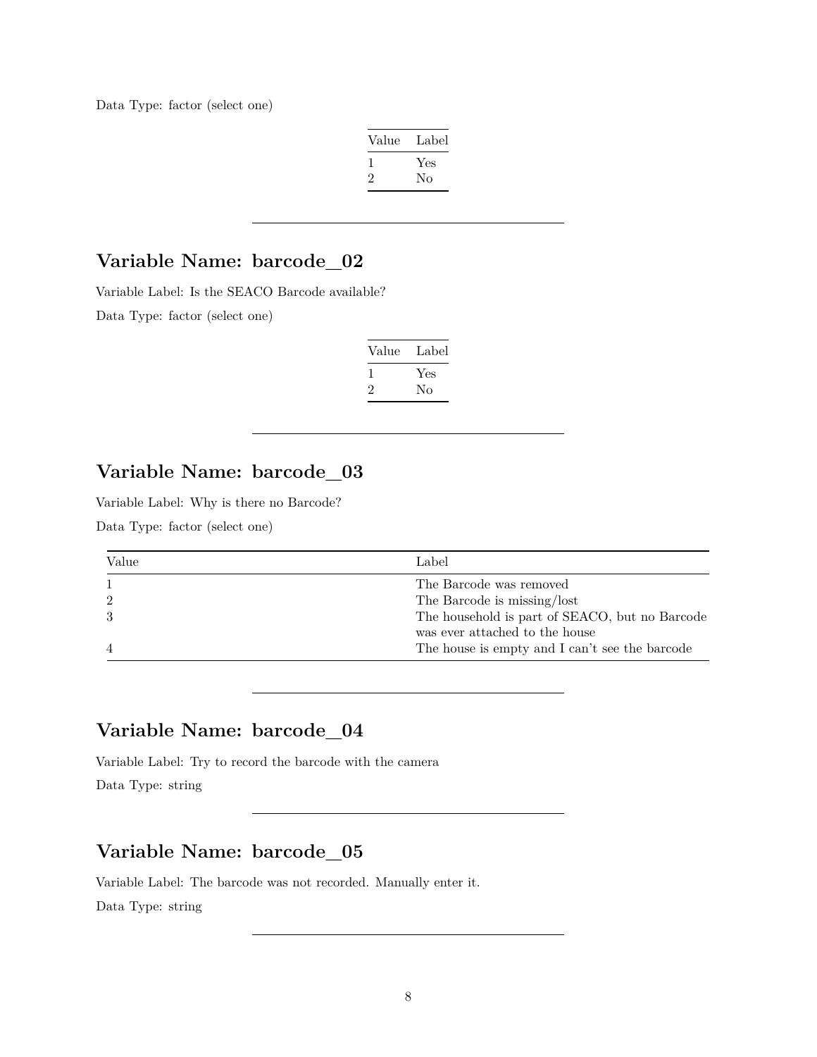Data Type: factor (select one)

| Value | Label |
|---|---|
| 1 | Yes |
| 2 | No |

---

## Variable Name: barcode_02

Variable Label: Is the SEACO Barcode available?

Data Type: factor (select one)

| Value | Label |
|---|---|
| 1 | Yes |
| 2 | No |

---

## Variable Name: barcode_03

Variable Label: Why is there no Barcode?

Data Type: factor (select one)

| Value | Label |
|---|---|
| 1 | The Barcode was removed |
| 2 | The Barcode is missing/lost |
| 3 | The household is part of SEACO, but no Barcode was ever attached to the house |
| 4 | The house is empty and I can't see the barcode |

---

## Variable Name: barcode_04

Variable Label: Try to record the barcode with the camera

Data Type: string

---

## Variable Name: barcode_05

Variable Label: The barcode was not recorded. Manually enter it.

Data Type: string

---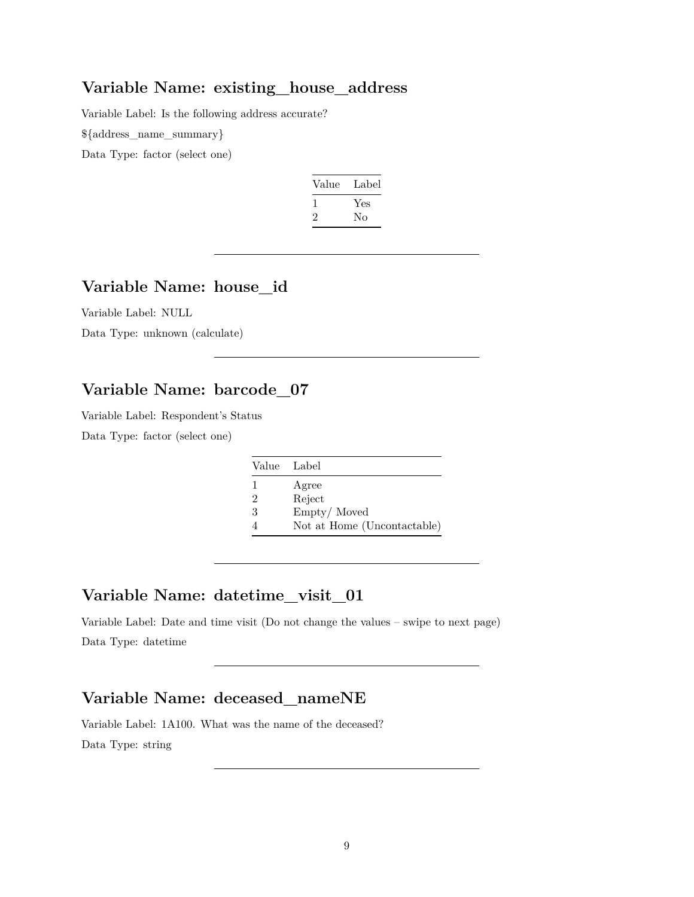## Variable Name: existing_house_address

Variable Label: Is the following address accurate?

${address_name_summary}

Data Type: factor (select one)

| Value | Label |
|---|---|
| 1 | Yes |
| 2 | No |

---

## Variable Name: house_id

Variable Label: NULL

Data Type: unknown (calculate)

---

## Variable Name: barcode_07

Variable Label: Respondent's Status

Data Type: factor (select one)

| Value | Label |
|---|---|
| 1 | Agree |
| 2 | Reject |
| 3 | Empty/ Moved |
| 4 | Not at Home (Uncontactable) |

---

## Variable Name: datetime_visit_01

Variable Label: Date and time visit (Do not change the values – swipe to next page)

Data Type: datetime

---

## Variable Name: deceased_nameNE

Variable Label: 1A100. What was the name of the deceased?

Data Type: string

---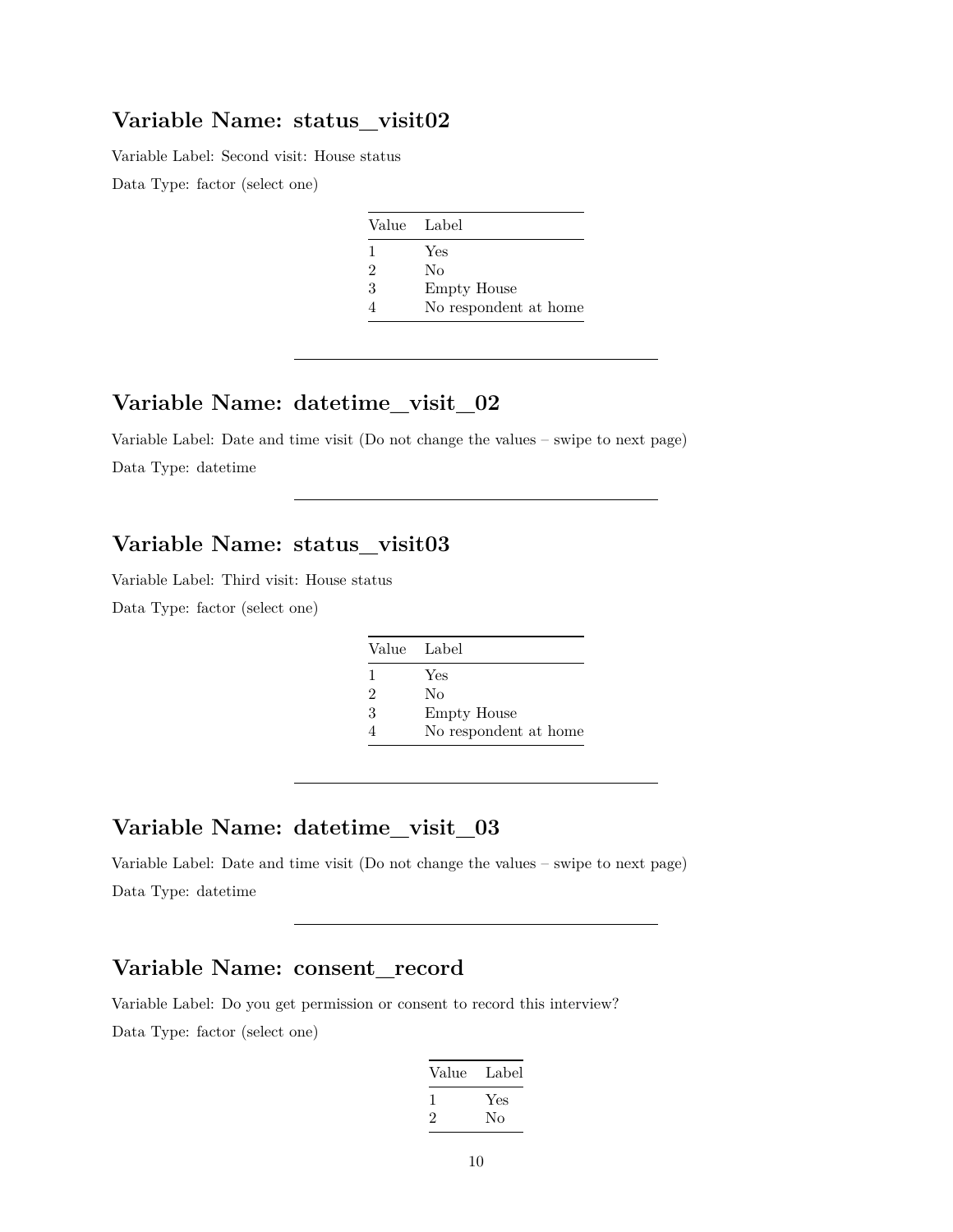## Variable Name: status_visit02

Variable Label: Second visit: House status

Data Type: factor (select one)

| Value | Label |
|---|---|
| 1 | Yes |
| 2 | No |
| 3 | Empty House |
| 4 | No respondent at home |

---

## Variable Name: datetime_visit_02

Variable Label: Date and time visit (Do not change the values – swipe to next page)

Data Type: datetime

---

## Variable Name: status_visit03

Variable Label: Third visit: House status

Data Type: factor (select one)

| Value | Label |
|---|---|
| 1 | Yes |
| 2 | No |
| 3 | Empty House |
| 4 | No respondent at home |

---

## Variable Name: datetime_visit_03

Variable Label: Date and time visit (Do not change the values – swipe to next page)

Data Type: datetime

---

## Variable Name: consent_record

Variable Label: Do you get permission or consent to record this interview?

Data Type: factor (select one)

| Value | Label |
|---|---|
| 1 | Yes |
| 2 | No |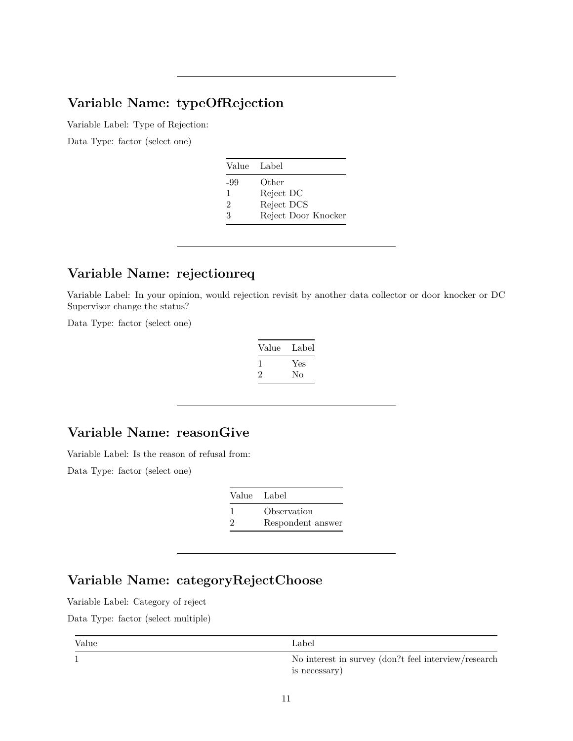---

## Variable Name: typeOfRejection

Variable Label: Type of Rejection:

Data Type: factor (select one)

| Value | Label |
|---|---|
| -99 | Other |
| 1 | Reject DC |
| 2 | Reject DCS |
| 3 | Reject Door Knocker |

---

## Variable Name: rejectionreq

Variable Label: In your opinion, would rejection revisit by another data collector or door knocker or DC Supervisor change the status?

Data Type: factor (select one)

| Value | Label |
|---|---|
| 1 | Yes |
| 2 | No |

---

## Variable Name: reasonGive

Variable Label: Is the reason of refusal from:

Data Type: factor (select one)

| Value | Label |
|---|---|
| 1 | Observation |
| 2 | Respondent answer |

---

## Variable Name: categoryRejectChoose

Variable Label: Category of reject

Data Type: factor (select multiple)

| Value | Label |
|---|---|
| 1 | No interest in survey (don?t feel interview/research is necessary) |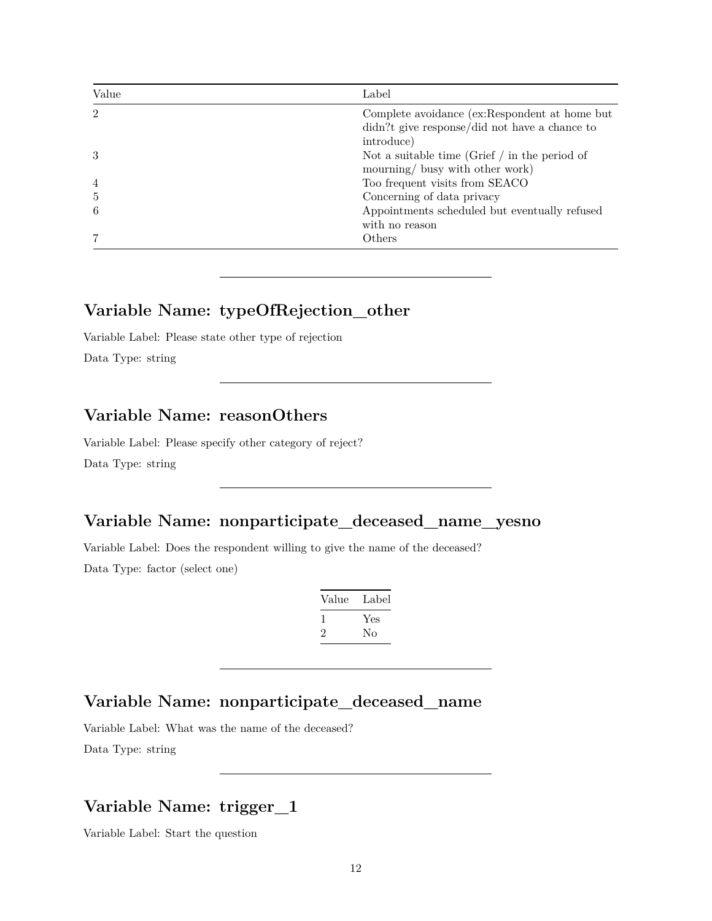| Value | Label |
|---|---|
| 2 | Complete avoidance (ex:Respondent at home but didn?t give response/did not have a chance to introduce) |
| 3 | Not a suitable time (Grief / in the period of mourning/ busy with other work) |
| 4 | Too frequent visits from SEACO |
| 5 | Concerning of data privacy |
| 6 | Appointments scheduled but eventually refused with no reason |
| 7 | Others |

---

## Variable Name: typeOfRejection_other

Variable Label: Please state other type of rejection

Data Type: string

---

## Variable Name: reasonOthers

Variable Label: Please specify other category of reject?

Data Type: string

---

## Variable Name: nonparticipate_deceased_name_yesno

Variable Label: Does the respondent willing to give the name of the deceased?

Data Type: factor (select one)

| Value | Label |
|---|---|
| 1 | Yes |
| 2 | No |

---

## Variable Name: nonparticipate_deceased_name

Variable Label: What was the name of the deceased?

Data Type: string

---

## Variable Name: trigger_1

Variable Label: Start the question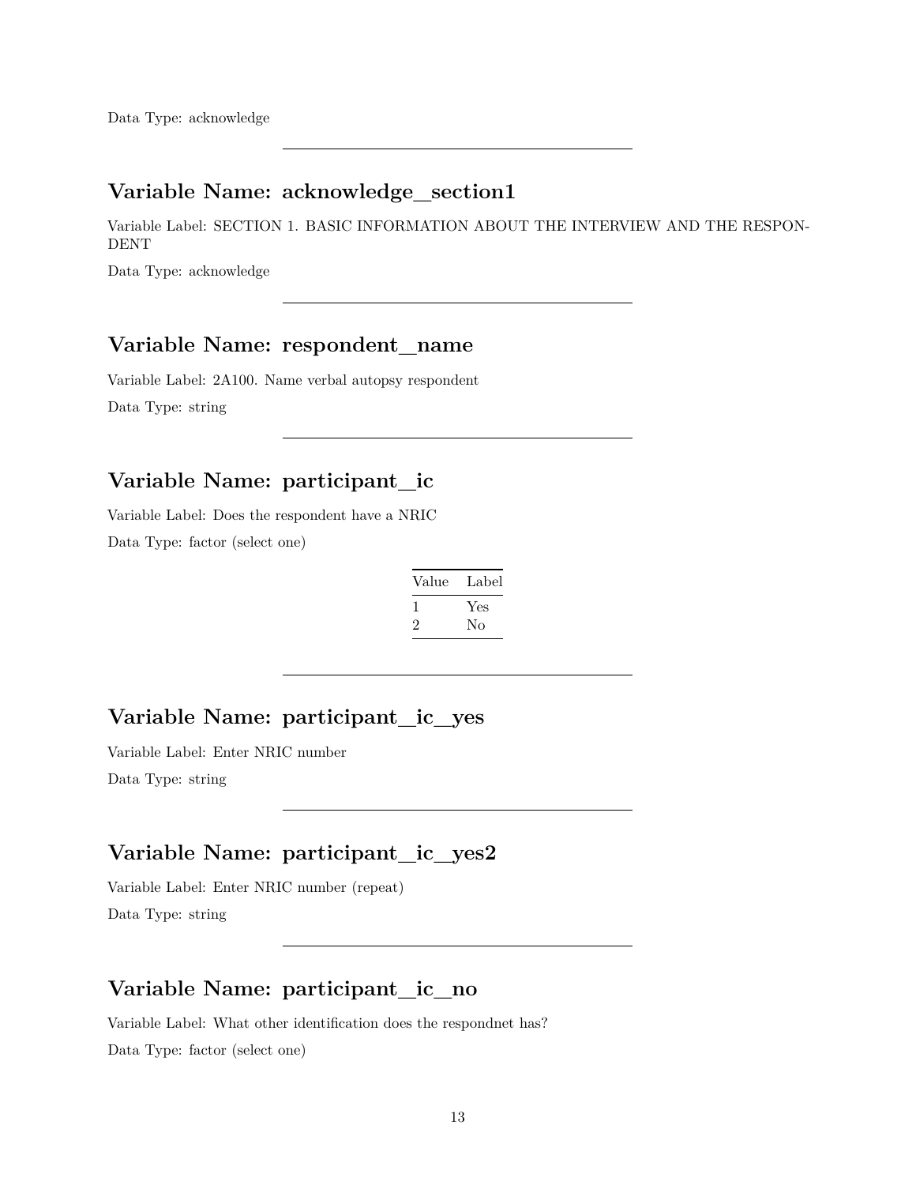Data Type: acknowledge

---

## Variable Name: acknowledge_section1

Variable Label: SECTION 1. BASIC INFORMATION ABOUT THE INTERVIEW AND THE RESPONDENT

Data Type: acknowledge

---

## Variable Name: respondent_name

Variable Label: 2A100. Name verbal autopsy respondent

Data Type: string

---

## Variable Name: participant_ic

Variable Label: Does the respondent have a NRIC

Data Type: factor (select one)

| Value | Label |
|---|---|
| 1 | Yes |
| 2 | No |

---

## Variable Name: participant_ic_yes

Variable Label: Enter NRIC number

Data Type: string

---

## Variable Name: participant_ic_yes2

Variable Label: Enter NRIC number (repeat)

Data Type: string

---

## Variable Name: participant_ic_no

Variable Label: What other identification does the respondnet has?

Data Type: factor (select one)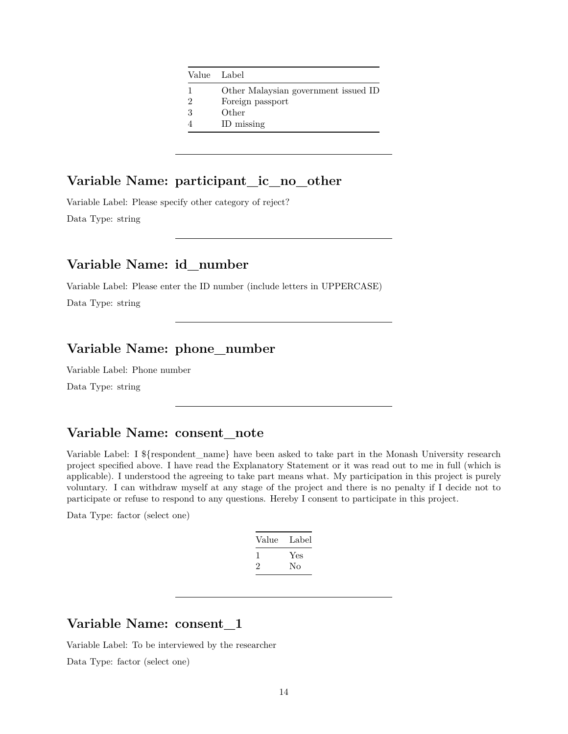| Value | Label |
|---|---|
| 1 | Other Malaysian government issued ID |
| 2 | Foreign passport |
| 3 | Other |
| 4 | ID missing |

---

## Variable Name: participant_ic_no_other

Variable Label: Please specify other category of reject?

Data Type: string

---

## Variable Name: id_number

Variable Label: Please enter the ID number (include letters in UPPERCASE)

Data Type: string

---

## Variable Name: phone_number

Variable Label: Phone number

Data Type: string

---

## Variable Name: consent_note

Variable Label: I ${respondent_name} have been asked to take part in the Monash University research project specified above. I have read the Explanatory Statement or it was read out to me in full (which is applicable). I understood the agreeing to take part means what. My participation in this project is purely voluntary. I can withdraw myself at any stage of the project and there is no penalty if I decide not to participate or refuse to respond to any questions. Hereby I consent to participate in this project.

Data Type: factor (select one)

| Value | Label |
|---|---|
| 1 | Yes |
| 2 | No |

---

## Variable Name: consent_1

Variable Label: To be interviewed by the researcher

Data Type: factor (select one)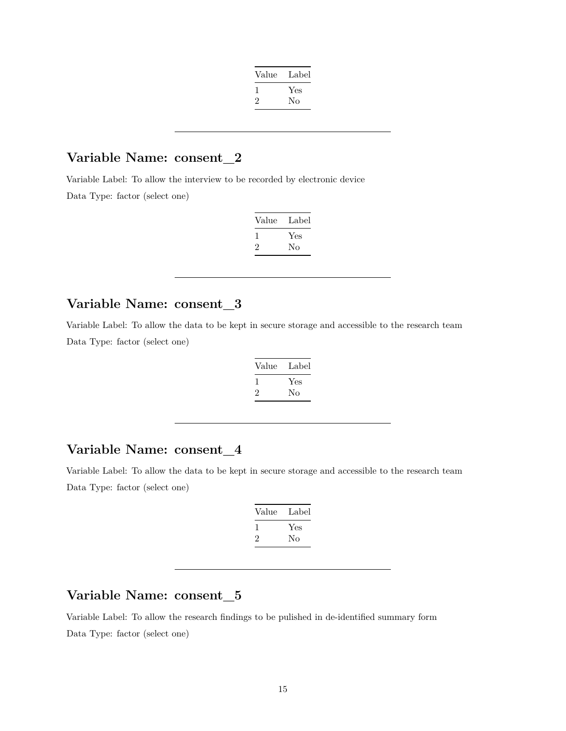| Value | Label |
|---|---|
| 1 | Yes |
| 2 | No |

---

## Variable Name: consent_2

Variable Label: To allow the interview to be recorded by electronic device

Data Type: factor (select one)

| Value | Label |
|---|---|
| 1 | Yes |
| 2 | No |

---

## Variable Name: consent_3

Variable Label: To allow the data to be kept in secure storage and accessible to the research team

Data Type: factor (select one)

| Value | Label |
|---|---|
| 1 | Yes |
| 2 | No |

---

## Variable Name: consent_4

Variable Label: To allow the data to be kept in secure storage and accessible to the research team

Data Type: factor (select one)

| Value | Label |
|---|---|
| 1 | Yes |
| 2 | No |

---

## Variable Name: consent_5

Variable Label: To allow the research findings to be pulished in de-identified summary form

Data Type: factor (select one)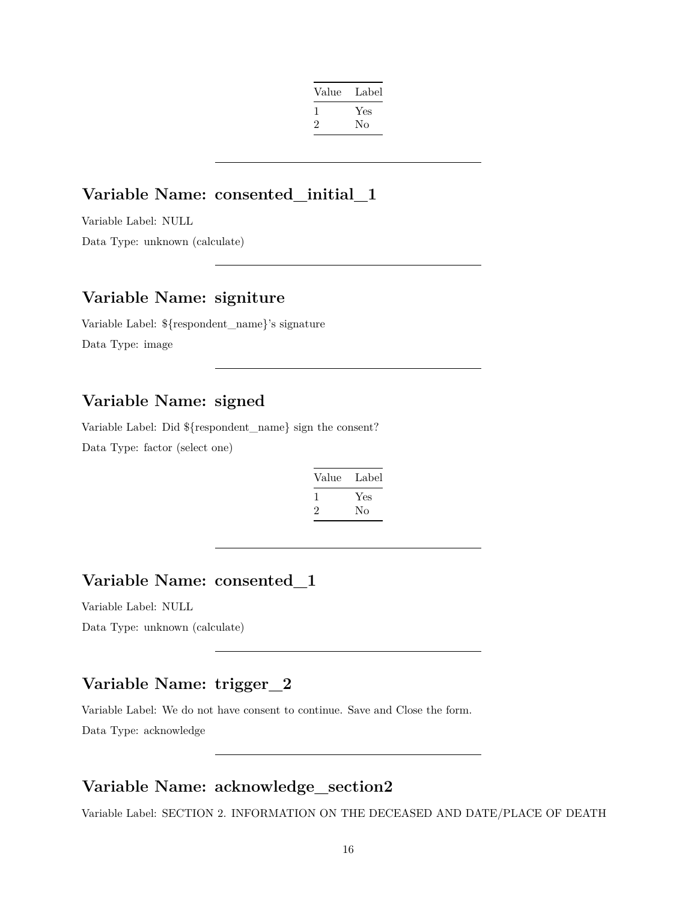| Value | Label |
|---|---|
| 1 | Yes |
| 2 | No |

---

## Variable Name: consented_initial_1

Variable Label: NULL

Data Type: unknown (calculate)

---

## Variable Name: signiture

Variable Label: ${respondent_name}'s signature

Data Type: image

---

## Variable Name: signed

Variable Label: Did ${respondent_name} sign the consent?

Data Type: factor (select one)

| Value | Label |
|---|---|
| 1 | Yes |
| 2 | No |

---

## Variable Name: consented_1

Variable Label: NULL

Data Type: unknown (calculate)

---

## Variable Name: trigger_2

Variable Label: We do not have consent to continue. Save and Close the form.

Data Type: acknowledge

---

## Variable Name: acknowledge_section2

Variable Label: SECTION 2. INFORMATION ON THE DECEASED AND DATE/PLACE OF DEATH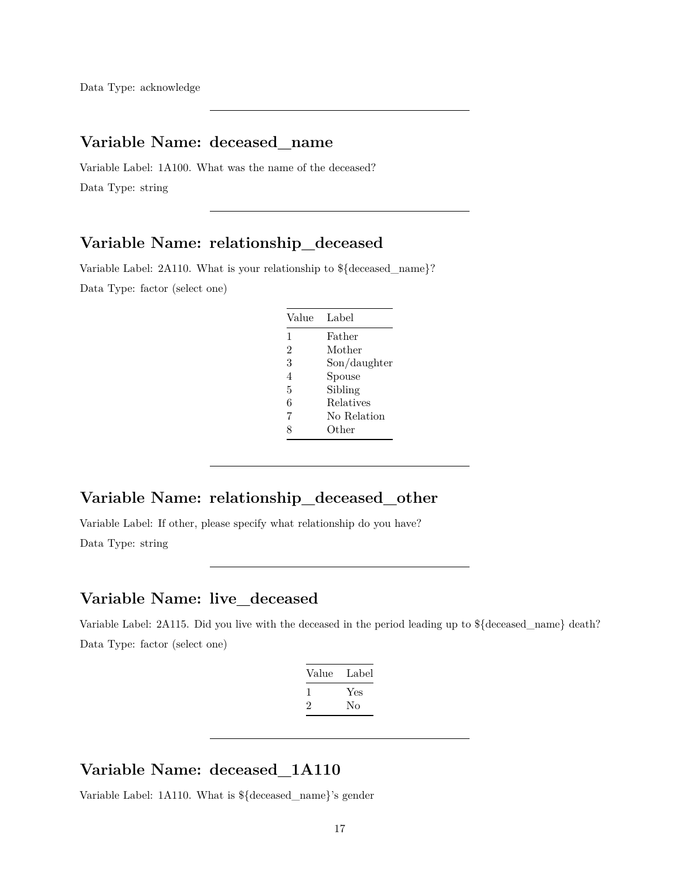Data Type: acknowledge

---

## Variable Name: deceased_name

Variable Label: 1A100. What was the name of the deceased?

Data Type: string

---

## Variable Name: relationship_deceased

Variable Label: 2A110. What is your relationship to ${deceased_name}?

Data Type: factor (select one)

| Value | Label |
|---|---|
| 1 | Father |
| 2 | Mother |
| 3 | Son/daughter |
| 4 | Spouse |
| 5 | Sibling |
| 6 | Relatives |
| 7 | No Relation |
| 8 | Other |

---

## Variable Name: relationship_deceased_other

Variable Label: If other, please specify what relationship do you have?

Data Type: string

---

## Variable Name: live_deceased

Variable Label: 2A115. Did you live with the deceased in the period leading up to ${deceased_name} death?

Data Type: factor (select one)

| Value | Label |
|---|---|
| 1 | Yes |
| 2 | No |

---

## Variable Name: deceased_1A110

Variable Label: 1A110. What is ${deceased_name}'s gender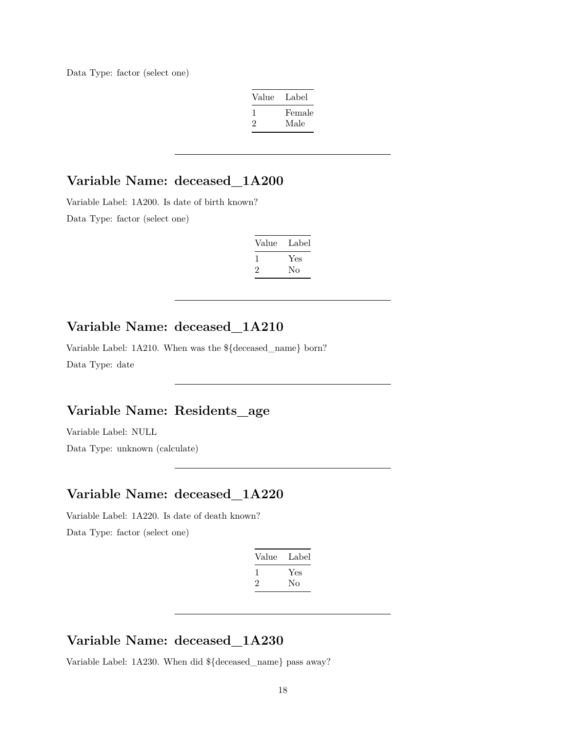Data Type: factor (select one)

| Value | Label |
|---|---|
| 1 | Female |
| 2 | Male |

---

## Variable Name: deceased_1A200

Variable Label: 1A200. Is date of birth known?

Data Type: factor (select one)

| Value | Label |
|---|---|
| 1 | Yes |
| 2 | No |

---

## Variable Name: deceased_1A210

Variable Label: 1A210. When was the ${deceased_name} born?

Data Type: date

---

## Variable Name: Residents_age

Variable Label: NULL

Data Type: unknown (calculate)

---

## Variable Name: deceased_1A220

Variable Label: 1A220. Is date of death known?

Data Type: factor (select one)

| Value | Label |
|---|---|
| 1 | Yes |
| 2 | No |

---

## Variable Name: deceased_1A230

Variable Label: 1A230. When did ${deceased_name} pass away?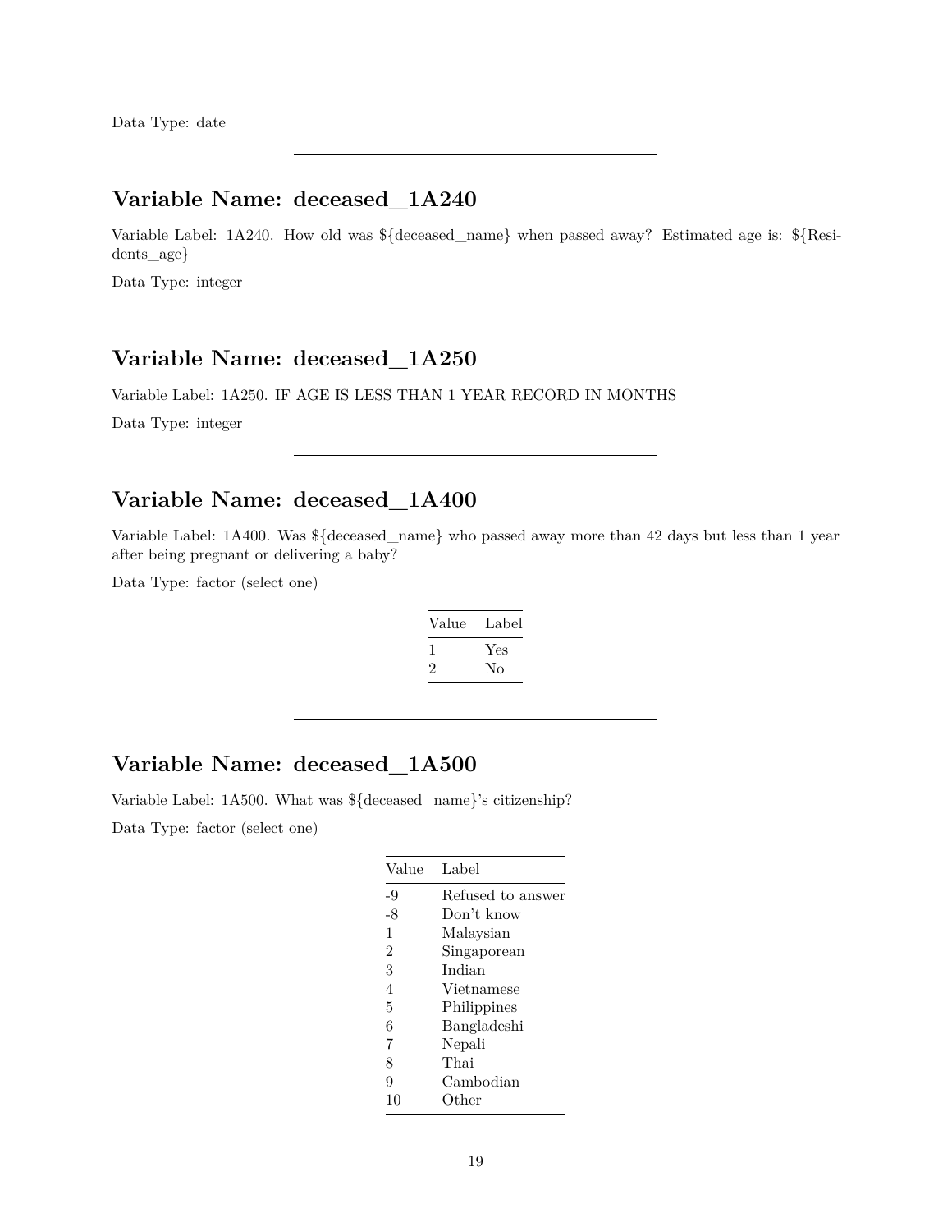Data Type: date

---

## Variable Name: deceased_1A240

Variable Label: 1A240. How old was ${deceased_name} when passed away? Estimated age is: ${Residents_age}

Data Type: integer

---

## Variable Name: deceased_1A250

Variable Label: 1A250. IF AGE IS LESS THAN 1 YEAR RECORD IN MONTHS

Data Type: integer

---

## Variable Name: deceased_1A400

Variable Label: 1A400. Was ${deceased_name} who passed away more than 42 days but less than 1 year after being pregnant or delivering a baby?

Data Type: factor (select one)

| Value | Label |
|---|---|
| 1 | Yes |
| 2 | No |

---

## Variable Name: deceased_1A500

Variable Label: 1A500. What was ${deceased_name}'s citizenship?

Data Type: factor (select one)

| Value | Label |
|---|---|
| -9 | Refused to answer |
| -8 | Don't know |
| 1 | Malaysian |
| 2 | Singaporean |
| 3 | Indian |
| 4 | Vietnamese |
| 5 | Philippines |
| 6 | Bangladeshi |
| 7 | Nepali |
| 8 | Thai |
| 9 | Cambodian |
| 10 | Other |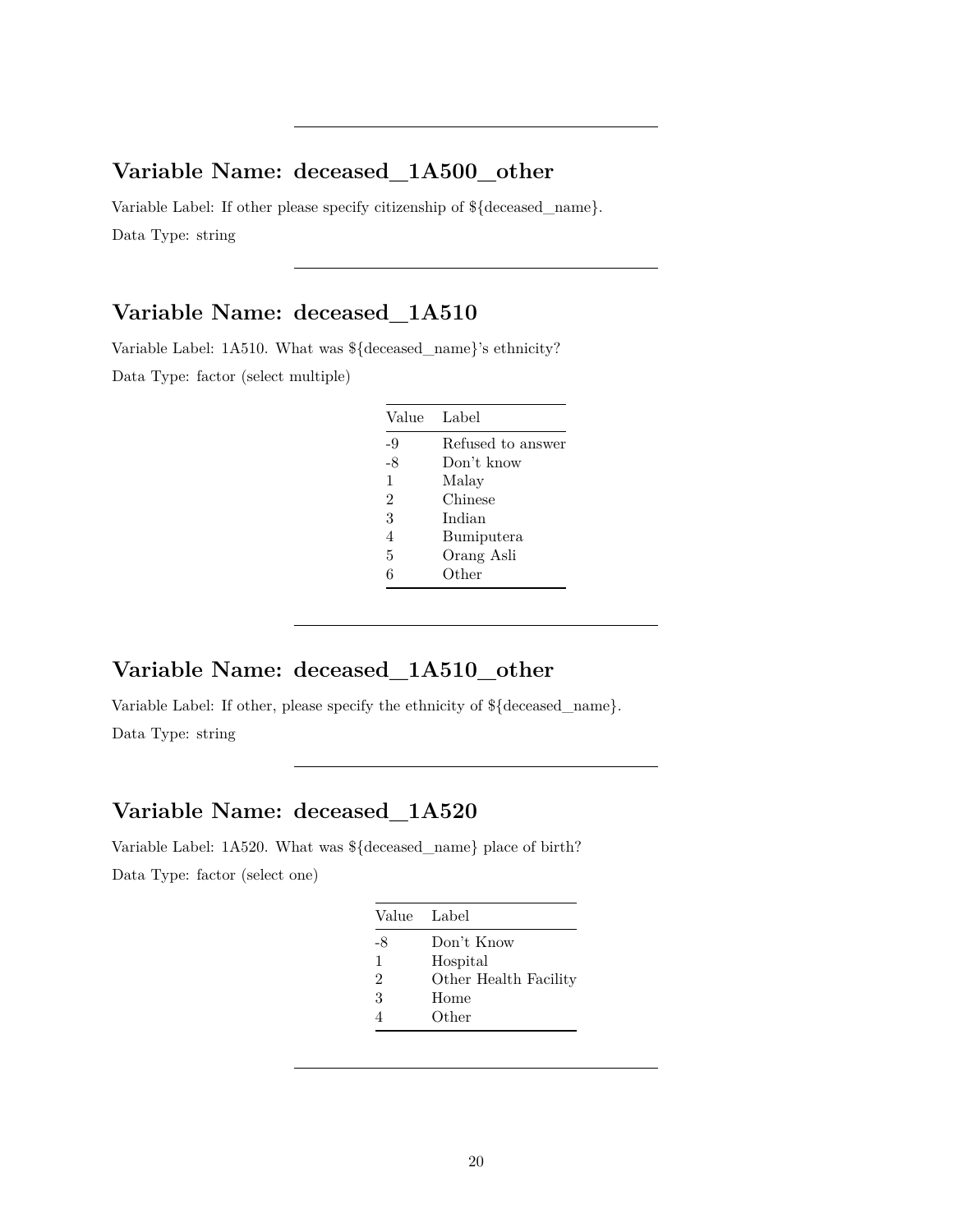---

## Variable Name: deceased_1A500_other

Variable Label: If other please specify citizenship of ${deceased_name}.

Data Type: string

---

## Variable Name: deceased_1A510

Variable Label: 1A510. What was ${deceased_name}'s ethnicity?

Data Type: factor (select multiple)

| Value | Label |
|---|---|
| -9 | Refused to answer |
| -8 | Don't know |
| 1 | Malay |
| 2 | Chinese |
| 3 | Indian |
| 4 | Bumiputera |
| 5 | Orang Asli |
| 6 | Other |

---

## Variable Name: deceased_1A510_other

Variable Label: If other, please specify the ethnicity of ${deceased_name}.

Data Type: string

---

## Variable Name: deceased_1A520

Variable Label: 1A520. What was ${deceased_name} place of birth?

Data Type: factor (select one)

| Value | Label |
|---|---|
| -8 | Don't Know |
| 1 | Hospital |
| 2 | Other Health Facility |
| 3 | Home |
| 4 | Other |

---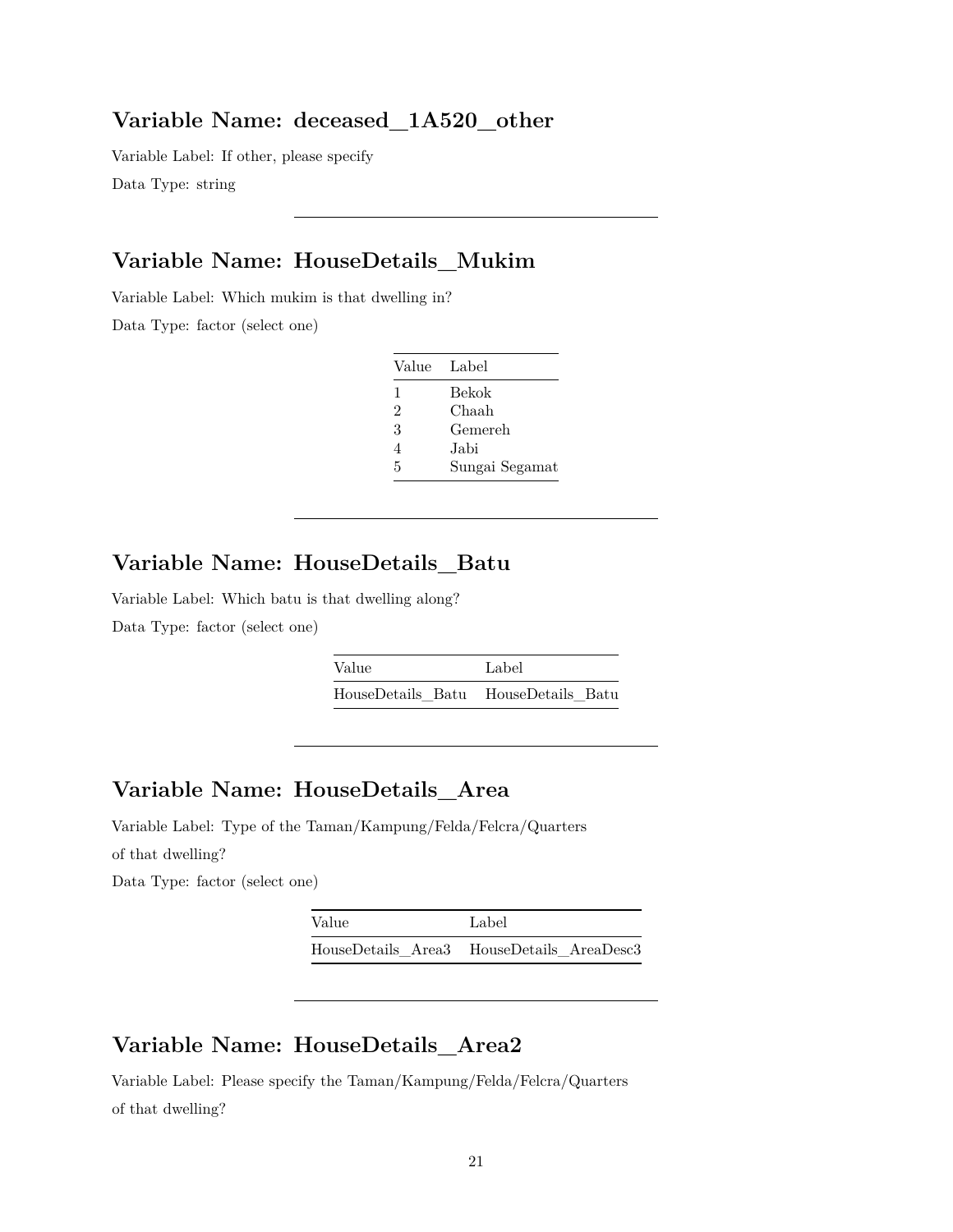## Variable Name: deceased_1A520_other

Variable Label: If other, please specify

Data Type: string

---

## Variable Name: HouseDetails_Mukim

Variable Label: Which mukim is that dwelling in?

Data Type: factor (select one)

| Value | Label |
|---|---|
| 1 | Bekok |
| 2 | Chaah |
| 3 | Gemereh |
| 4 | Jabi |
| 5 | Sungai Segamat |

---

## Variable Name: HouseDetails_Batu

Variable Label: Which batu is that dwelling along?

Data Type: factor (select one)

| Value | Label |
|---|---|
| HouseDetails_Batu | HouseDetails_Batu |

---

## Variable Name: HouseDetails_Area

Variable Label: Type of the Taman/Kampung/Felda/Felcra/Quarters of that dwelling?

Data Type: factor (select one)

| Value | Label |
|---|---|
| HouseDetails_Area3 | HouseDetails_AreaDesc3 |

---

## Variable Name: HouseDetails_Area2

Variable Label: Please specify the Taman/Kampung/Felda/Felcra/Quarters of that dwelling?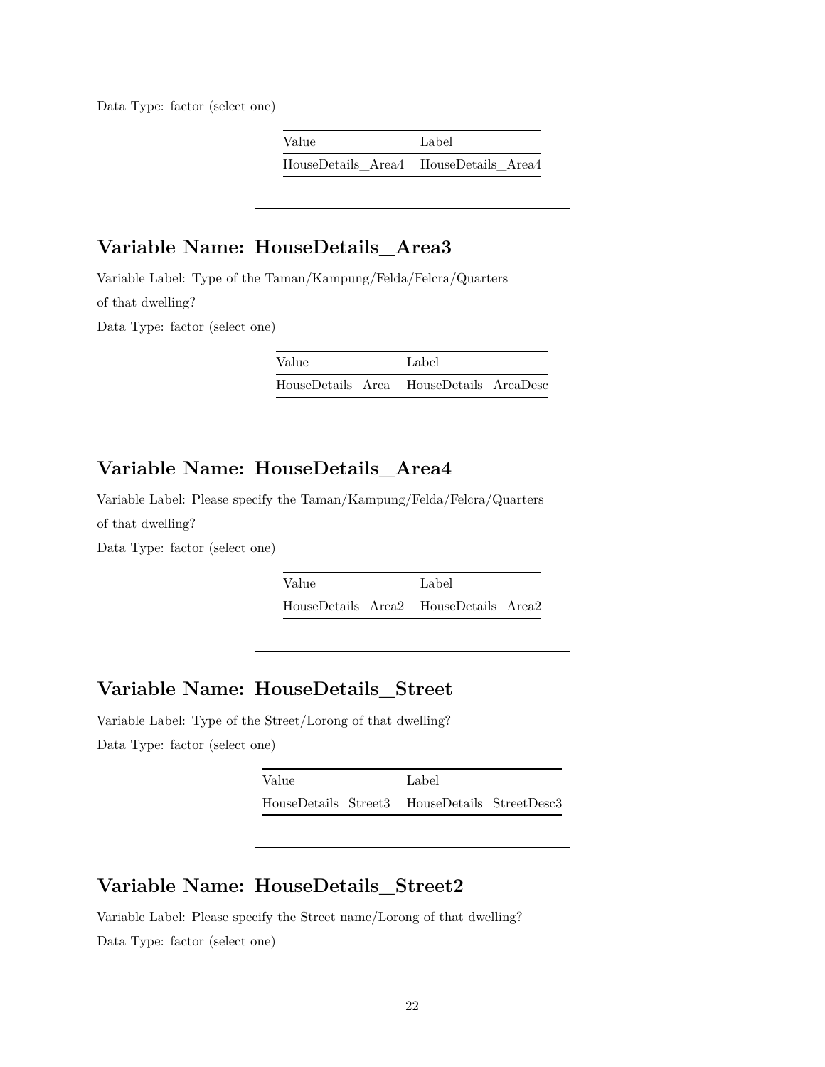Data Type: factor (select one)

| Value | Label |
|---|---|
| HouseDetails_Area4 | HouseDetails_Area4 |

---

## Variable Name: HouseDetails_Area3

Variable Label: Type of the Taman/Kampung/Felda/Felcra/Quarters of that dwelling?

Data Type: factor (select one)

| Value | Label |
|---|---|
| HouseDetails_Area | HouseDetails_AreaDesc |

---

## Variable Name: HouseDetails_Area4

Variable Label: Please specify the Taman/Kampung/Felda/Felcra/Quarters of that dwelling?

Data Type: factor (select one)

| Value | Label |
|---|---|
| HouseDetails_Area2 | HouseDetails_Area2 |

---

## Variable Name: HouseDetails_Street

Variable Label: Type of the Street/Lorong of that dwelling?

Data Type: factor (select one)

| Value | Label |
|---|---|
| HouseDetails_Street3 | HouseDetails_StreetDesc3 |

---

## Variable Name: HouseDetails_Street2

Variable Label: Please specify the Street name/Lorong of that dwelling?

Data Type: factor (select one)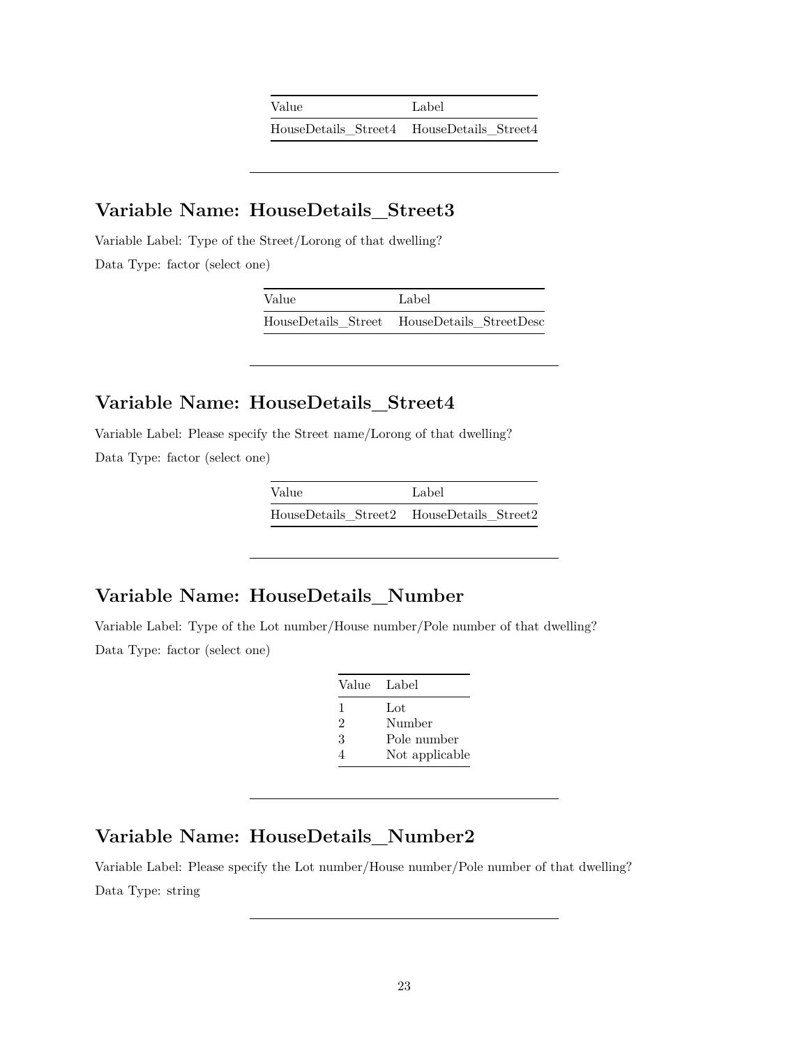| Value | Label |
| --- | --- |
| HouseDetails_Street4 | HouseDetails_Street4 |

---

## Variable Name: HouseDetails_Street3

Variable Label: Type of the Street/Lorong of that dwelling?

Data Type: factor (select one)

| Value | Label |
| --- | --- |
| HouseDetails_Street | HouseDetails_StreetDesc |

---

## Variable Name: HouseDetails_Street4

Variable Label: Please specify the Street name/Lorong of that dwelling?

Data Type: factor (select one)

| Value | Label |
| --- | --- |
| HouseDetails_Street2 | HouseDetails_Street2 |

---

## Variable Name: HouseDetails_Number

Variable Label: Type of the Lot number/House number/Pole number of that dwelling?

Data Type: factor (select one)

| Value | Label |
| --- | --- |
| 1 | Lot |
| 2 | Number |
| 3 | Pole number |
| 4 | Not applicable |

---

## Variable Name: HouseDetails_Number2

Variable Label: Please specify the Lot number/House number/Pole number of that dwelling?

Data Type: string

---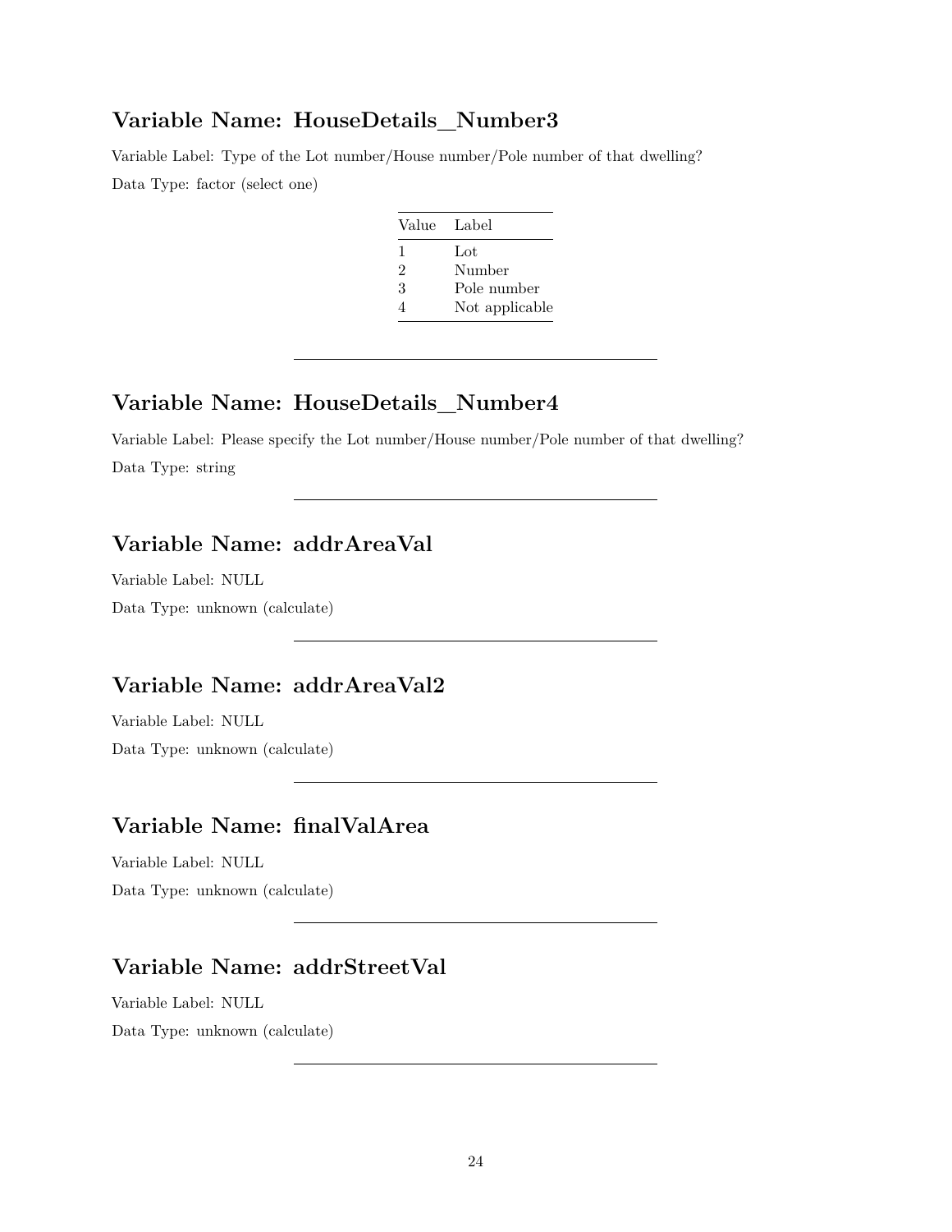## Variable Name: HouseDetails_Number3

Variable Label: Type of the Lot number/House number/Pole number of that dwelling?

Data Type: factor (select one)

| Value | Label |
|---|---|
| 1 | Lot |
| 2 | Number |
| 3 | Pole number |
| 4 | Not applicable |

---

## Variable Name: HouseDetails_Number4

Variable Label: Please specify the Lot number/House number/Pole number of that dwelling?

Data Type: string

---

## Variable Name: addrAreaVal

Variable Label: NULL

Data Type: unknown (calculate)

---

## Variable Name: addrAreaVal2

Variable Label: NULL

Data Type: unknown (calculate)

---

## Variable Name: finalValArea

Variable Label: NULL

Data Type: unknown (calculate)

---

## Variable Name: addrStreetVal

Variable Label: NULL

Data Type: unknown (calculate)

---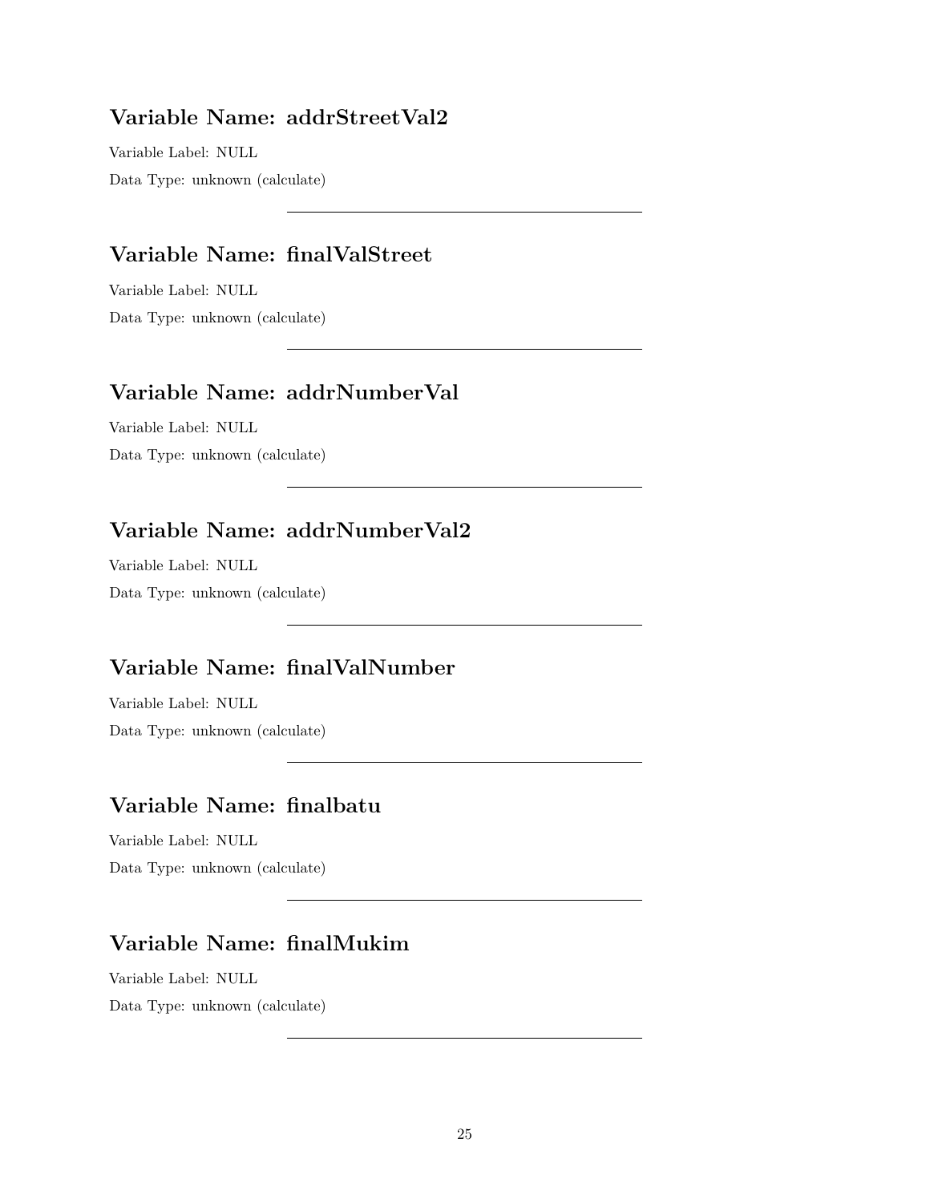## Variable Name: addrStreetVal2

Variable Label: NULL

Data Type: unknown (calculate)

---

## Variable Name: finalValStreet

Variable Label: NULL

Data Type: unknown (calculate)

---

## Variable Name: addrNumberVal

Variable Label: NULL

Data Type: unknown (calculate)

---

## Variable Name: addrNumberVal2

Variable Label: NULL

Data Type: unknown (calculate)

---

## Variable Name: finalValNumber

Variable Label: NULL

Data Type: unknown (calculate)

---

## Variable Name: finalbatu

Variable Label: NULL

Data Type: unknown (calculate)

---

## Variable Name: finalMukim

Variable Label: NULL

Data Type: unknown (calculate)

---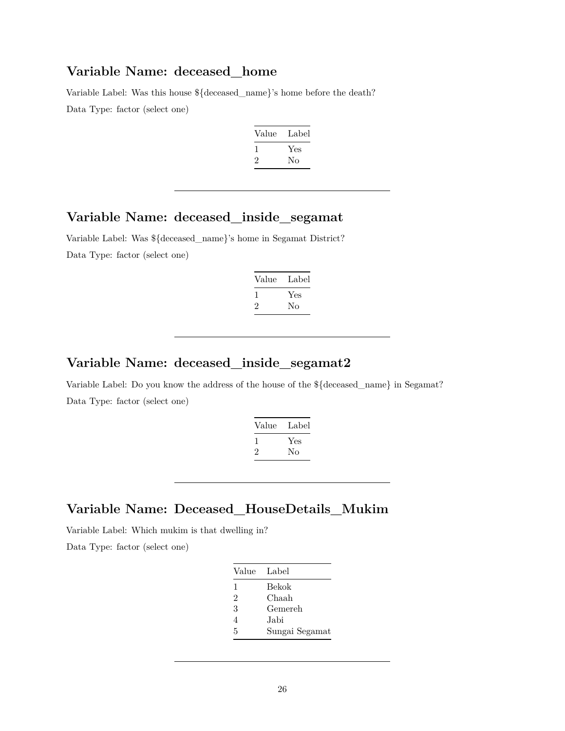## Variable Name: deceased_home

Variable Label: Was this house ${deceased_name}'s home before the death?

Data Type: factor (select one)

| Value | Label |
|---|---|
| 1 | Yes |
| 2 | No |

---

## Variable Name: deceased_inside_segamat

Variable Label: Was ${deceased_name}'s home in Segamat District?

Data Type: factor (select one)

| Value | Label |
|---|---|
| 1 | Yes |
| 2 | No |

---

## Variable Name: deceased_inside_segamat2

Variable Label: Do you know the address of the house of the ${deceased_name} in Segamat?

Data Type: factor (select one)

| Value | Label |
|---|---|
| 1 | Yes |
| 2 | No |

---

## Variable Name: Deceased_HouseDetails_Mukim

Variable Label: Which mukim is that dwelling in?

Data Type: factor (select one)

| Value | Label |
|---|---|
| 1 | Bekok |
| 2 | Chaah |
| 3 | Gemereh |
| 4 | Jabi |
| 5 | Sungai Segamat |

---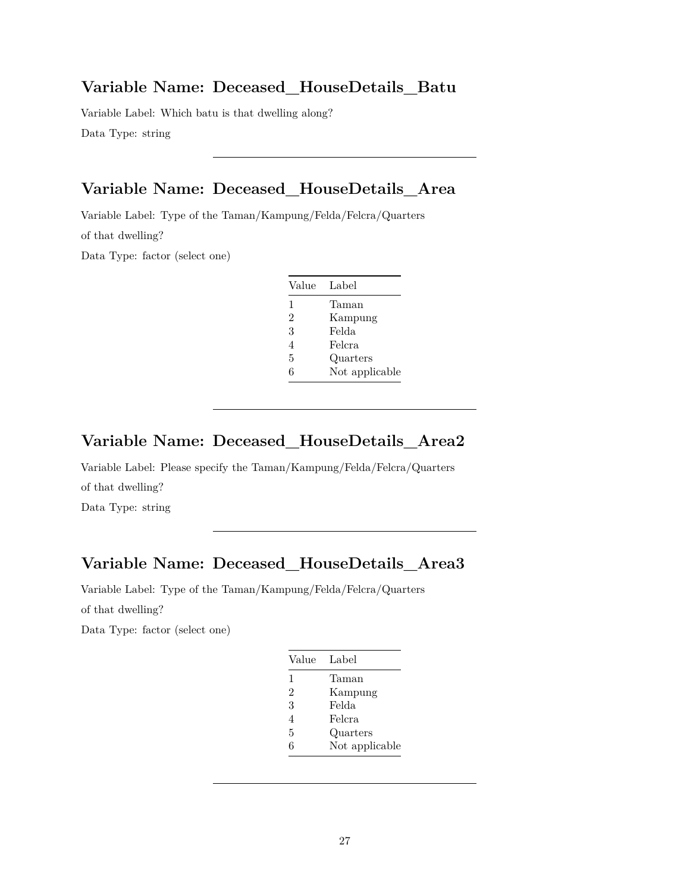## Variable Name: Deceased_HouseDetails_Batu

Variable Label: Which batu is that dwelling along?

Data Type: string

---

## Variable Name: Deceased_HouseDetails_Area

Variable Label: Type of the Taman/Kampung/Felda/Felcra/Quarters of that dwelling?

Data Type: factor (select one)

| Value | Label |
|---|---|
| 1 | Taman |
| 2 | Kampung |
| 3 | Felda |
| 4 | Felcra |
| 5 | Quarters |
| 6 | Not applicable |

---

## Variable Name: Deceased_HouseDetails_Area2

Variable Label: Please specify the Taman/Kampung/Felda/Felcra/Quarters of that dwelling?

Data Type: string

---

## Variable Name: Deceased_HouseDetails_Area3

Variable Label: Type of the Taman/Kampung/Felda/Felcra/Quarters of that dwelling?

Data Type: factor (select one)

| Value | Label |
|---|---|
| 1 | Taman |
| 2 | Kampung |
| 3 | Felda |
| 4 | Felcra |
| 5 | Quarters |
| 6 | Not applicable |

---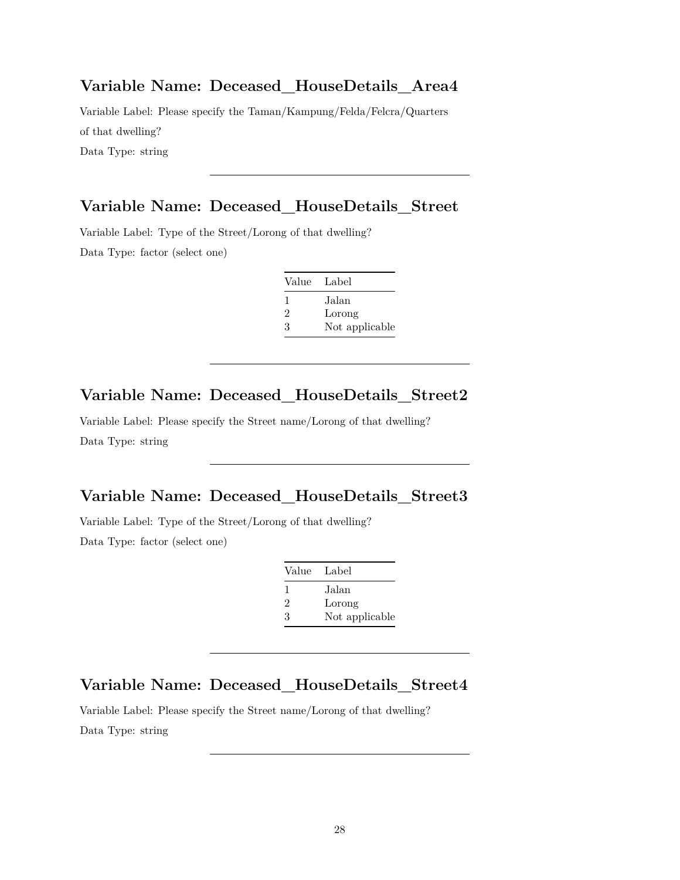## Variable Name: Deceased_HouseDetails_Area4

Variable Label: Please specify the Taman/Kampung/Felda/Felcra/Quarters of that dwelling?

Data Type: string

---

## Variable Name: Deceased_HouseDetails_Street

Variable Label: Type of the Street/Lorong of that dwelling?

Data Type: factor (select one)

| Value | Label |
|---|---|
| 1 | Jalan |
| 2 | Lorong |
| 3 | Not applicable |

---

## Variable Name: Deceased_HouseDetails_Street2

Variable Label: Please specify the Street name/Lorong of that dwelling?

Data Type: string

---

## Variable Name: Deceased_HouseDetails_Street3

Variable Label: Type of the Street/Lorong of that dwelling?

Data Type: factor (select one)

| Value | Label |
|---|---|
| 1 | Jalan |
| 2 | Lorong |
| 3 | Not applicable |

---

## Variable Name: Deceased_HouseDetails_Street4

Variable Label: Please specify the Street name/Lorong of that dwelling?

Data Type: string

---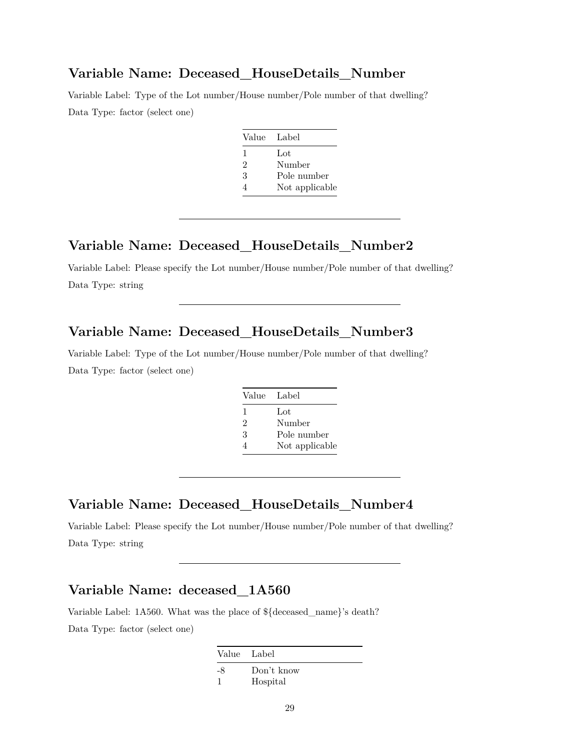## Variable Name: Deceased_HouseDetails_Number

Variable Label: Type of the Lot number/House number/Pole number of that dwelling?

Data Type: factor (select one)

| Value | Label |
|---|---|
| 1 | Lot |
| 2 | Number |
| 3 | Pole number |
| 4 | Not applicable |

---

## Variable Name: Deceased_HouseDetails_Number2

Variable Label: Please specify the Lot number/House number/Pole number of that dwelling?

Data Type: string

---

## Variable Name: Deceased_HouseDetails_Number3

Variable Label: Type of the Lot number/House number/Pole number of that dwelling?

Data Type: factor (select one)

| Value | Label |
|---|---|
| 1 | Lot |
| 2 | Number |
| 3 | Pole number |
| 4 | Not applicable |

---

## Variable Name: Deceased_HouseDetails_Number4

Variable Label: Please specify the Lot number/House number/Pole number of that dwelling?

Data Type: string

---

## Variable Name: deceased_1A560

Variable Label: 1A560. What was the place of ${deceased_name}'s death?

Data Type: factor (select one)

| Value | Label |
|---|---|
| -8 | Don't know |
| 1 | Hospital |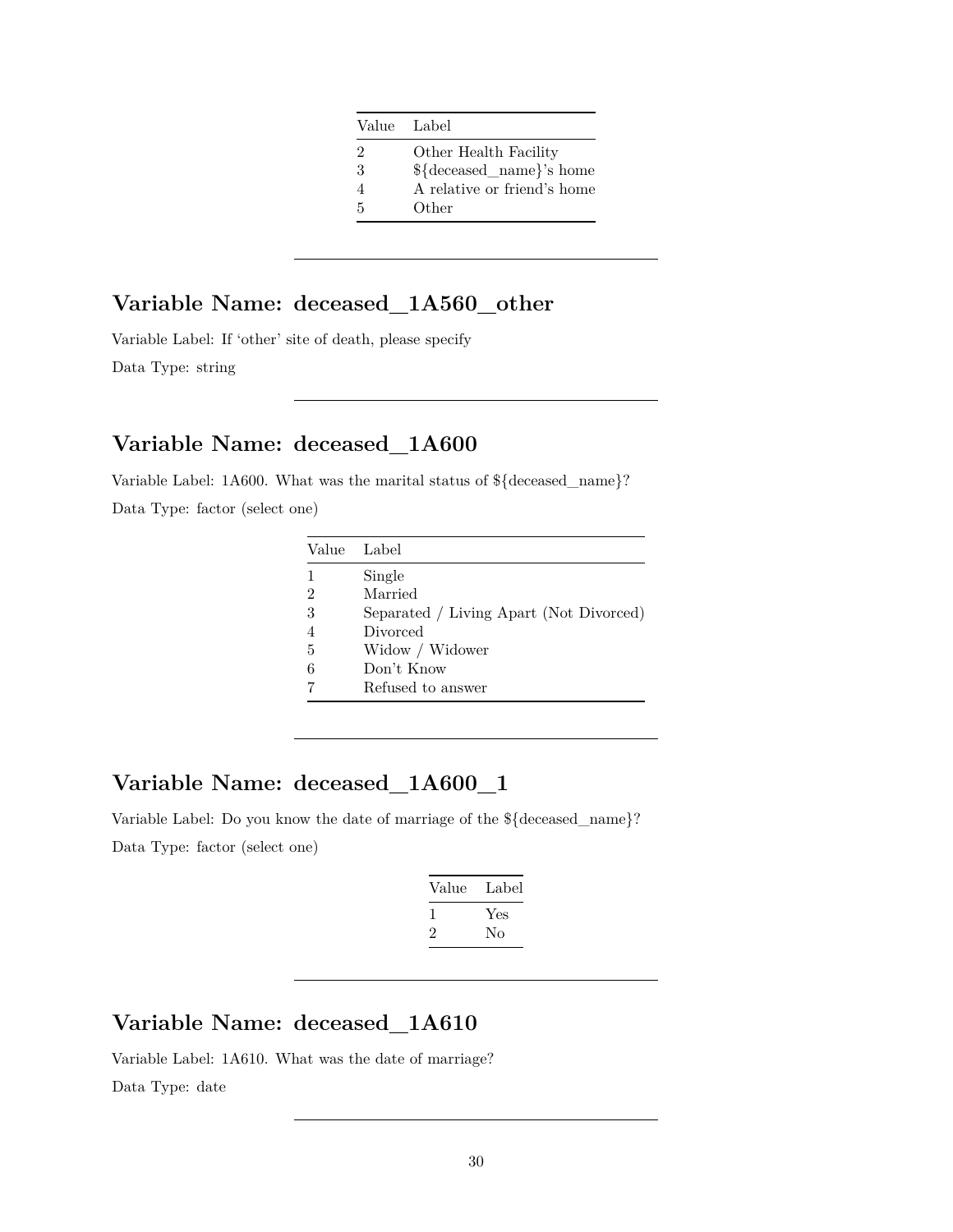| Value | Label |
|---|---|
| 2 | Other Health Facility |
| 3 | ${deceased_name}'s home |
| 4 | A relative or friend's home |
| 5 | Other |

---

## Variable Name: deceased_1A560_other

Variable Label: If 'other' site of death, please specify

Data Type: string

---

## Variable Name: deceased_1A600

Variable Label: 1A600. What was the marital status of ${deceased_name}?

Data Type: factor (select one)

| Value | Label |
|---|---|
| 1 | Single |
| 2 | Married |
| 3 | Separated / Living Apart (Not Divorced) |
| 4 | Divorced |
| 5 | Widow / Widower |
| 6 | Don't Know |
| 7 | Refused to answer |

---

## Variable Name: deceased_1A600_1

Variable Label: Do you know the date of marriage of the ${deceased_name}?

Data Type: factor (select one)

| Value | Label |
|---|---|
| 1 | Yes |
| 2 | No |

---

## Variable Name: deceased_1A610

Variable Label: 1A610. What was the date of marriage?

Data Type: date

---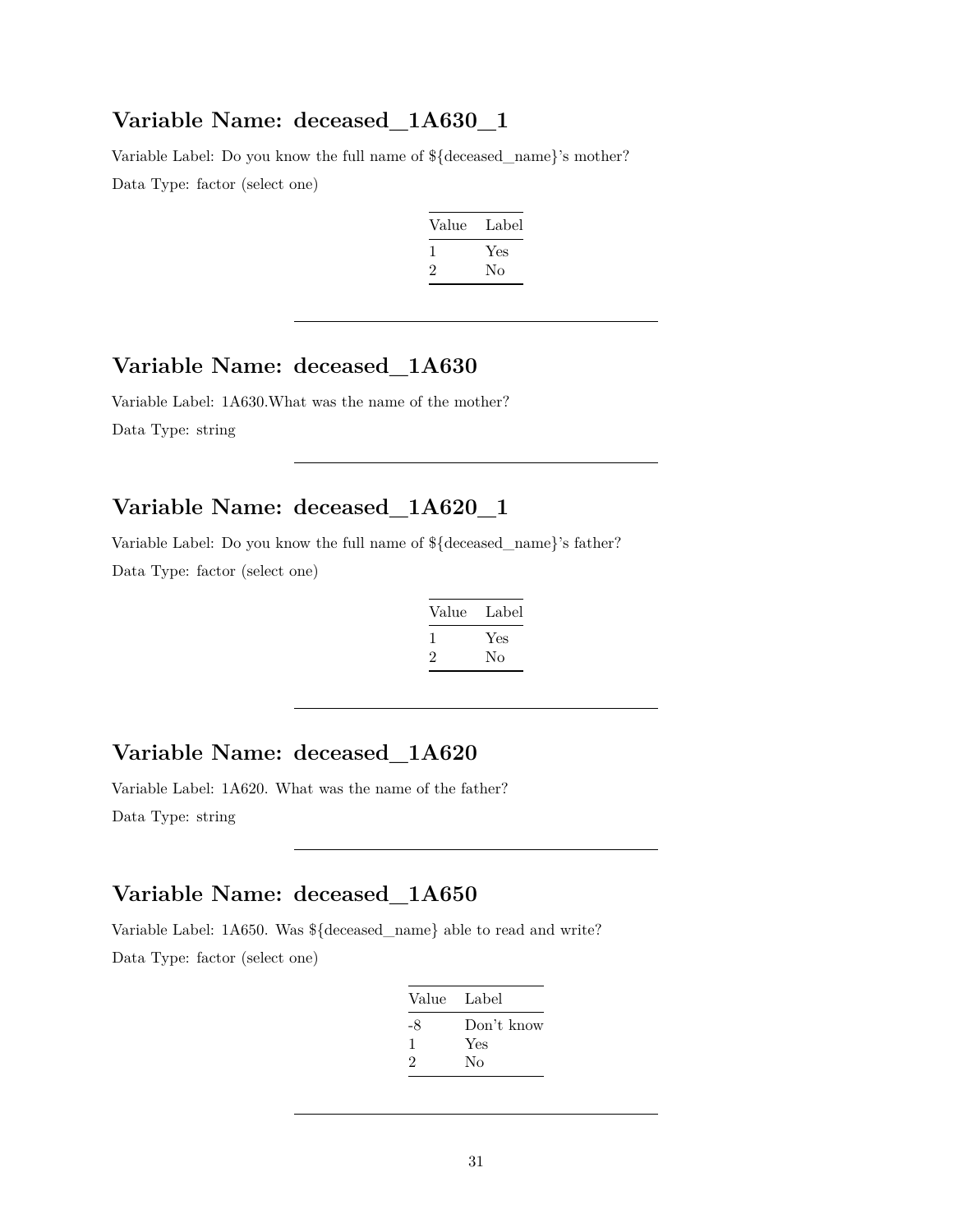## Variable Name: deceased_1A630_1

Variable Label: Do you know the full name of ${deceased_name}'s mother?

Data Type: factor (select one)

| Value | Label |
|---|---|
| 1 | Yes |
| 2 | No |

---

## Variable Name: deceased_1A630

Variable Label: 1A630.What was the name of the mother?

Data Type: string

---

## Variable Name: deceased_1A620_1

Variable Label: Do you know the full name of ${deceased_name}'s father?

Data Type: factor (select one)

| Value | Label |
|---|---|
| 1 | Yes |
| 2 | No |

---

## Variable Name: deceased_1A620

Variable Label: 1A620. What was the name of the father?

Data Type: string

---

## Variable Name: deceased_1A650

Variable Label: 1A650. Was ${deceased_name} able to read and write?

Data Type: factor (select one)

| Value | Label |
|---|---|
| -8 | Don't know |
| 1 | Yes |
| 2 | No |

---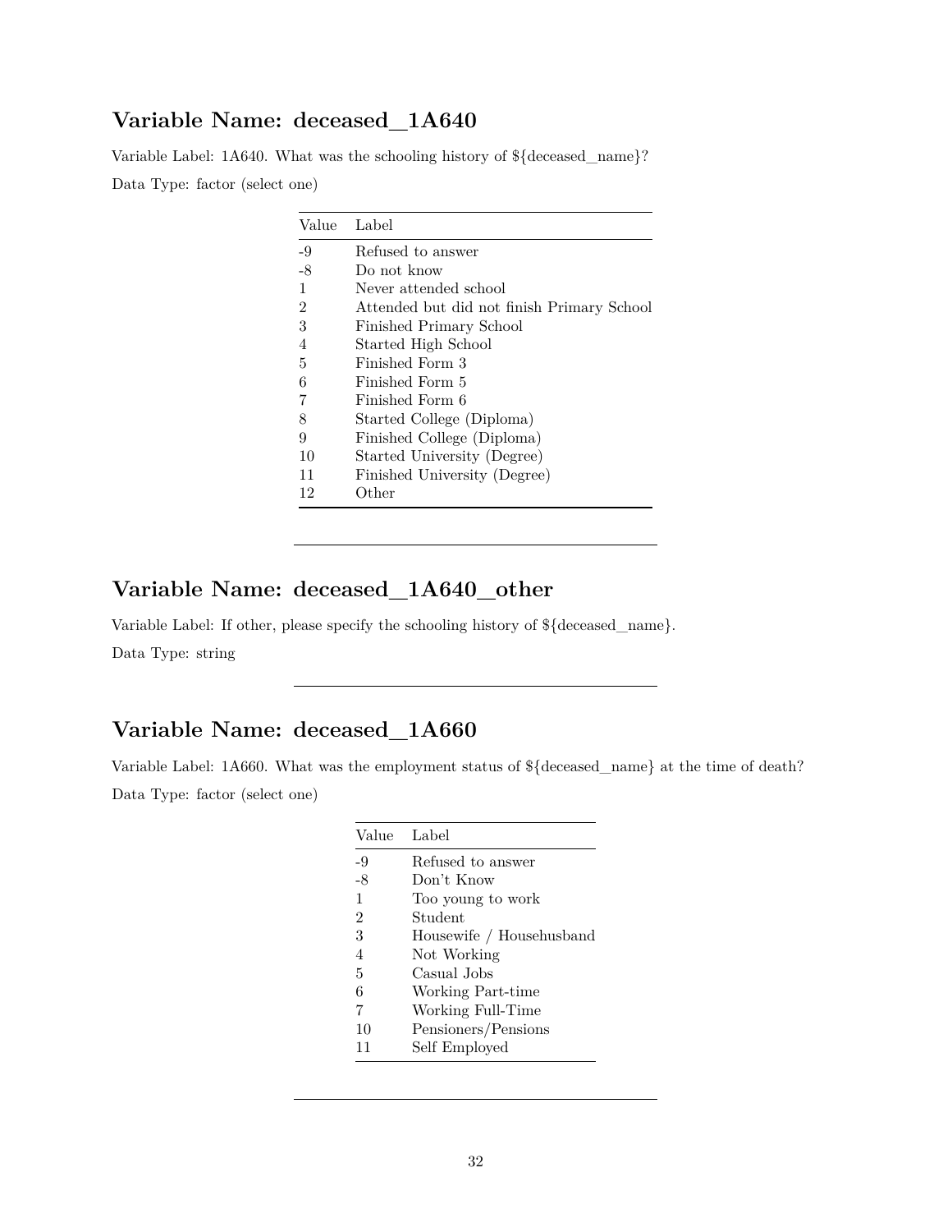## Variable Name: deceased_1A640

Variable Label: 1A640. What was the schooling history of ${deceased_name}?

Data Type: factor (select one)

| Value | Label |
|---|---|
| -9 | Refused to answer |
| -8 | Do not know |
| 1 | Never attended school |
| 2 | Attended but did not finish Primary School |
| 3 | Finished Primary School |
| 4 | Started High School |
| 5 | Finished Form 3 |
| 6 | Finished Form 5 |
| 7 | Finished Form 6 |
| 8 | Started College (Diploma) |
| 9 | Finished College (Diploma) |
| 10 | Started University (Degree) |
| 11 | Finished University (Degree) |
| 12 | Other |

---

## Variable Name: deceased_1A640_other

Variable Label: If other, please specify the schooling history of ${deceased_name}.

Data Type: string

---

## Variable Name: deceased_1A660

Variable Label: 1A660. What was the employment status of ${deceased_name} at the time of death?

Data Type: factor (select one)

| Value | Label |
|---|---|
| -9 | Refused to answer |
| -8 | Don't Know |
| 1 | Too young to work |
| 2 | Student |
| 3 | Housewife / Househusband |
| 4 | Not Working |
| 5 | Casual Jobs |
| 6 | Working Part-time |
| 7 | Working Full-Time |
| 10 | Pensioners/Pensions |
| 11 | Self Employed |

---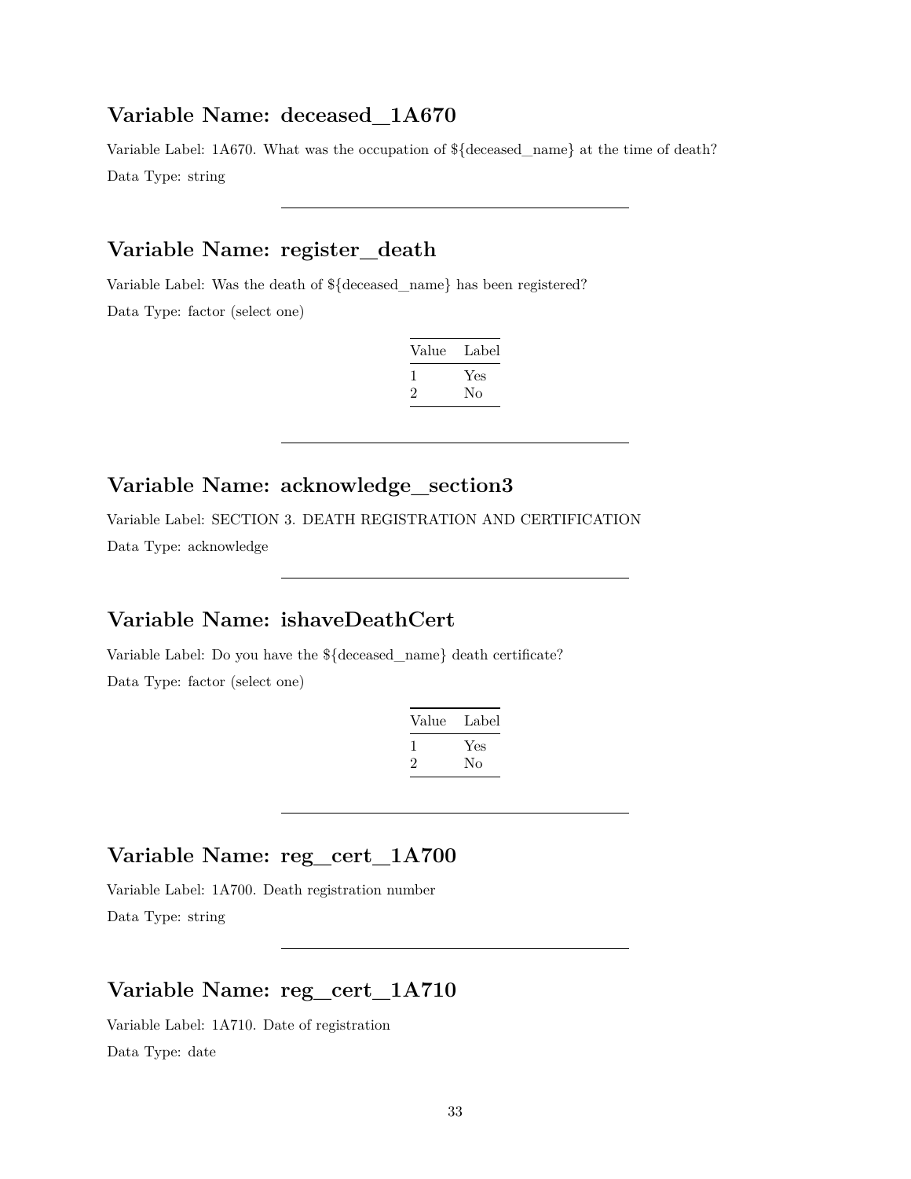## Variable Name: deceased_1A670

Variable Label: 1A670. What was the occupation of ${deceased_name} at the time of death?

Data Type: string

---

## Variable Name: register_death

Variable Label: Was the death of ${deceased_name} has been registered?

Data Type: factor (select one)

| Value | Label |
|---|---|
| 1 | Yes |
| 2 | No |

---

## Variable Name: acknowledge_section3

Variable Label: SECTION 3. DEATH REGISTRATION AND CERTIFICATION

Data Type: acknowledge

---

## Variable Name: ishaveDeathCert

Variable Label: Do you have the ${deceased_name} death certificate?

Data Type: factor (select one)

| Value | Label |
|---|---|
| 1 | Yes |
| 2 | No |

---

## Variable Name: reg_cert_1A700

Variable Label: 1A700. Death registration number

Data Type: string

---

## Variable Name: reg_cert_1A710

Variable Label: 1A710. Date of registration

Data Type: date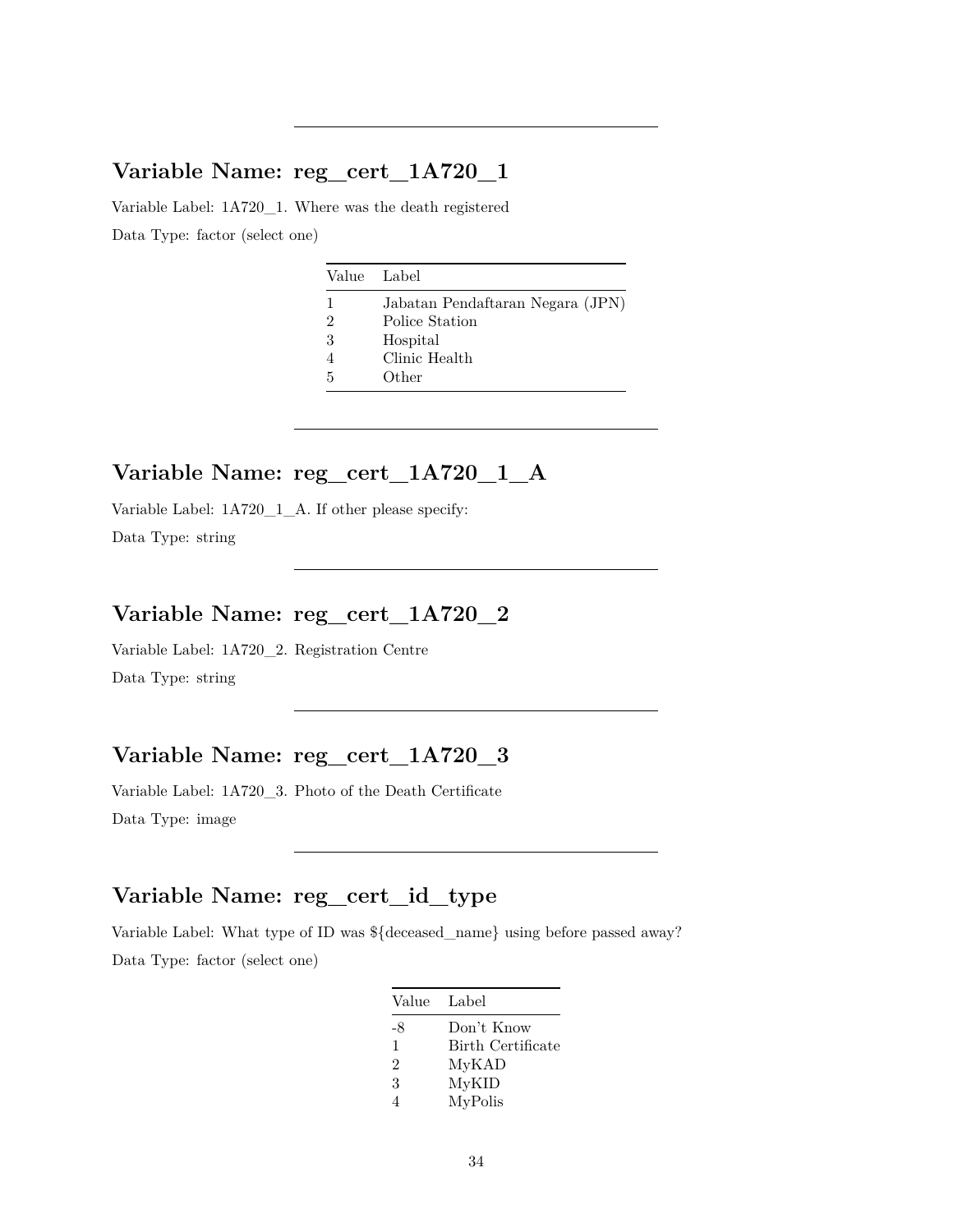---

## Variable Name: reg_cert_1A720_1

Variable Label: 1A720_1. Where was the death registered

Data Type: factor (select one)

| Value | Label |
|---|---|
| 1 | Jabatan Pendaftaran Negara (JPN) |
| 2 | Police Station |
| 3 | Hospital |
| 4 | Clinic Health |
| 5 | Other |

---

## Variable Name: reg_cert_1A720_1_A

Variable Label: 1A720_1_A. If other please specify:

Data Type: string

---

## Variable Name: reg_cert_1A720_2

Variable Label: 1A720_2. Registration Centre

Data Type: string

---

## Variable Name: reg_cert_1A720_3

Variable Label: 1A720_3. Photo of the Death Certificate

Data Type: image

---

## Variable Name: reg_cert_id_type

Variable Label: What type of ID was ${deceased_name} using before passed away?

Data Type: factor (select one)

| Value | Label |
|---|---|
| -8 | Don't Know |
| 1 | Birth Certificate |
| 2 | MyKAD |
| 3 | MyKID |
| 4 | MyPolis |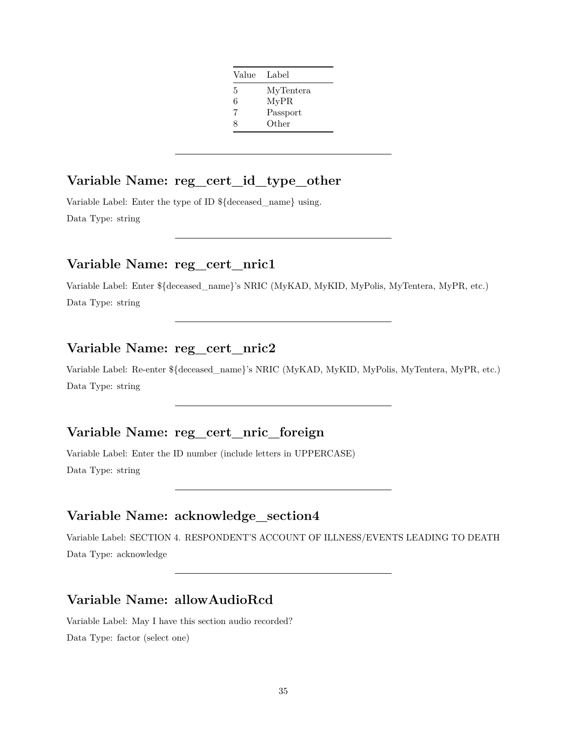| Value | Label |
|---|---|
| 5 | MyTentera |
| 6 | MyPR |
| 7 | Passport |
| 8 | Other |

---

## Variable Name: reg_cert_id_type_other

Variable Label: Enter the type of ID ${deceased_name} using.

Data Type: string

---

## Variable Name: reg_cert_nric1

Variable Label: Enter ${deceased_name}'s NRIC (MyKAD, MyKID, MyPolis, MyTentera, MyPR, etc.)

Data Type: string

---

## Variable Name: reg_cert_nric2

Variable Label: Re-enter ${deceased_name}'s NRIC (MyKAD, MyKID, MyPolis, MyTentera, MyPR, etc.)

Data Type: string

---

## Variable Name: reg_cert_nric_foreign

Variable Label: Enter the ID number (include letters in UPPERCASE)

Data Type: string

---

## Variable Name: acknowledge_section4

Variable Label: SECTION 4. RESPONDENT'S ACCOUNT OF ILLNESS/EVENTS LEADING TO DEATH

Data Type: acknowledge

---

## Variable Name: allowAudioRcd

Variable Label: May I have this section audio recorded?

Data Type: factor (select one)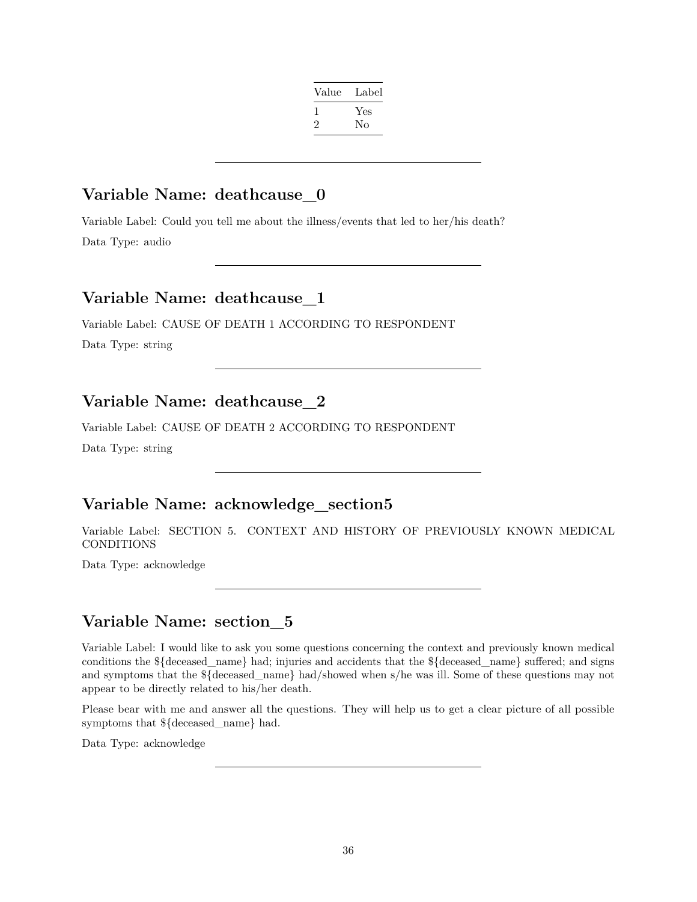| Value | Label |
|---|---|
| 1 | Yes |
| 2 | No |

---

## Variable Name: deathcause_0

Variable Label: Could you tell me about the illness/events that led to her/his death?

Data Type: audio

---

## Variable Name: deathcause_1

Variable Label: CAUSE OF DEATH 1 ACCORDING TO RESPONDENT

Data Type: string

---

## Variable Name: deathcause_2

Variable Label: CAUSE OF DEATH 2 ACCORDING TO RESPONDENT

Data Type: string

---

## Variable Name: acknowledge_section5

Variable Label: SECTION 5. CONTEXT AND HISTORY OF PREVIOUSLY KNOWN MEDICAL CONDITIONS

Data Type: acknowledge

---

## Variable Name: section_5

Variable Label: I would like to ask you some questions concerning the context and previously known medical conditions the ${deceased_name} had; injuries and accidents that the ${deceased_name} suffered; and signs and symptoms that the ${deceased_name} had/showed when s/he was ill. Some of these questions may not appear to be directly related to his/her death.

Please bear with me and answer all the questions. They will help us to get a clear picture of all possible symptoms that ${deceased_name} had.

Data Type: acknowledge

---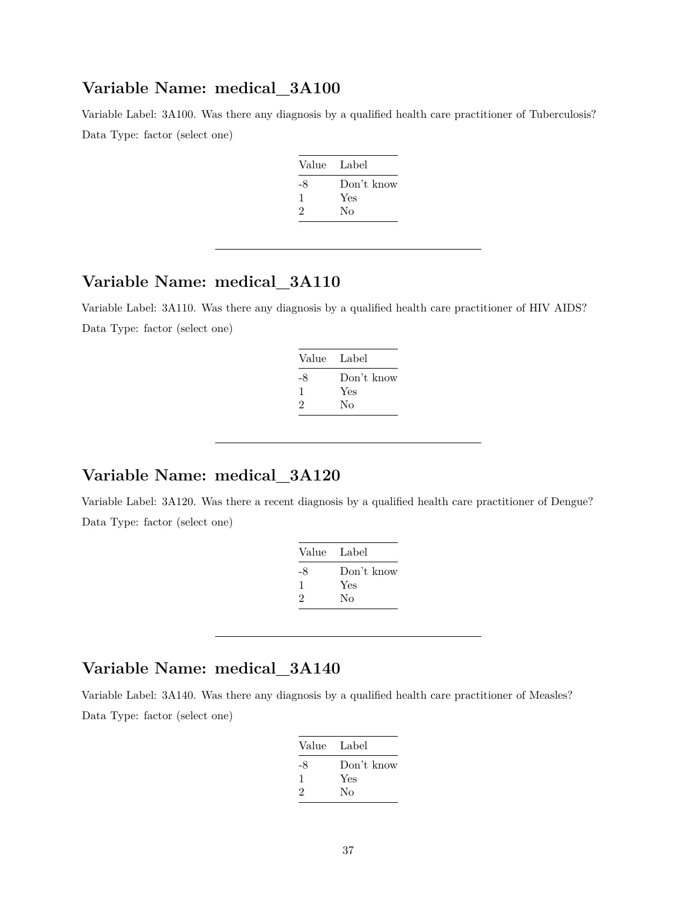## Variable Name: medical_3A100

Variable Label: 3A100. Was there any diagnosis by a qualified health care practitioner of Tuberculosis?

Data Type: factor (select one)

| Value | Label |
|---|---|
| -8 | Don't know |
| 1 | Yes |
| 2 | No |

---

## Variable Name: medical_3A110

Variable Label: 3A110. Was there any diagnosis by a qualified health care practitioner of HIV AIDS?

Data Type: factor (select one)

| Value | Label |
|---|---|
| -8 | Don't know |
| 1 | Yes |
| 2 | No |

---

## Variable Name: medical_3A120

Variable Label: 3A120. Was there a recent diagnosis by a qualified health care practitioner of Dengue?

Data Type: factor (select one)

| Value | Label |
|---|---|
| -8 | Don't know |
| 1 | Yes |
| 2 | No |

---

## Variable Name: medical_3A140

Variable Label: 3A140. Was there any diagnosis by a qualified health care practitioner of Measles?

Data Type: factor (select one)

| Value | Label |
|---|---|
| -8 | Don't know |
| 1 | Yes |
| 2 | No |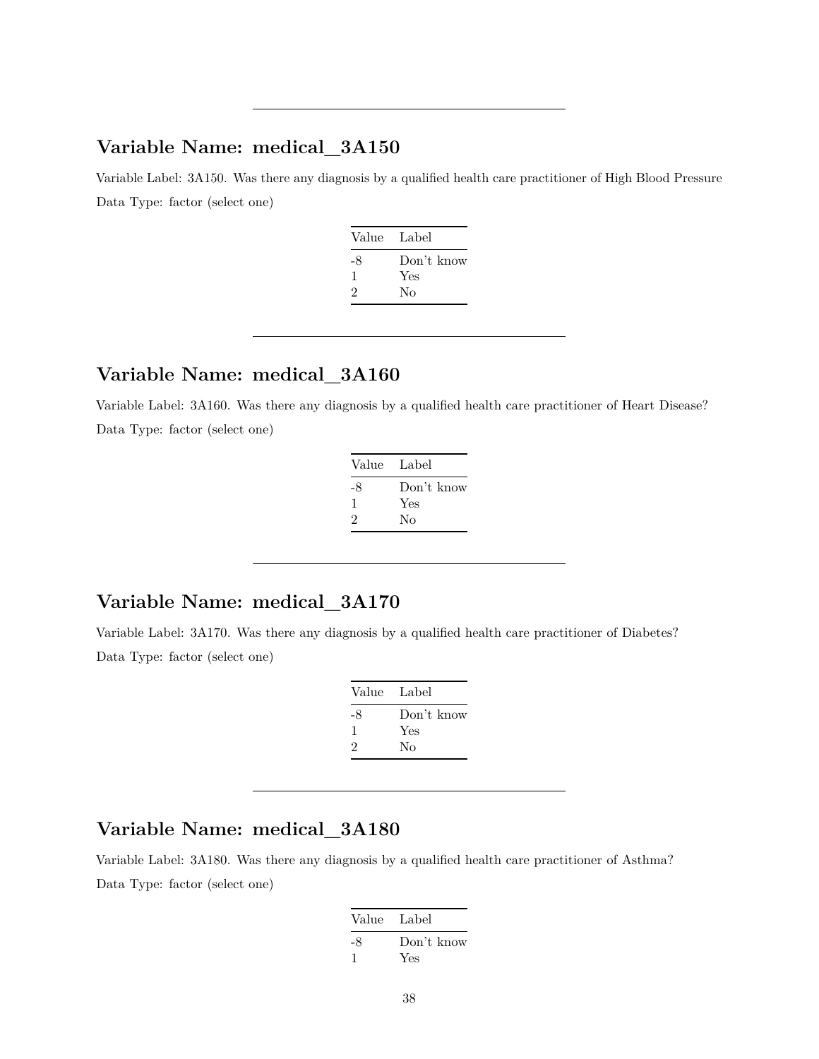---

## Variable Name: medical_3A150

Variable Label: 3A150. Was there any diagnosis by a qualified health care practitioner of High Blood Pressure

Data Type: factor (select one)

| Value | Label |
|---|---|
| -8 | Don't know |
| 1 | Yes |
| 2 | No |

---

## Variable Name: medical_3A160

Variable Label: 3A160. Was there any diagnosis by a qualified health care practitioner of Heart Disease?

Data Type: factor (select one)

| Value | Label |
|---|---|
| -8 | Don't know |
| 1 | Yes |
| 2 | No |

---

## Variable Name: medical_3A170

Variable Label: 3A170. Was there any diagnosis by a qualified health care practitioner of Diabetes?

Data Type: factor (select one)

| Value | Label |
|---|---|
| -8 | Don't know |
| 1 | Yes |
| 2 | No |

---

## Variable Name: medical_3A180

Variable Label: 3A180. Was there any diagnosis by a qualified health care practitioner of Asthma?

Data Type: factor (select one)

| Value | Label |
|---|---|
| -8 | Don't know |
| 1 | Yes |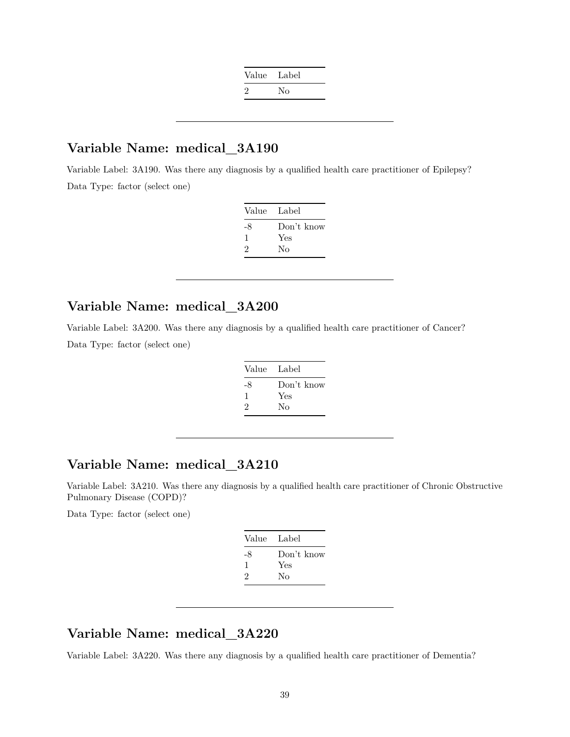| Value | Label |
|---|---|
| 2 | No |

---

## Variable Name: medical_3A190

Variable Label: 3A190. Was there any diagnosis by a qualified health care practitioner of Epilepsy?

Data Type: factor (select one)

| Value | Label |
|---|---|
| -8 | Don't know |
| 1 | Yes |
| 2 | No |

---

## Variable Name: medical_3A200

Variable Label: 3A200. Was there any diagnosis by a qualified health care practitioner of Cancer?

Data Type: factor (select one)

| Value | Label |
|---|---|
| -8 | Don't know |
| 1 | Yes |
| 2 | No |

---

## Variable Name: medical_3A210

Variable Label: 3A210. Was there any diagnosis by a qualified health care practitioner of Chronic Obstructive Pulmonary Disease (COPD)?

Data Type: factor (select one)

| Value | Label |
|---|---|
| -8 | Don't know |
| 1 | Yes |
| 2 | No |

---

## Variable Name: medical_3A220

Variable Label: 3A220. Was there any diagnosis by a qualified health care practitioner of Dementia?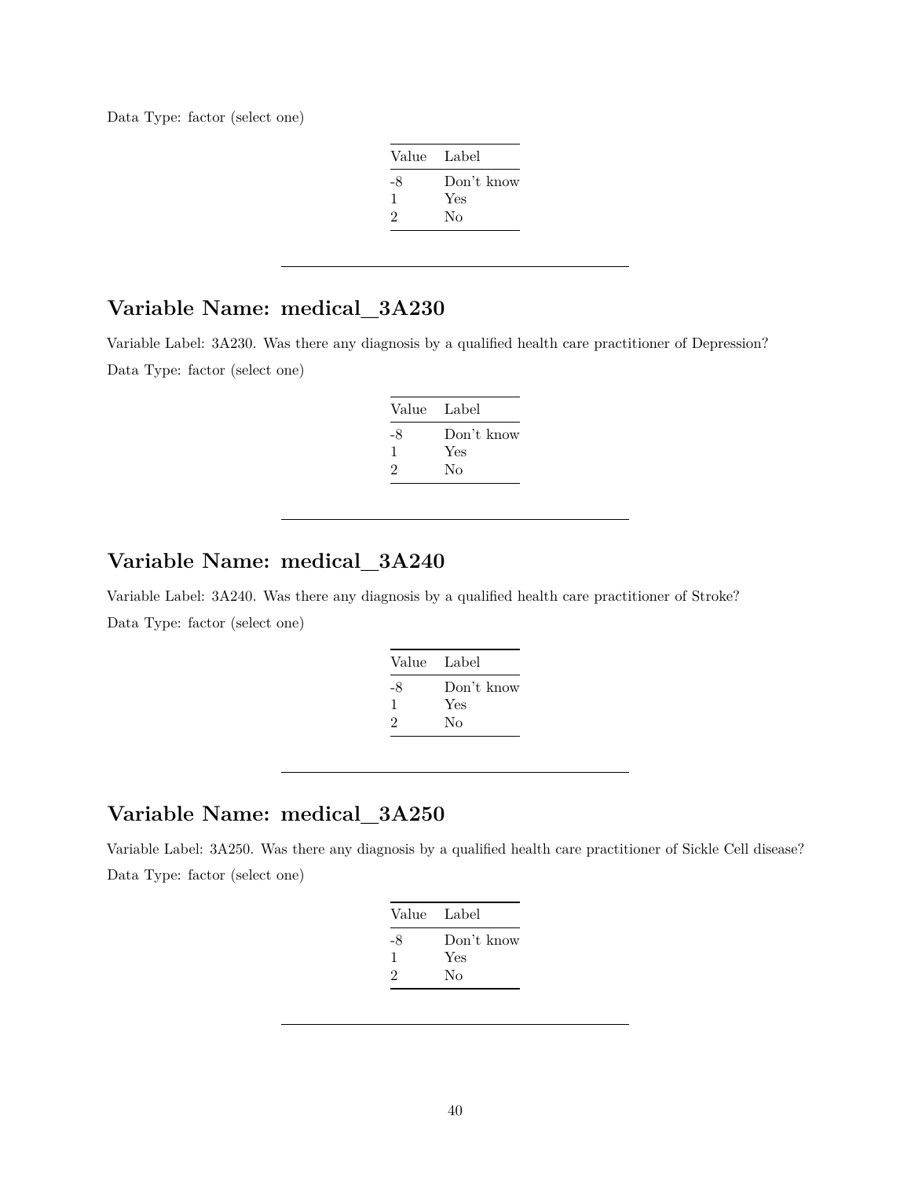Data Type: factor (select one)

| Value | Label |
|---|---|
| -8 | Don't know |
| 1 | Yes |
| 2 | No |

---

## Variable Name: medical_3A230

Variable Label: 3A230. Was there any diagnosis by a qualified health care practitioner of Depression?

Data Type: factor (select one)

| Value | Label |
|---|---|
| -8 | Don't know |
| 1 | Yes |
| 2 | No |

---

## Variable Name: medical_3A240

Variable Label: 3A240. Was there any diagnosis by a qualified health care practitioner of Stroke?

Data Type: factor (select one)

| Value | Label |
|---|---|
| -8 | Don't know |
| 1 | Yes |
| 2 | No |

---

## Variable Name: medical_3A250

Variable Label: 3A250. Was there any diagnosis by a qualified health care practitioner of Sickle Cell disease?

Data Type: factor (select one)

| Value | Label |
|---|---|
| -8 | Don't know |
| 1 | Yes |
| 2 | No |

---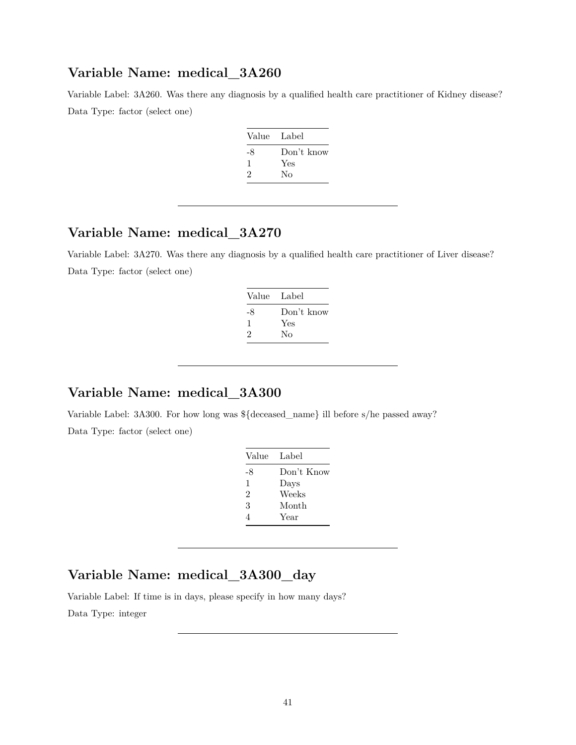## Variable Name: medical_3A260

Variable Label: 3A260. Was there any diagnosis by a qualified health care practitioner of Kidney disease?

Data Type: factor (select one)

| Value | Label |
|---|---|
| -8 | Don't know |
| 1 | Yes |
| 2 | No |

---

## Variable Name: medical_3A270

Variable Label: 3A270. Was there any diagnosis by a qualified health care practitioner of Liver disease?

Data Type: factor (select one)

| Value | Label |
|---|---|
| -8 | Don't know |
| 1 | Yes |
| 2 | No |

---

## Variable Name: medical_3A300

Variable Label: 3A300. For how long was ${deceased_name} ill before s/he passed away?

Data Type: factor (select one)

| Value | Label |
|---|---|
| -8 | Don't Know |
| 1 | Days |
| 2 | Weeks |
| 3 | Month |
| 4 | Year |

---

## Variable Name: medical_3A300_day

Variable Label: If time is in days, please specify in how many days?

Data Type: integer

---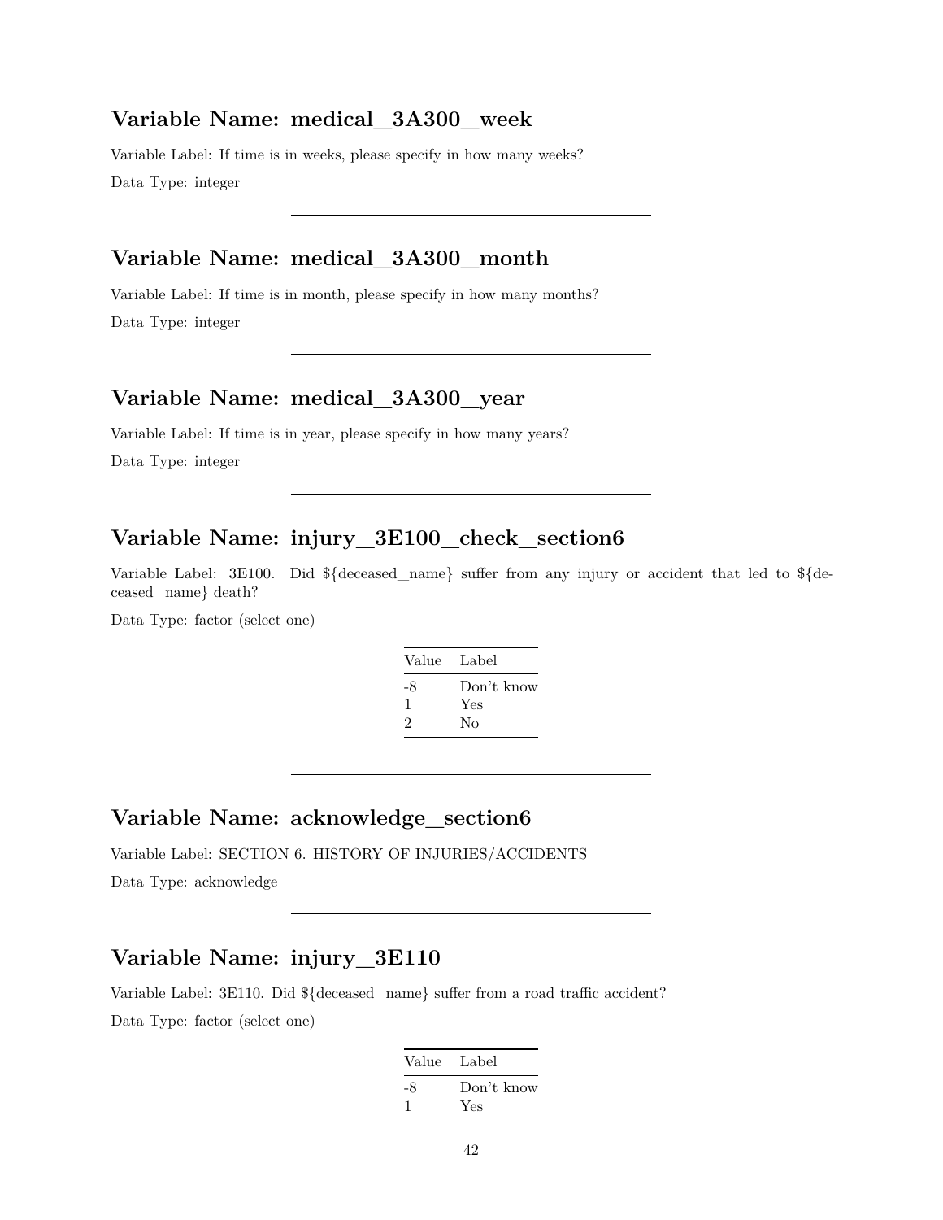## Variable Name: medical_3A300_week

Variable Label: If time is in weeks, please specify in how many weeks?

Data Type: integer

---

## Variable Name: medical_3A300_month

Variable Label: If time is in month, please specify in how many months?

Data Type: integer

---

## Variable Name: medical_3A300_year

Variable Label: If time is in year, please specify in how many years?

Data Type: integer

---

## Variable Name: injury_3E100_check_section6

Variable Label: 3E100. Did ${deceased_name} suffer from any injury or accident that led to ${deceased_name} death?

Data Type: factor (select one)

| Value | Label |
|---|---|
| -8 | Don't know |
| 1 | Yes |
| 2 | No |

---

## Variable Name: acknowledge_section6

Variable Label: SECTION 6. HISTORY OF INJURIES/ACCIDENTS

Data Type: acknowledge

---

## Variable Name: injury_3E110

Variable Label: 3E110. Did ${deceased_name} suffer from a road traffic accident?

Data Type: factor (select one)

| Value | Label |
|---|---|
| -8 | Don't know |
| 1 | Yes |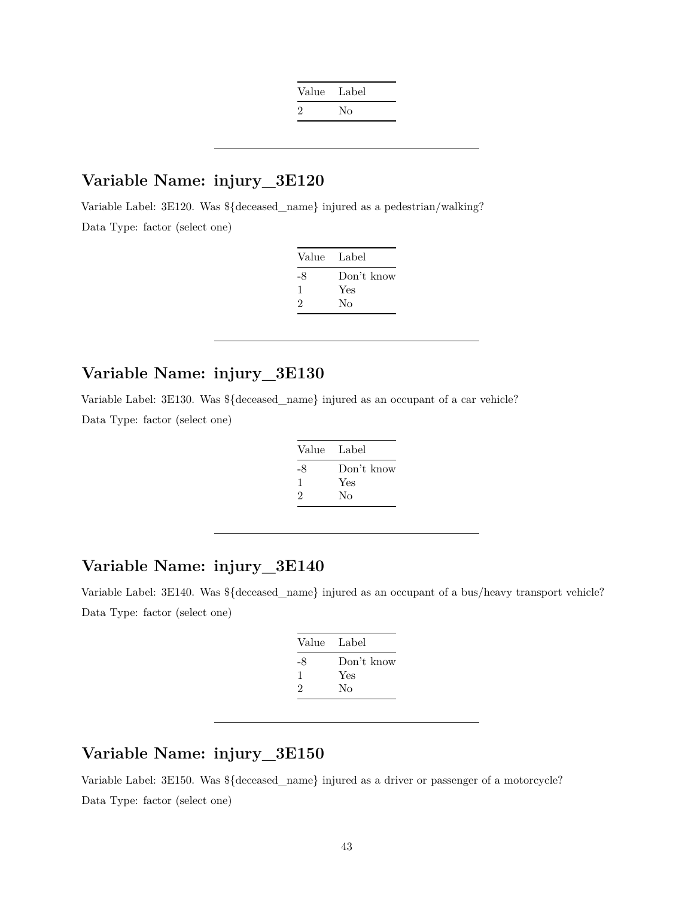| Value | Label |
|---|---|
| 2 | No |

---

## Variable Name: injury_3E120

Variable Label: 3E120. Was ${deceased_name} injured as a pedestrian/walking?

Data Type: factor (select one)

| Value | Label |
|---|---|
| -8 | Don't know |
| 1 | Yes |
| 2 | No |

---

## Variable Name: injury_3E130

Variable Label: 3E130. Was ${deceased_name} injured as an occupant of a car vehicle?

Data Type: factor (select one)

| Value | Label |
|---|---|
| -8 | Don't know |
| 1 | Yes |
| 2 | No |

---

## Variable Name: injury_3E140

Variable Label: 3E140. Was ${deceased_name} injured as an occupant of a bus/heavy transport vehicle?

Data Type: factor (select one)

| Value | Label |
|---|---|
| -8 | Don't know |
| 1 | Yes |
| 2 | No |

---

## Variable Name: injury_3E150

Variable Label: 3E150. Was ${deceased_name} injured as a driver or passenger of a motorcycle?

Data Type: factor (select one)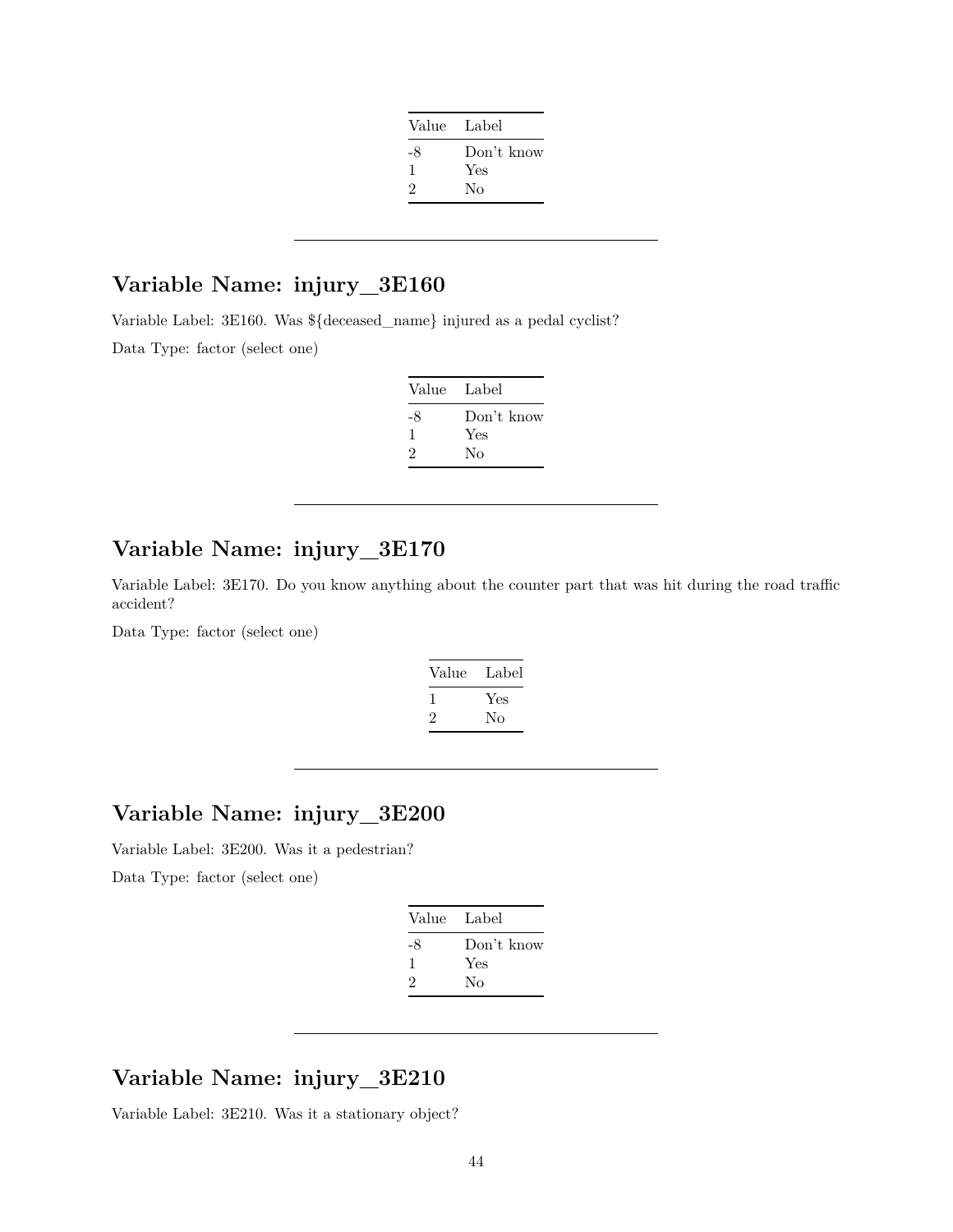| Value | Label |
|---|---|
| -8 | Don't know |
| 1 | Yes |
| 2 | No |

---

## Variable Name: injury_3E160

Variable Label: 3E160. Was ${deceased_name} injured as a pedal cyclist?

Data Type: factor (select one)

| Value | Label |
|---|---|
| -8 | Don't know |
| 1 | Yes |
| 2 | No |

---

## Variable Name: injury_3E170

Variable Label: 3E170. Do you know anything about the counter part that was hit during the road traffic accident?

Data Type: factor (select one)

| Value | Label |
|---|---|
| 1 | Yes |
| 2 | No |

---

## Variable Name: injury_3E200

Variable Label: 3E200. Was it a pedestrian?

Data Type: factor (select one)

| Value | Label |
|---|---|
| -8 | Don't know |
| 1 | Yes |
| 2 | No |

---

## Variable Name: injury_3E210

Variable Label: 3E210. Was it a stationary object?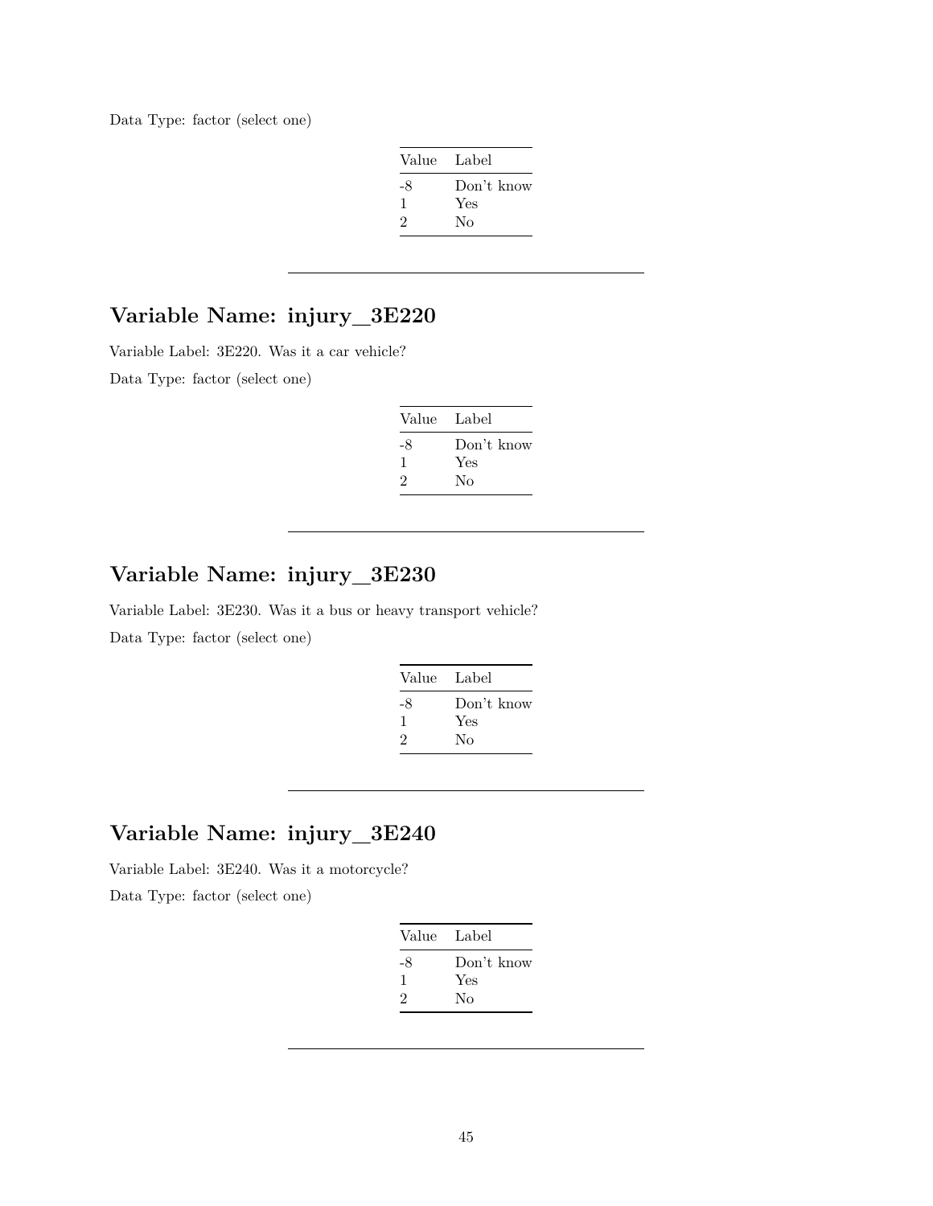Data Type: factor (select one)

| Value | Label |
|---|---|
| -8 | Don't know |
| 1 | Yes |
| 2 | No |

---

## Variable Name: injury_3E220

Variable Label: 3E220. Was it a car vehicle?

Data Type: factor (select one)

| Value | Label |
|---|---|
| -8 | Don't know |
| 1 | Yes |
| 2 | No |

---

## Variable Name: injury_3E230

Variable Label: 3E230. Was it a bus or heavy transport vehicle?

Data Type: factor (select one)

| Value | Label |
|---|---|
| -8 | Don't know |
| 1 | Yes |
| 2 | No |

---

## Variable Name: injury_3E240

Variable Label: 3E240. Was it a motorcycle?

Data Type: factor (select one)

| Value | Label |
|---|---|
| -8 | Don't know |
| 1 | Yes |
| 2 | No |

---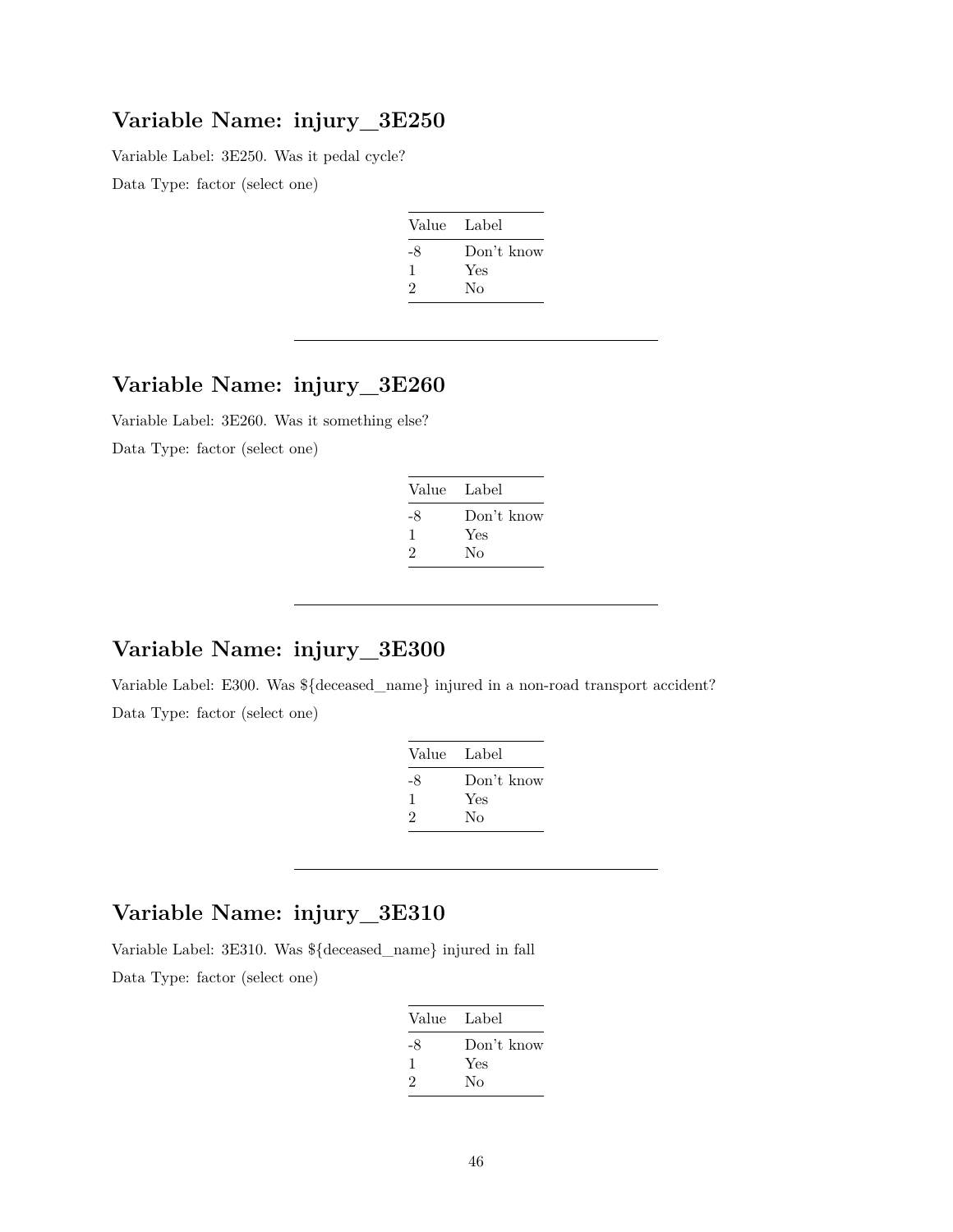## Variable Name: injury_3E250

Variable Label: 3E250. Was it pedal cycle?

Data Type: factor (select one)

| Value | Label |
|---|---|
| -8 | Don't know |
| 1 | Yes |
| 2 | No |

---

## Variable Name: injury_3E260

Variable Label: 3E260. Was it something else?

Data Type: factor (select one)

| Value | Label |
|---|---|
| -8 | Don't know |
| 1 | Yes |
| 2 | No |

---

## Variable Name: injury_3E300

Variable Label: E300. Was ${deceased_name} injured in a non-road transport accident?

Data Type: factor (select one)

| Value | Label |
|---|---|
| -8 | Don't know |
| 1 | Yes |
| 2 | No |

---

## Variable Name: injury_3E310

Variable Label: 3E310. Was ${deceased_name} injured in fall

Data Type: factor (select one)

| Value | Label |
|---|---|
| -8 | Don't know |
| 1 | Yes |
| 2 | No |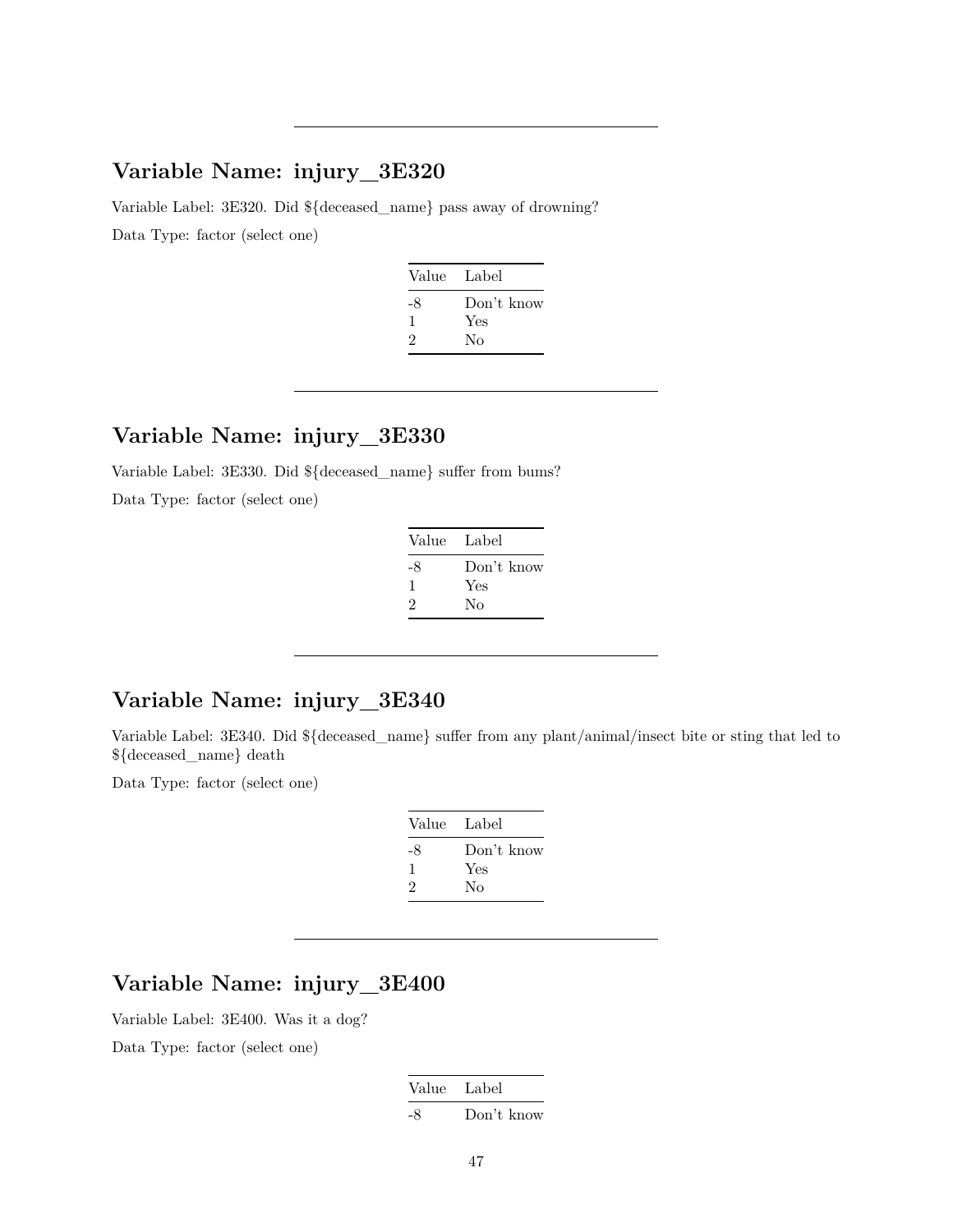---

## Variable Name: injury_3E320

Variable Label: 3E320. Did ${deceased_name} pass away of drowning?

Data Type: factor (select one)

| Value | Label |
|---|---|
| -8 | Don't know |
| 1 | Yes |
| 2 | No |

---

## Variable Name: injury_3E330

Variable Label: 3E330. Did ${deceased_name} suffer from bums?

Data Type: factor (select one)

| Value | Label |
|---|---|
| -8 | Don't know |
| 1 | Yes |
| 2 | No |

---

## Variable Name: injury_3E340

Variable Label: 3E340. Did ${deceased_name} suffer from any plant/animal/insect bite or sting that led to ${deceased_name} death

Data Type: factor (select one)

| Value | Label |
|---|---|
| -8 | Don't know |
| 1 | Yes |
| 2 | No |

---

## Variable Name: injury_3E400

Variable Label: 3E400. Was it a dog?

Data Type: factor (select one)

| Value | Label |
|---|---|
| -8 | Don't know |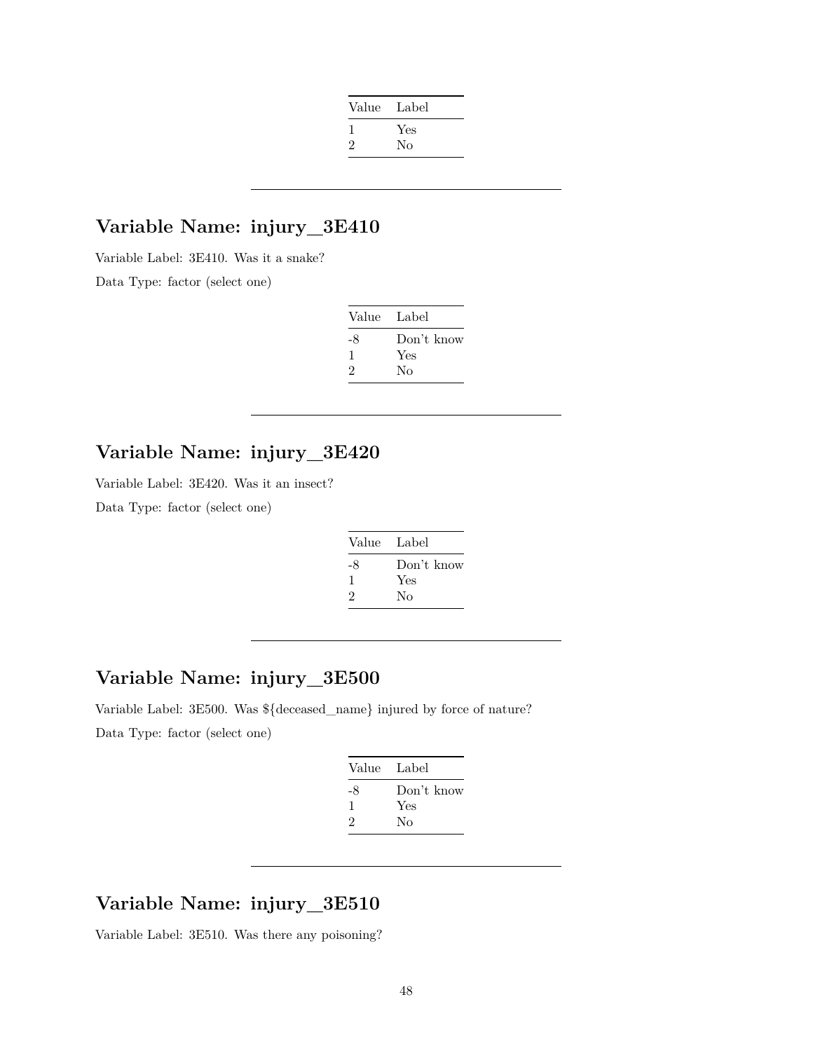| Value | Label |
|---|---|
| 1 | Yes |
| 2 | No |

---

## Variable Name: injury_3E410

Variable Label: 3E410. Was it a snake?

Data Type: factor (select one)

| Value | Label |
|---|---|
| -8 | Don't know |
| 1 | Yes |
| 2 | No |

---

## Variable Name: injury_3E420

Variable Label: 3E420. Was it an insect?

Data Type: factor (select one)

| Value | Label |
|---|---|
| -8 | Don't know |
| 1 | Yes |
| 2 | No |

---

## Variable Name: injury_3E500

Variable Label: 3E500. Was ${deceased_name} injured by force of nature?

Data Type: factor (select one)

| Value | Label |
|---|---|
| -8 | Don't know |
| 1 | Yes |
| 2 | No |

---

## Variable Name: injury_3E510

Variable Label: 3E510. Was there any poisoning?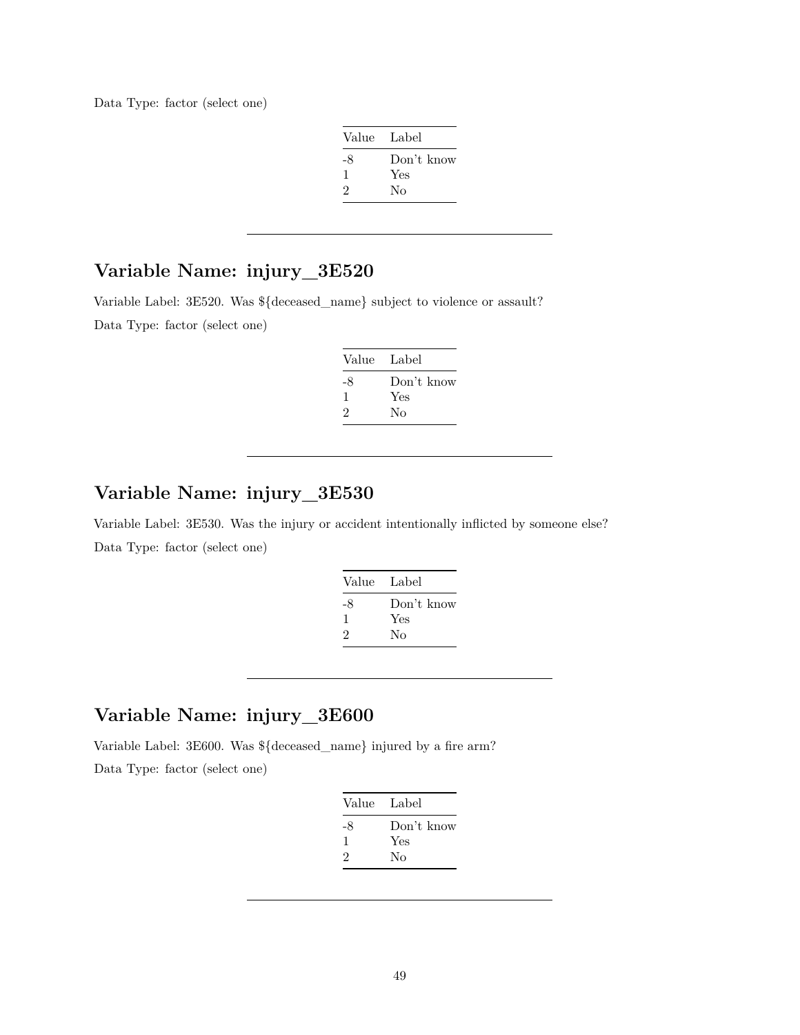Data Type: factor (select one)

| Value | Label |
|---|---|
| -8 | Don't know |
| 1 | Yes |
| 2 | No |

---

## Variable Name: injury_3E520

Variable Label: 3E520. Was ${deceased_name} subject to violence or assault?

Data Type: factor (select one)

| Value | Label |
|---|---|
| -8 | Don't know |
| 1 | Yes |
| 2 | No |

---

## Variable Name: injury_3E530

Variable Label: 3E530. Was the injury or accident intentionally inflicted by someone else?

Data Type: factor (select one)

| Value | Label |
|---|---|
| -8 | Don't know |
| 1 | Yes |
| 2 | No |

---

## Variable Name: injury_3E600

Variable Label: 3E600. Was ${deceased_name} injured by a fire arm?

Data Type: factor (select one)

| Value | Label |
|---|---|
| -8 | Don't know |
| 1 | Yes |
| 2 | No |

---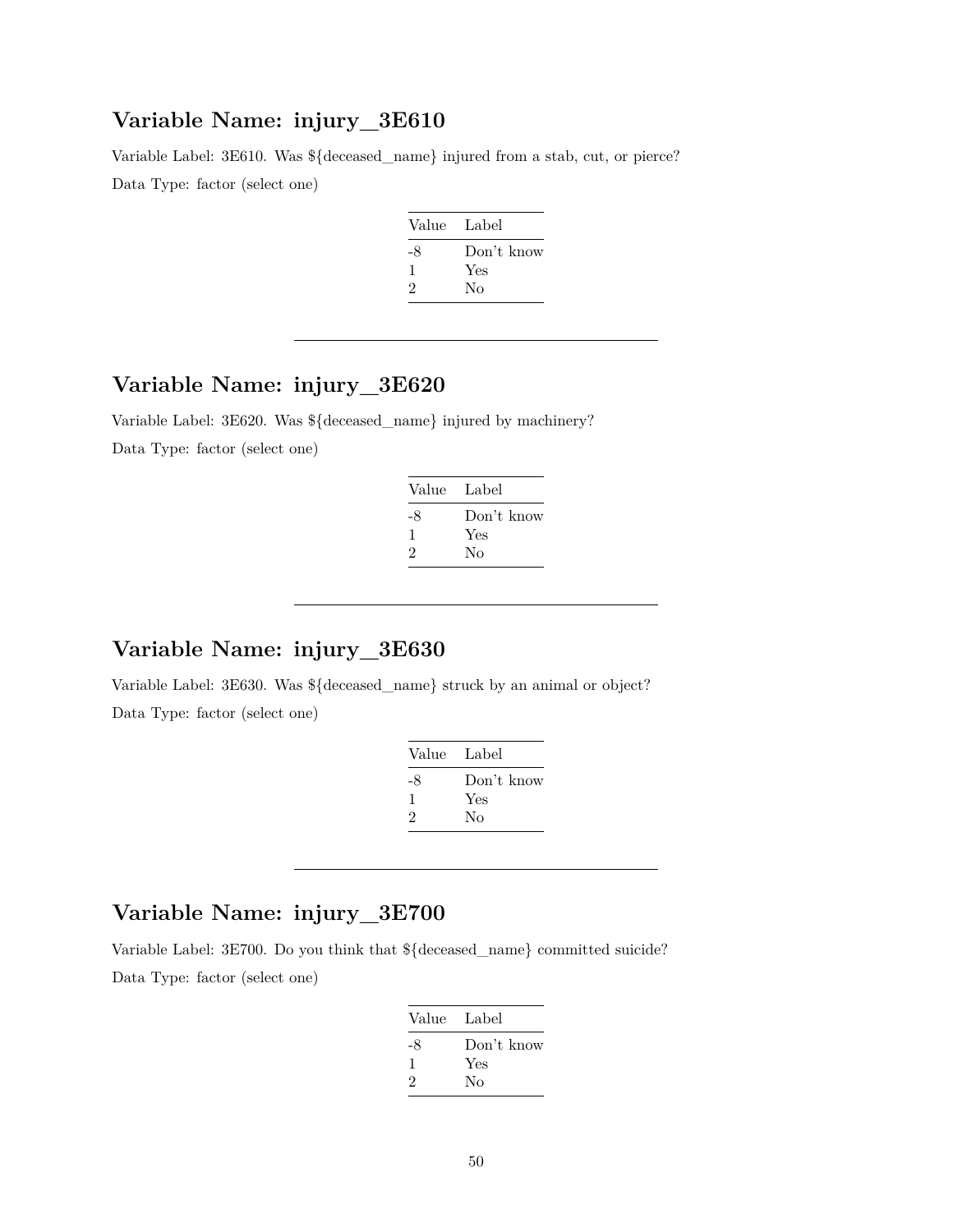## Variable Name: injury__3E610

Variable Label: 3E610. Was ${deceased_name} injured from a stab, cut, or pierce?

Data Type: factor (select one)

| Value | Label |
|---|---|
| -8 | Don't know |
| 1 | Yes |
| 2 | No |

---

## Variable Name: injury__3E620

Variable Label: 3E620. Was ${deceased_name} injured by machinery?

Data Type: factor (select one)

| Value | Label |
|---|---|
| -8 | Don't know |
| 1 | Yes |
| 2 | No |

---

## Variable Name: injury__3E630

Variable Label: 3E630. Was ${deceased_name} struck by an animal or object?

Data Type: factor (select one)

| Value | Label |
|---|---|
| -8 | Don't know |
| 1 | Yes |
| 2 | No |

---

## Variable Name: injury__3E700

Variable Label: 3E700. Do you think that ${deceased_name} committed suicide?

Data Type: factor (select one)

| Value | Label |
|---|---|
| -8 | Don't know |
| 1 | Yes |
| 2 | No |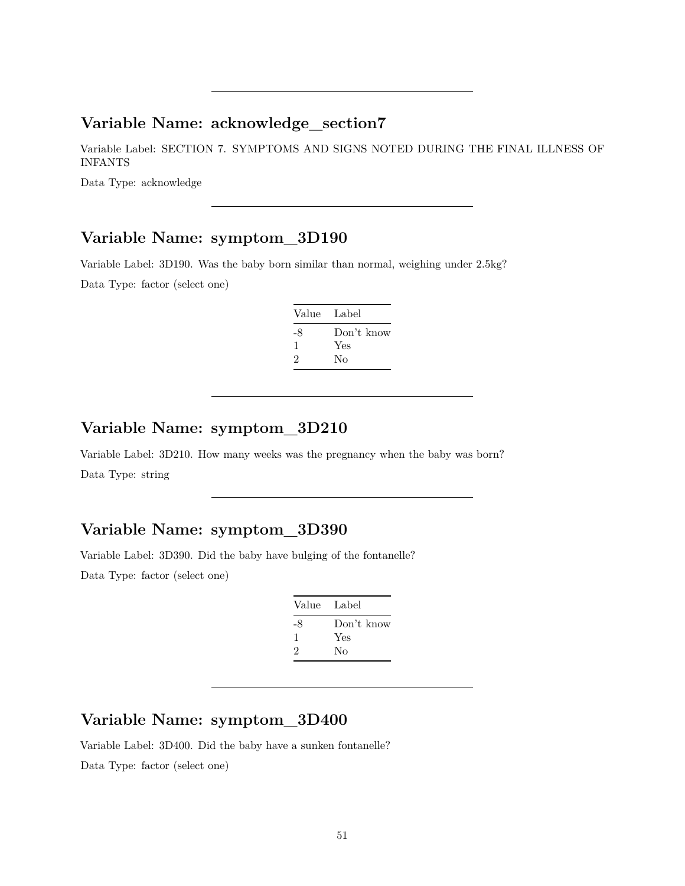---

## Variable Name: acknowledge_section7

Variable Label: SECTION 7. SYMPTOMS AND SIGNS NOTED DURING THE FINAL ILLNESS OF INFANTS

Data Type: acknowledge

---

## Variable Name: symptom_3D190

Variable Label: 3D190. Was the baby born similar than normal, weighing under 2.5kg?

Data Type: factor (select one)

| Value | Label |
|---|---|
| -8 | Don't know |
| 1 | Yes |
| 2 | No |

---

## Variable Name: symptom_3D210

Variable Label: 3D210. How many weeks was the pregnancy when the baby was born?

Data Type: string

---

## Variable Name: symptom_3D390

Variable Label: 3D390. Did the baby have bulging of the fontanelle?

Data Type: factor (select one)

| Value | Label |
|---|---|
| -8 | Don't know |
| 1 | Yes |
| 2 | No |

---

## Variable Name: symptom_3D400

Variable Label: 3D400. Did the baby have a sunken fontanelle?

Data Type: factor (select one)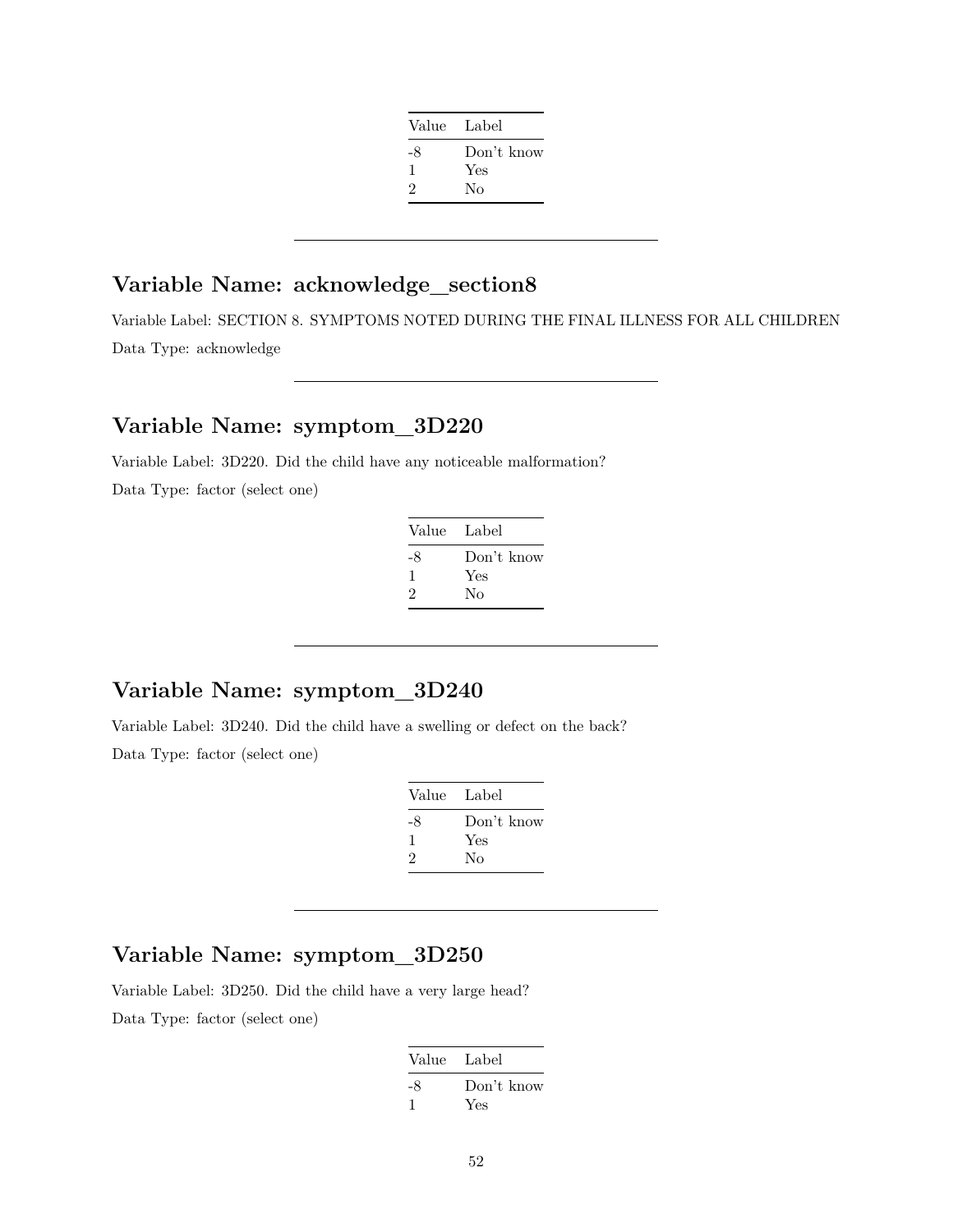| Value | Label |
| --- | --- |
| -8 | Don't know |
| 1 | Yes |
| 2 | No |

---

## Variable Name: acknowledge_section8

Variable Label: SECTION 8. SYMPTOMS NOTED DURING THE FINAL ILLNESS FOR ALL CHILDREN

Data Type: acknowledge

---

## Variable Name: symptom_3D220

Variable Label: 3D220. Did the child have any noticeable malformation?

Data Type: factor (select one)

| Value | Label |
| --- | --- |
| -8 | Don't know |
| 1 | Yes |
| 2 | No |

---

## Variable Name: symptom_3D240

Variable Label: 3D240. Did the child have a swelling or defect on the back?

Data Type: factor (select one)

| Value | Label |
| --- | --- |
| -8 | Don't know |
| 1 | Yes |
| 2 | No |

---

## Variable Name: symptom_3D250

Variable Label: 3D250. Did the child have a very large head?

Data Type: factor (select one)

| Value | Label |
| --- | --- |
| -8 | Don't know |
| 1 | Yes |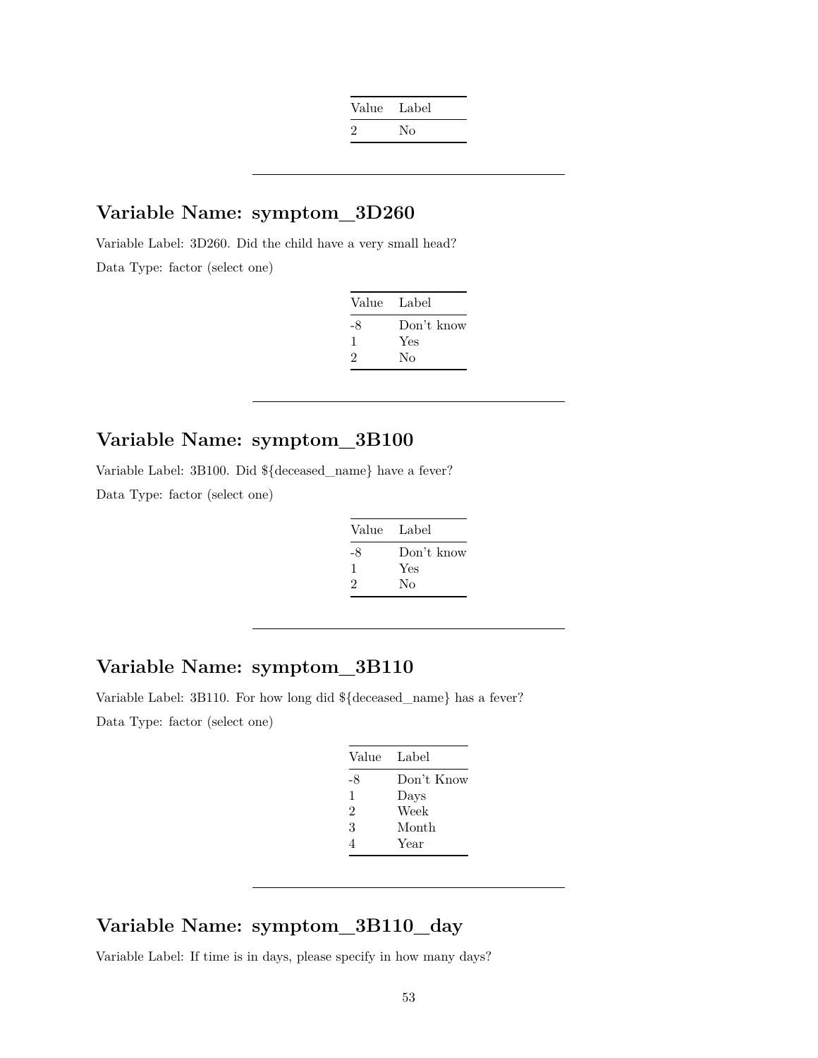| Value | Label |
|---|---|
| 2 | No |

---

## Variable Name: symptom_3D260

Variable Label: 3D260. Did the child have a very small head?

Data Type: factor (select one)

| Value | Label |
|---|---|
| -8 | Don't know |
| 1 | Yes |
| 2 | No |

---

## Variable Name: symptom_3B100

Variable Label: 3B100. Did ${deceased_name} have a fever?

Data Type: factor (select one)

| Value | Label |
|---|---|
| -8 | Don't know |
| 1 | Yes |
| 2 | No |

---

## Variable Name: symptom_3B110

Variable Label: 3B110. For how long did ${deceased_name} has a fever?

Data Type: factor (select one)

| Value | Label |
|---|---|
| -8 | Don't Know |
| 1 | Days |
| 2 | Week |
| 3 | Month |
| 4 | Year |

---

## Variable Name: symptom_3B110_day

Variable Label: If time is in days, please specify in how many days?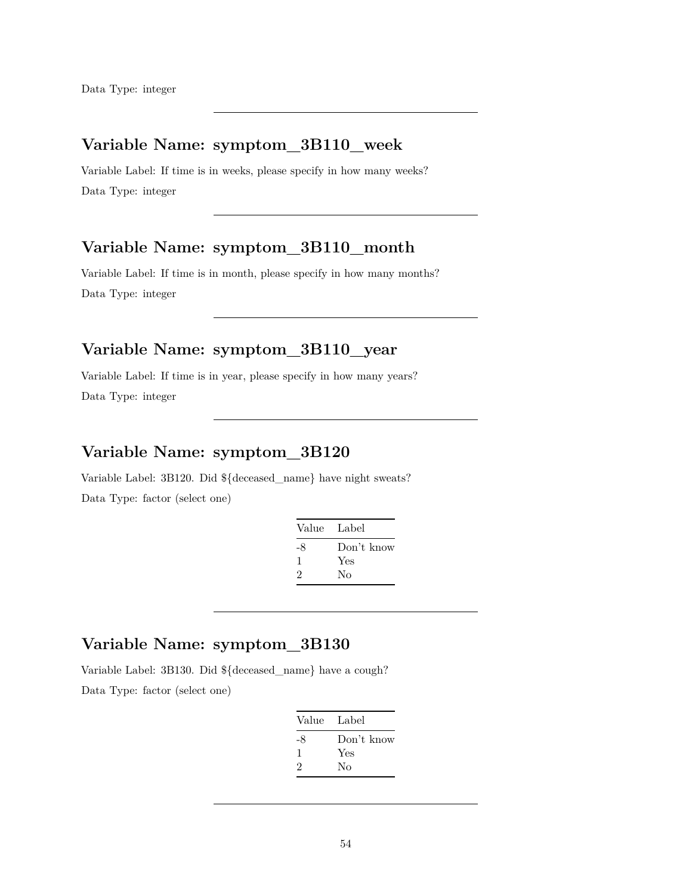Data Type: integer

---

## Variable Name: symptom_3B110_week

Variable Label: If time is in weeks, please specify in how many weeks?

Data Type: integer

---

## Variable Name: symptom_3B110_month

Variable Label: If time is in month, please specify in how many months?

Data Type: integer

---

## Variable Name: symptom_3B110_year

Variable Label: If time is in year, please specify in how many years?

Data Type: integer

---

## Variable Name: symptom_3B120

Variable Label: 3B120. Did ${deceased_name} have night sweats?

Data Type: factor (select one)

| Value | Label |
|---|---|
| -8 | Don't know |
| 1 | Yes |
| 2 | No |

---

## Variable Name: symptom_3B130

Variable Label: 3B130. Did ${deceased_name} have a cough?

Data Type: factor (select one)

| Value | Label |
|---|---|
| -8 | Don't know |
| 1 | Yes |
| 2 | No |

---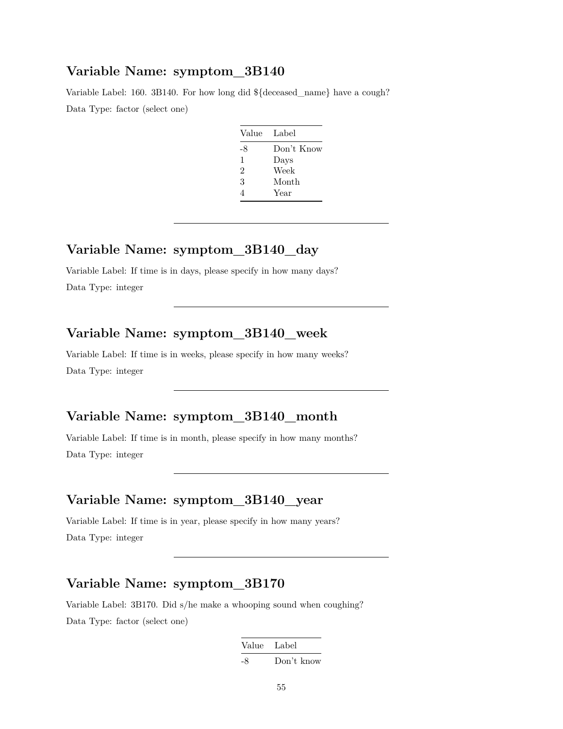## Variable Name: symptom_3B140

Variable Label: 160. 3B140. For how long did ${deceased_name} have a cough?

Data Type: factor (select one)

| Value | Label |
|---|---|
| -8 | Don't Know |
| 1 | Days |
| 2 | Week |
| 3 | Month |
| 4 | Year |

---

## Variable Name: symptom_3B140_day

Variable Label: If time is in days, please specify in how many days?

Data Type: integer

---

## Variable Name: symptom_3B140_week

Variable Label: If time is in weeks, please specify in how many weeks?

Data Type: integer

---

## Variable Name: symptom_3B140_month

Variable Label: If time is in month, please specify in how many months?

Data Type: integer

---

## Variable Name: symptom_3B140_year

Variable Label: If time is in year, please specify in how many years?

Data Type: integer

---

## Variable Name: symptom_3B170

Variable Label: 3B170. Did s/he make a whooping sound when coughing?

Data Type: factor (select one)

| Value | Label |
|---|---|
| -8 | Don't know |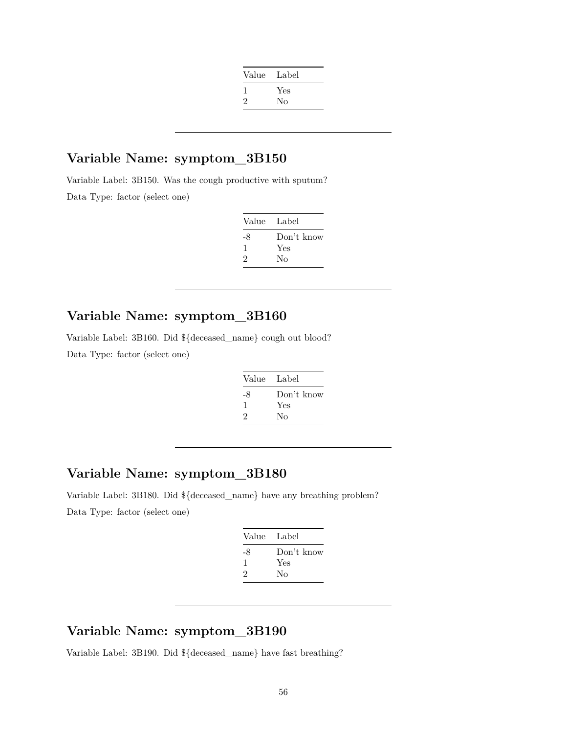| Value | Label |
|---|---|
| 1 | Yes |
| 2 | No |

---

## Variable Name: symptom_3B150

Variable Label: 3B150. Was the cough productive with sputum?

Data Type: factor (select one)

| Value | Label |
|---|---|
| -8 | Don't know |
| 1 | Yes |
| 2 | No |

---

## Variable Name: symptom_3B160

Variable Label: 3B160. Did ${deceased_name} cough out blood?

Data Type: factor (select one)

| Value | Label |
|---|---|
| -8 | Don't know |
| 1 | Yes |
| 2 | No |

---

## Variable Name: symptom_3B180

Variable Label: 3B180. Did ${deceased_name} have any breathing problem?

Data Type: factor (select one)

| Value | Label |
|---|---|
| -8 | Don't know |
| 1 | Yes |
| 2 | No |

---

## Variable Name: symptom_3B190

Variable Label: 3B190. Did ${deceased_name} have fast breathing?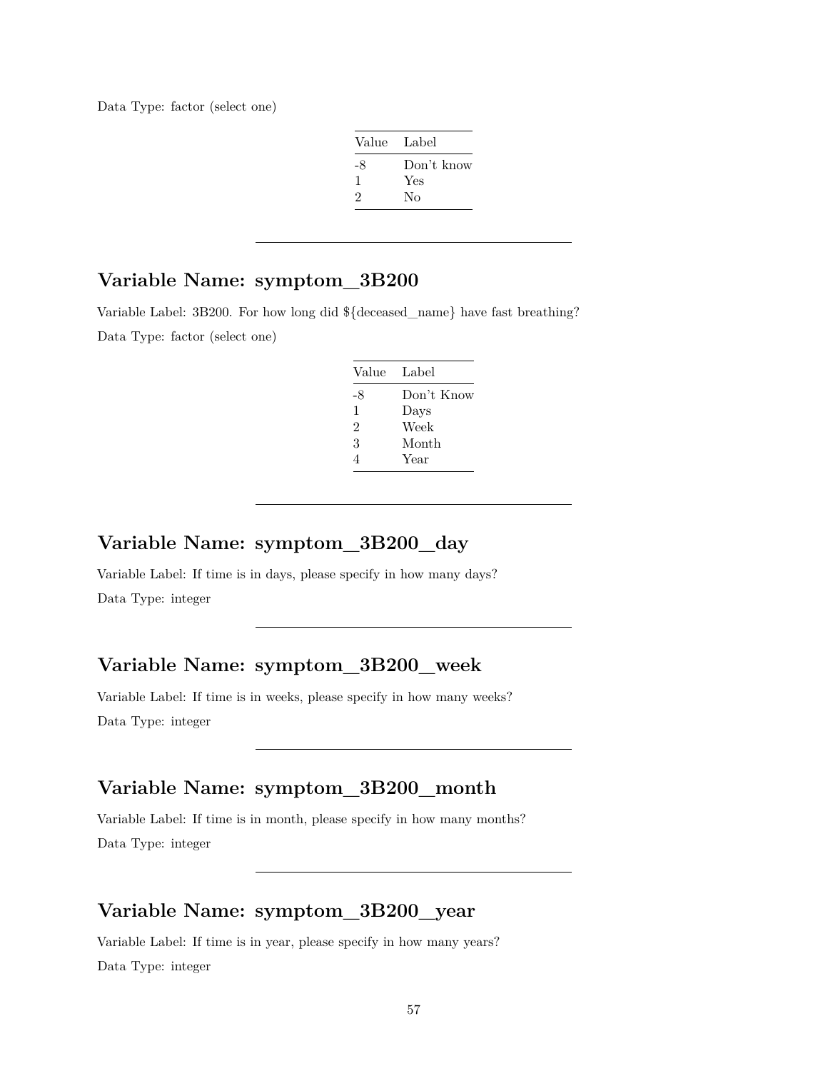Data Type: factor (select one)

| Value | Label |
|---|---|
| -8 | Don't know |
| 1 | Yes |
| 2 | No |

---

## Variable Name: symptom_3B200

Variable Label: 3B200. For how long did ${deceased_name} have fast breathing?

Data Type: factor (select one)

| Value | Label |
|---|---|
| -8 | Don't Know |
| 1 | Days |
| 2 | Week |
| 3 | Month |
| 4 | Year |

---

## Variable Name: symptom_3B200_day

Variable Label: If time is in days, please specify in how many days?

Data Type: integer

---

## Variable Name: symptom_3B200_week

Variable Label: If time is in weeks, please specify in how many weeks?

Data Type: integer

---

## Variable Name: symptom_3B200_month

Variable Label: If time is in month, please specify in how many months?

Data Type: integer

---

## Variable Name: symptom_3B200_year

Variable Label: If time is in year, please specify in how many years?

Data Type: integer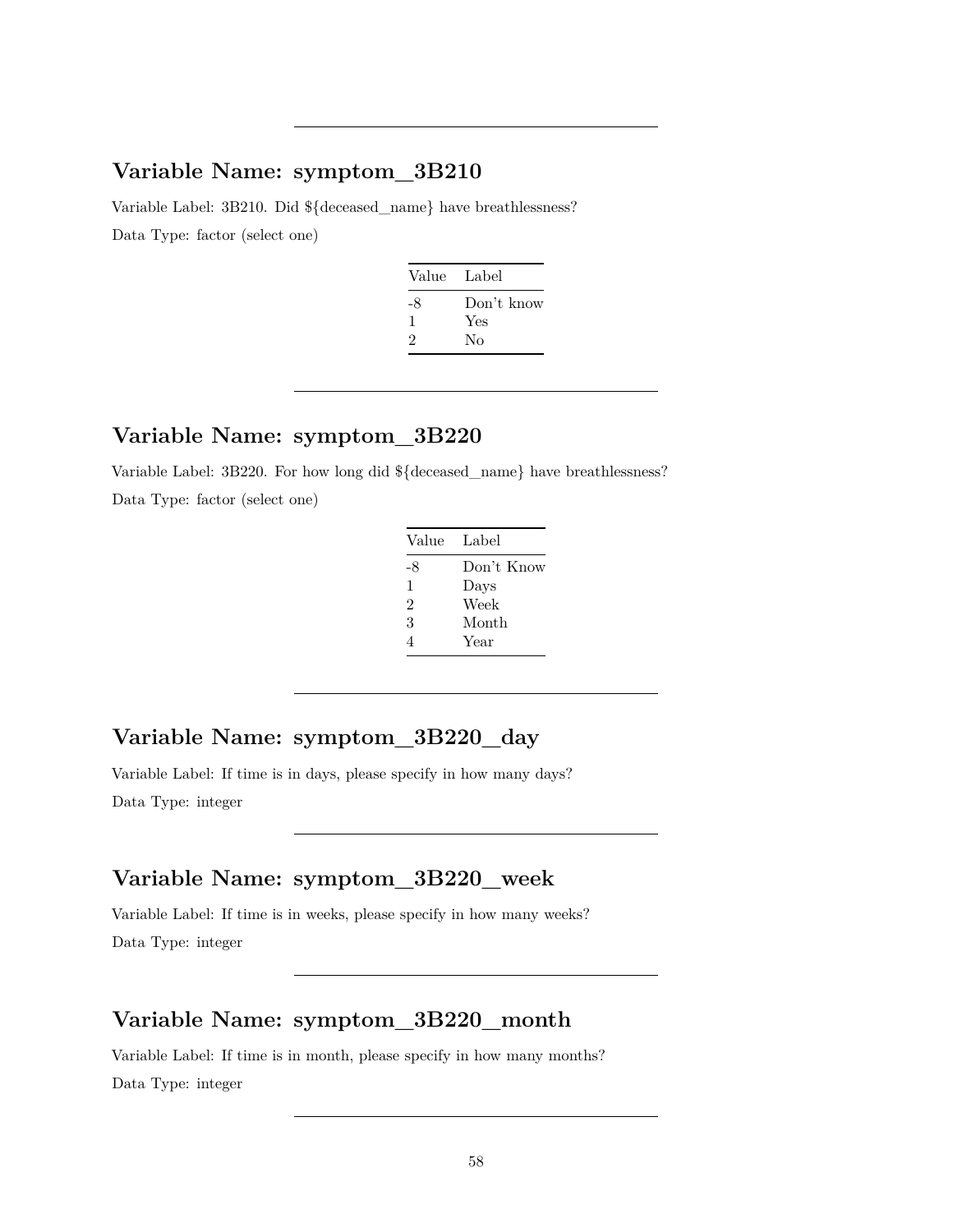---

## Variable Name: symptom_3B210

Variable Label: 3B210. Did ${deceased_name} have breathlessness?

Data Type: factor (select one)

| Value | Label |
|---|---|
| -8 | Don't know |
| 1 | Yes |
| 2 | No |

---

## Variable Name: symptom_3B220

Variable Label: 3B220. For how long did ${deceased_name} have breathlessness?

Data Type: factor (select one)

| Value | Label |
|---|---|
| -8 | Don't Know |
| 1 | Days |
| 2 | Week |
| 3 | Month |
| 4 | Year |

---

## Variable Name: symptom_3B220_day

Variable Label: If time is in days, please specify in how many days?

Data Type: integer

---

## Variable Name: symptom_3B220_week

Variable Label: If time is in weeks, please specify in how many weeks?

Data Type: integer

---

## Variable Name: symptom_3B220_month

Variable Label: If time is in month, please specify in how many months?

Data Type: integer

---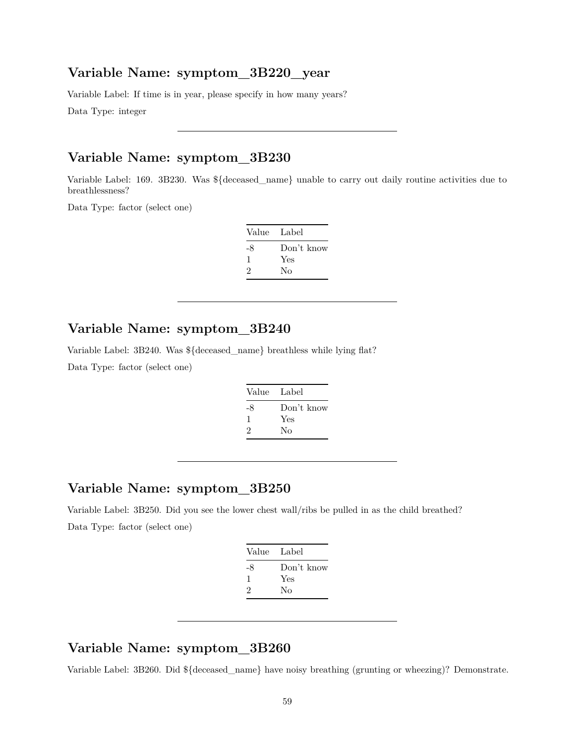## Variable Name: symptom_3B220_year

Variable Label: If time is in year, please specify in how many years?

Data Type: integer

---

## Variable Name: symptom_3B230

Variable Label: 169. 3B230. Was ${deceased_name} unable to carry out daily routine activities due to breathlessness?

Data Type: factor (select one)

| Value | Label |
|---|---|
| -8 | Don't know |
| 1 | Yes |
| 2 | No |

---

## Variable Name: symptom_3B240

Variable Label: 3B240. Was ${deceased_name} breathless while lying flat?

Data Type: factor (select one)

| Value | Label |
|---|---|
| -8 | Don't know |
| 1 | Yes |
| 2 | No |

---

## Variable Name: symptom_3B250

Variable Label: 3B250. Did you see the lower chest wall/ribs be pulled in as the child breathed?

Data Type: factor (select one)

| Value | Label |
|---|---|
| -8 | Don't know |
| 1 | Yes |
| 2 | No |

---

## Variable Name: symptom_3B260

Variable Label: 3B260. Did ${deceased_name} have noisy breathing (grunting or wheezing)? Demonstrate.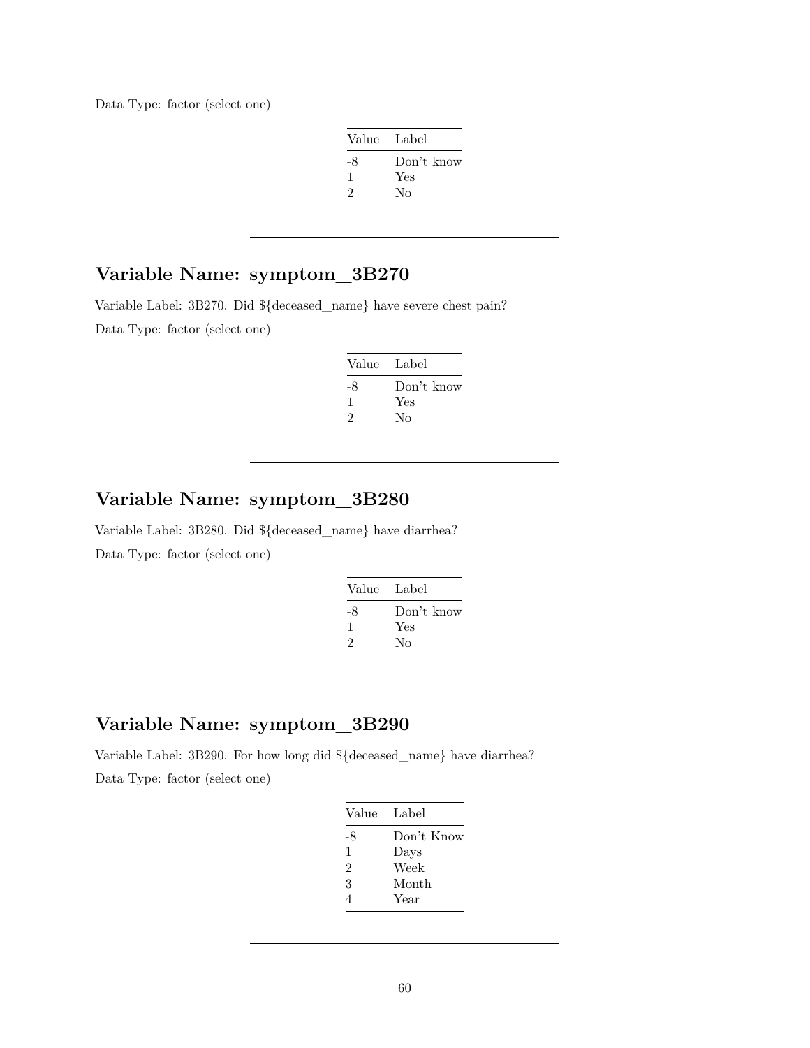Data Type: factor (select one)

| Value | Label |
|---|---|
| -8 | Don't know |
| 1 | Yes |
| 2 | No |

---

## Variable Name: symptom_3B270

Variable Label: 3B270. Did ${deceased_name} have severe chest pain?

Data Type: factor (select one)

| Value | Label |
|---|---|
| -8 | Don't know |
| 1 | Yes |
| 2 | No |

---

## Variable Name: symptom_3B280

Variable Label: 3B280. Did ${deceased_name} have diarrhea?

Data Type: factor (select one)

| Value | Label |
|---|---|
| -8 | Don't know |
| 1 | Yes |
| 2 | No |

---

## Variable Name: symptom_3B290

Variable Label: 3B290. For how long did ${deceased_name} have diarrhea?

Data Type: factor (select one)

| Value | Label |
|---|---|
| -8 | Don't Know |
| 1 | Days |
| 2 | Week |
| 3 | Month |
| 4 | Year |

---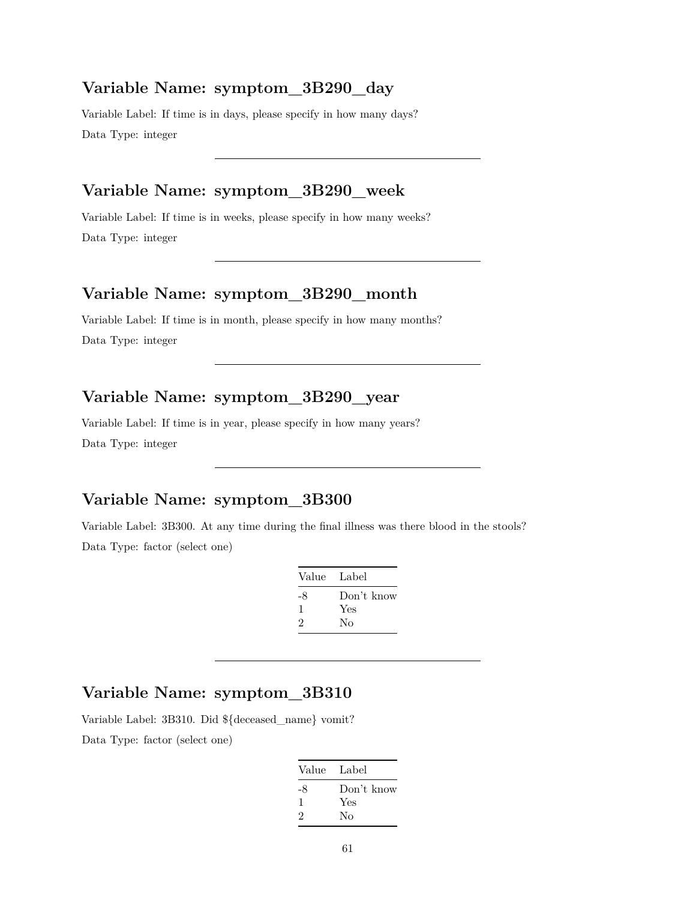## Variable Name: symptom_3B290_day

Variable Label: If time is in days, please specify in how many days?

Data Type: integer

---

## Variable Name: symptom_3B290_week

Variable Label: If time is in weeks, please specify in how many weeks?

Data Type: integer

---

## Variable Name: symptom_3B290_month

Variable Label: If time is in month, please specify in how many months?

Data Type: integer

---

## Variable Name: symptom_3B290_year

Variable Label: If time is in year, please specify in how many years?

Data Type: integer

---

## Variable Name: symptom_3B300

Variable Label: 3B300. At any time during the final illness was there blood in the stools?

Data Type: factor (select one)

| Value | Label |
|---|---|
| -8 | Don't know |
| 1 | Yes |
| 2 | No |

---

## Variable Name: symptom_3B310

Variable Label: 3B310. Did ${deceased_name} vomit?

Data Type: factor (select one)

| Value | Label |
|---|---|
| -8 | Don't know |
| 1 | Yes |
| 2 | No |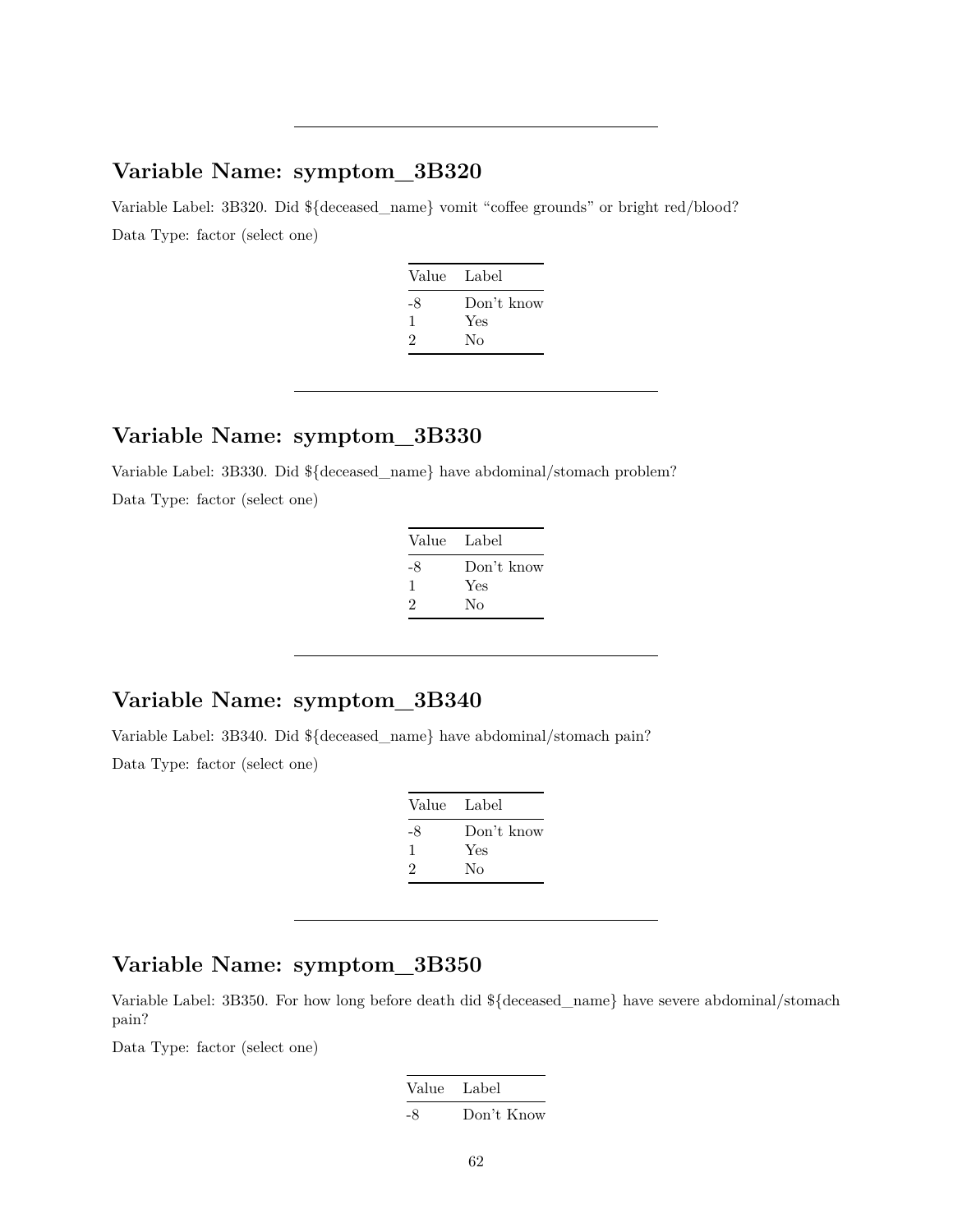---

## Variable Name: symptom_3B320

Variable Label: 3B320. Did ${deceased_name} vomit “coffee grounds” or bright red/blood?

Data Type: factor (select one)

| Value | Label |
|---|---|
| -8 | Don’t know |
| 1 | Yes |
| 2 | No |

---

## Variable Name: symptom_3B330

Variable Label: 3B330. Did ${deceased_name} have abdominal/stomach problem?

Data Type: factor (select one)

| Value | Label |
|---|---|
| -8 | Don’t know |
| 1 | Yes |
| 2 | No |

---

## Variable Name: symptom_3B340

Variable Label: 3B340. Did ${deceased_name} have abdominal/stomach pain?

Data Type: factor (select one)

| Value | Label |
|---|---|
| -8 | Don’t know |
| 1 | Yes |
| 2 | No |

---

## Variable Name: symptom_3B350

Variable Label: 3B350. For how long before death did ${deceased_name} have severe abdominal/stomach pain?

Data Type: factor (select one)

| Value | Label |
|---|---|
| -8 | Don’t Know |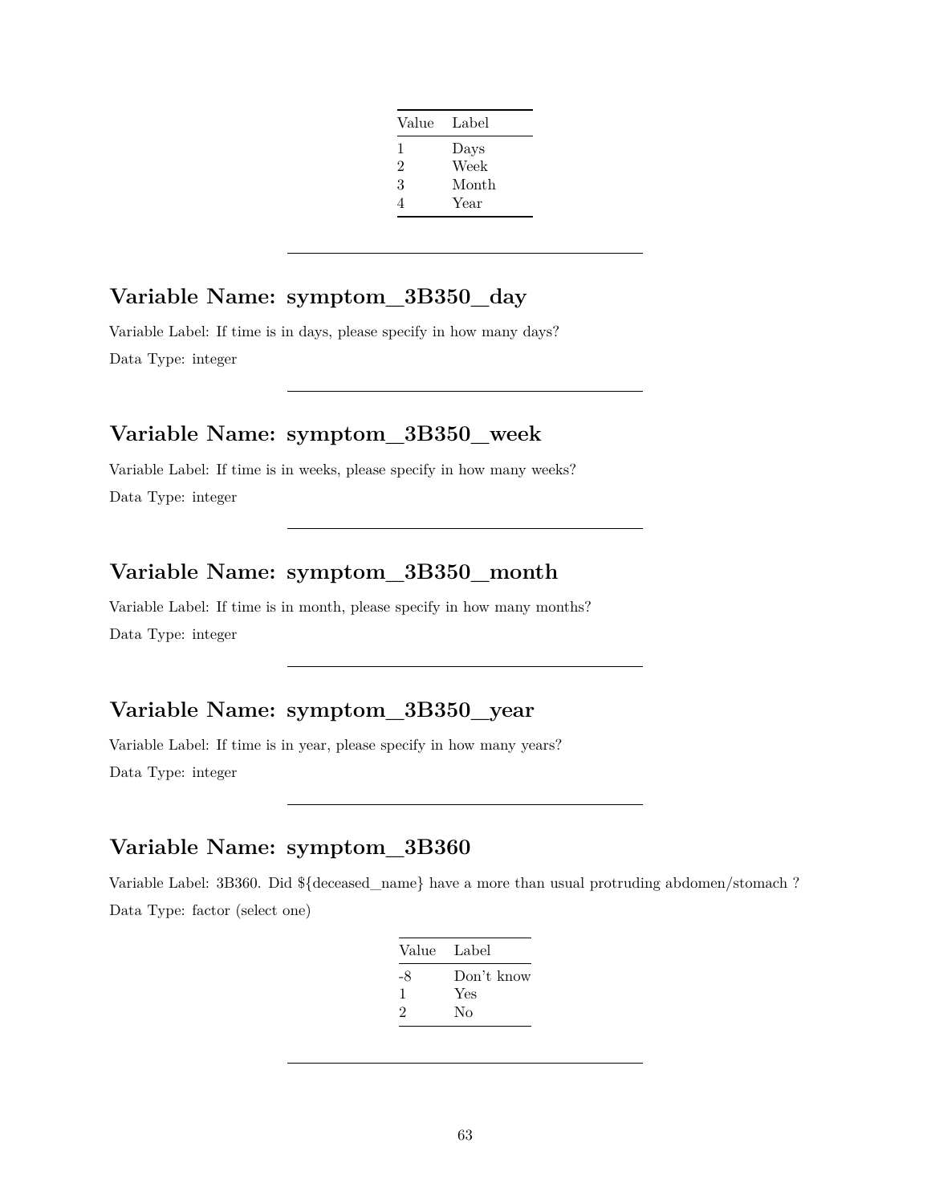| Value | Label |
|---|---|
| 1 | Days |
| 2 | Week |
| 3 | Month |
| 4 | Year |

---

## Variable Name: symptom_3B350_day

Variable Label: If time is in days, please specify in how many days?

Data Type: integer

---

## Variable Name: symptom_3B350_week

Variable Label: If time is in weeks, please specify in how many weeks?

Data Type: integer

---

## Variable Name: symptom_3B350_month

Variable Label: If time is in month, please specify in how many months?

Data Type: integer

---

## Variable Name: symptom_3B350_year

Variable Label: If time is in year, please specify in how many years?

Data Type: integer

---

## Variable Name: symptom_3B360

Variable Label: 3B360. Did ${deceased_name} have a more than usual protruding abdomen/stomach ?

Data Type: factor (select one)

| Value | Label |
|---|---|
| -8 | Don't know |
| 1 | Yes |
| 2 | No |

---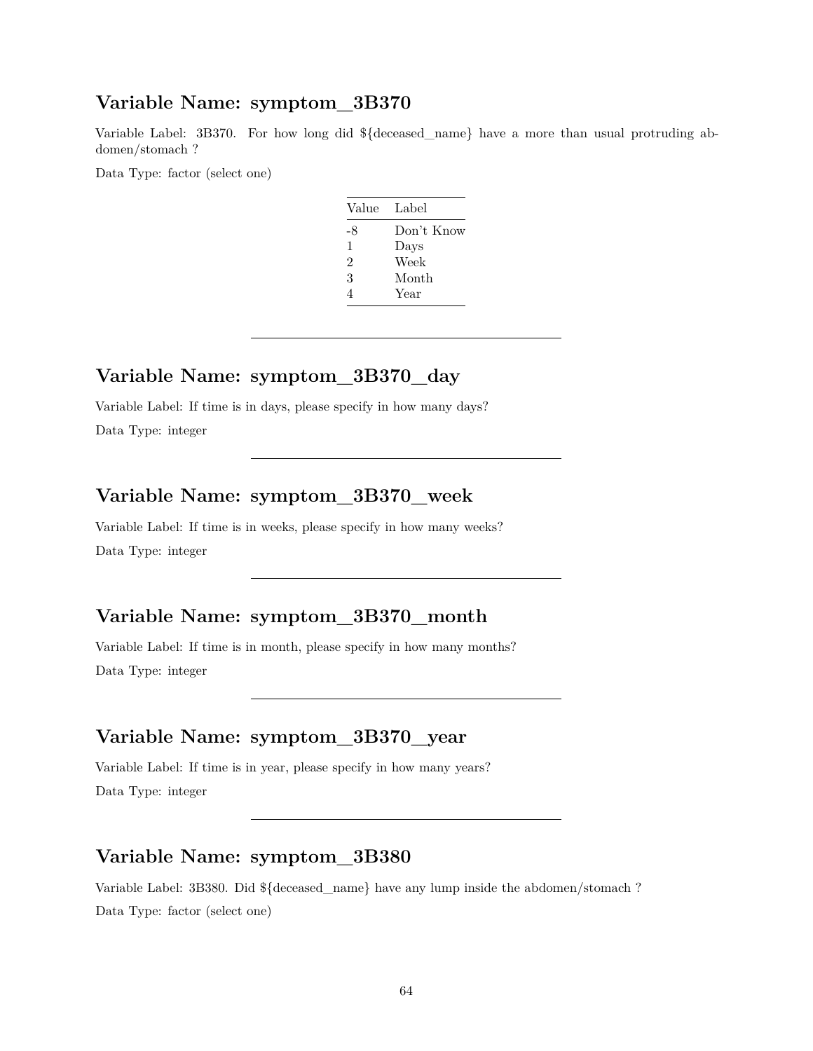## Variable Name: symptom_3B370

Variable Label: 3B370. For how long did ${deceased_name} have a more than usual protruding abdomen/stomach ?

Data Type: factor (select one)

| Value | Label |
|---|---|
| -8 | Don't Know |
| 1 | Days |
| 2 | Week |
| 3 | Month |
| 4 | Year |

---

## Variable Name: symptom_3B370_day

Variable Label: If time is in days, please specify in how many days?

Data Type: integer

---

## Variable Name: symptom_3B370_week

Variable Label: If time is in weeks, please specify in how many weeks?

Data Type: integer

---

## Variable Name: symptom_3B370_month

Variable Label: If time is in month, please specify in how many months?

Data Type: integer

---

## Variable Name: symptom_3B370_year

Variable Label: If time is in year, please specify in how many years?

Data Type: integer

---

## Variable Name: symptom_3B380

Variable Label: 3B380. Did ${deceased_name} have any lump inside the abdomen/stomach ?

Data Type: factor (select one)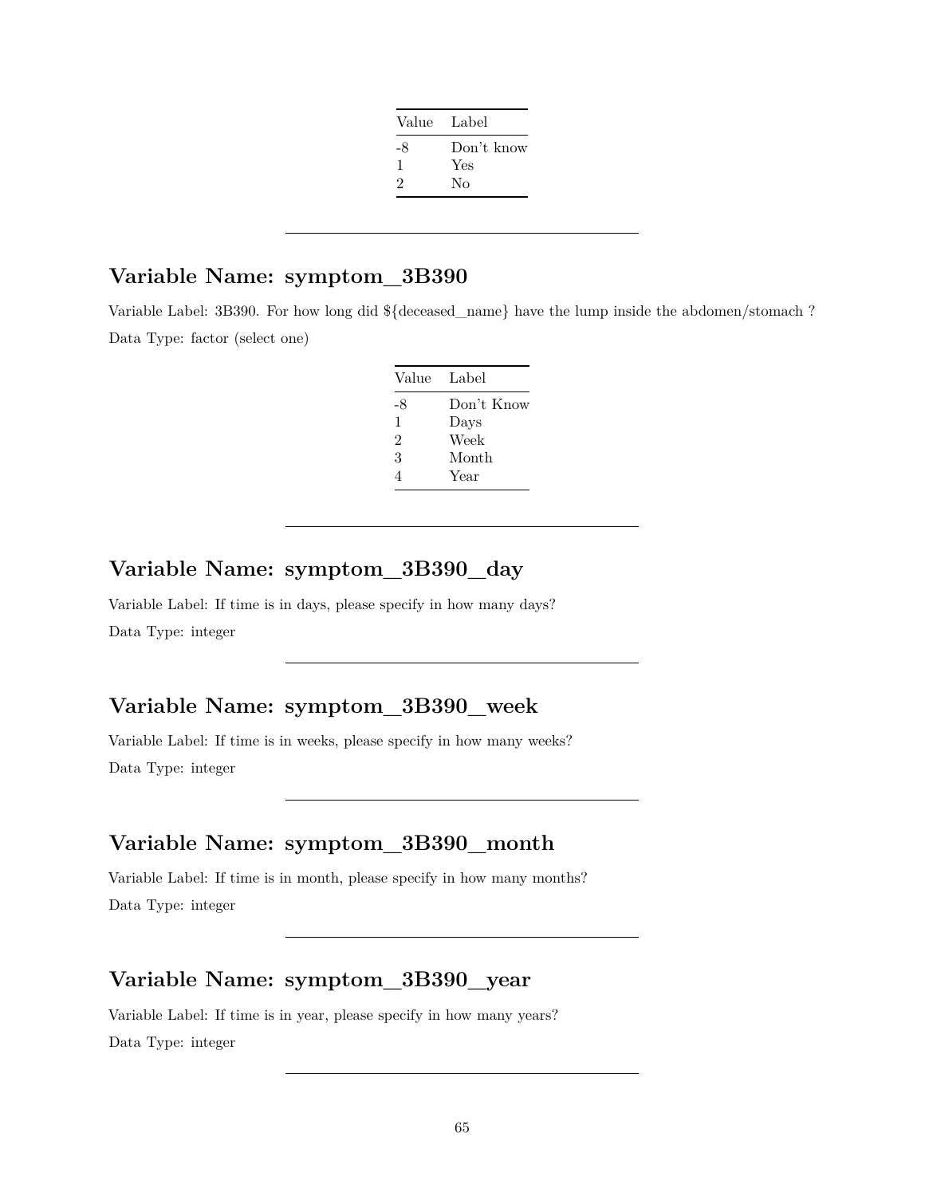| Value | Label |
|---|---|
| -8 | Don't know |
| 1 | Yes |
| 2 | No |

---

## Variable Name: symptom_3B390

Variable Label: 3B390. For how long did ${deceased_name} have the lump inside the abdomen/stomach ?

Data Type: factor (select one)

| Value | Label |
|---|---|
| -8 | Don't Know |
| 1 | Days |
| 2 | Week |
| 3 | Month |
| 4 | Year |

---

## Variable Name: symptom_3B390_day

Variable Label: If time is in days, please specify in how many days?

Data Type: integer

---

## Variable Name: symptom_3B390_week

Variable Label: If time is in weeks, please specify in how many weeks?

Data Type: integer

---

## Variable Name: symptom_3B390_month

Variable Label: If time is in month, please specify in how many months?

Data Type: integer

---

## Variable Name: symptom_3B390_year

Variable Label: If time is in year, please specify in how many years?

Data Type: integer

---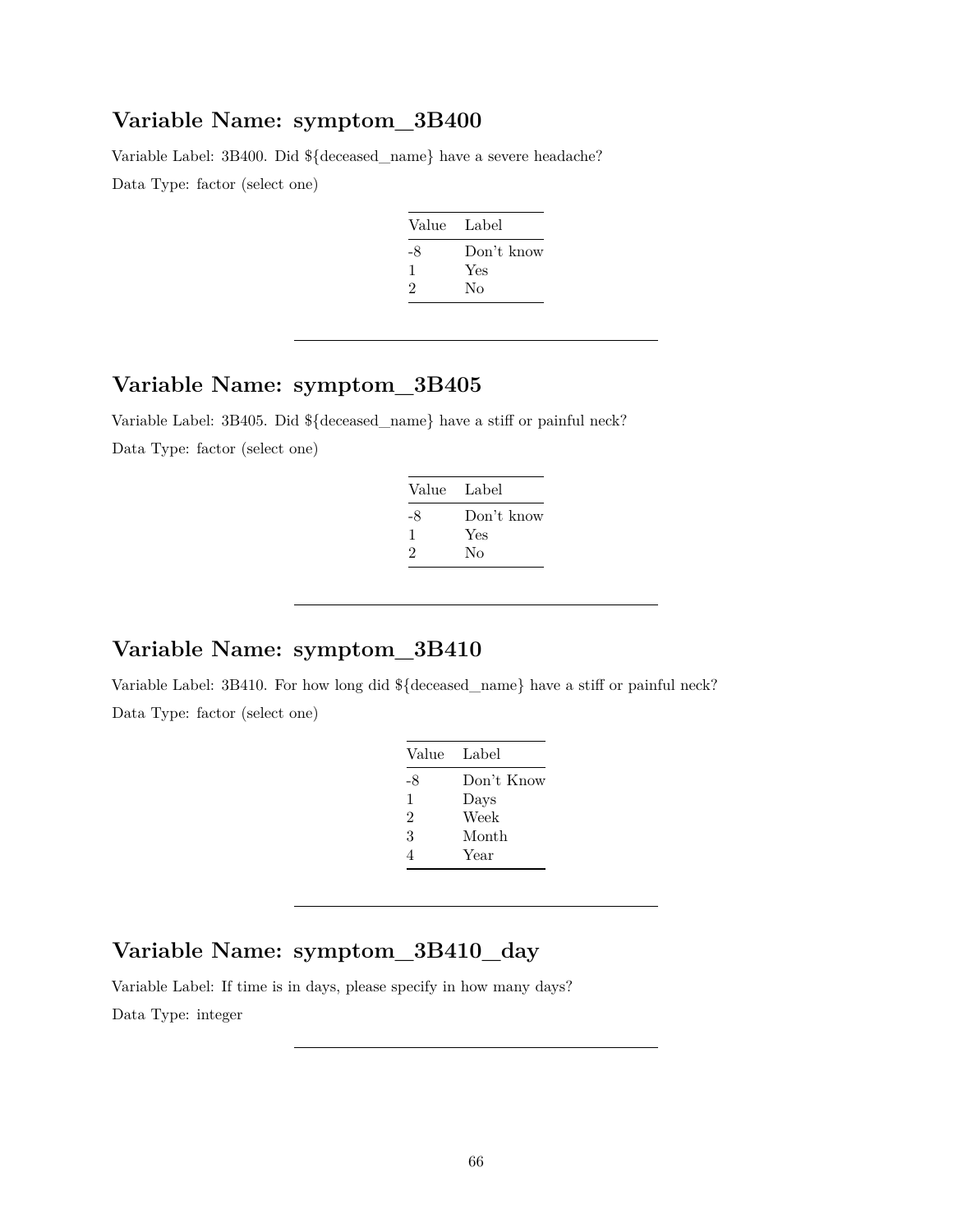## Variable Name: symptom_3B400

Variable Label: 3B400. Did ${deceased_name} have a severe headache?

Data Type: factor (select one)

| Value | Label |
|---|---|
| -8 | Don't know |
| 1 | Yes |
| 2 | No |

---

## Variable Name: symptom_3B405

Variable Label: 3B405. Did ${deceased_name} have a stiff or painful neck?

Data Type: factor (select one)

| Value | Label |
|---|---|
| -8 | Don't know |
| 1 | Yes |
| 2 | No |

---

## Variable Name: symptom_3B410

Variable Label: 3B410. For how long did ${deceased_name} have a stiff or painful neck?

Data Type: factor (select one)

| Value | Label |
|---|---|
| -8 | Don't Know |
| 1 | Days |
| 2 | Week |
| 3 | Month |
| 4 | Year |

---

## Variable Name: symptom_3B410_day

Variable Label: If time is in days, please specify in how many days?

Data Type: integer

---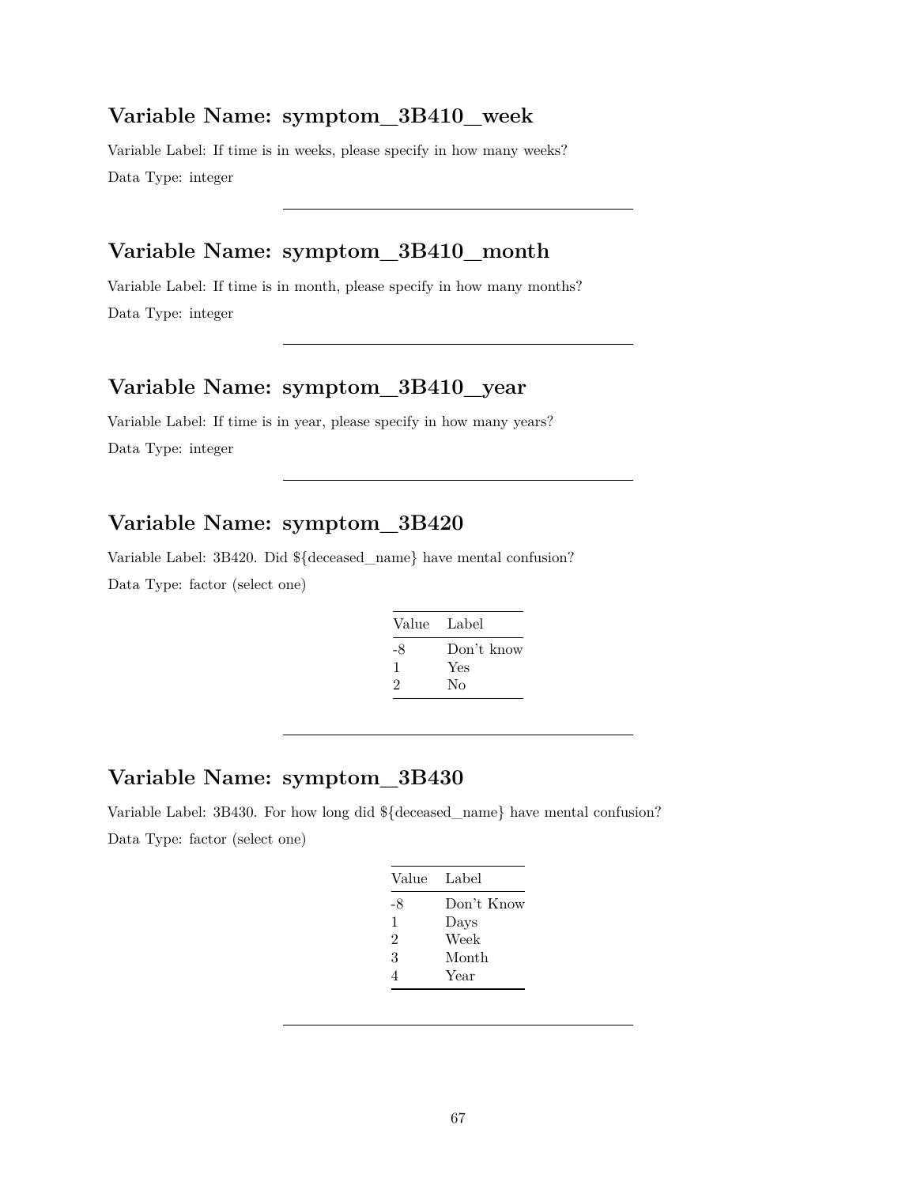## Variable Name: symptom_3B410_week

Variable Label: If time is in weeks, please specify in how many weeks?

Data Type: integer

---

## Variable Name: symptom_3B410_month

Variable Label: If time is in month, please specify in how many months?

Data Type: integer

---

## Variable Name: symptom_3B410_year

Variable Label: If time is in year, please specify in how many years?

Data Type: integer

---

## Variable Name: symptom_3B420

Variable Label: 3B420. Did ${deceased_name} have mental confusion?

Data Type: factor (select one)

| Value | Label |
|---|---|
| -8 | Don't know |
| 1 | Yes |
| 2 | No |

---

## Variable Name: symptom_3B430

Variable Label: 3B430. For how long did ${deceased_name} have mental confusion?

Data Type: factor (select one)

| Value | Label |
|---|---|
| -8 | Don't Know |
| 1 | Days |
| 2 | Week |
| 3 | Month |
| 4 | Year |

---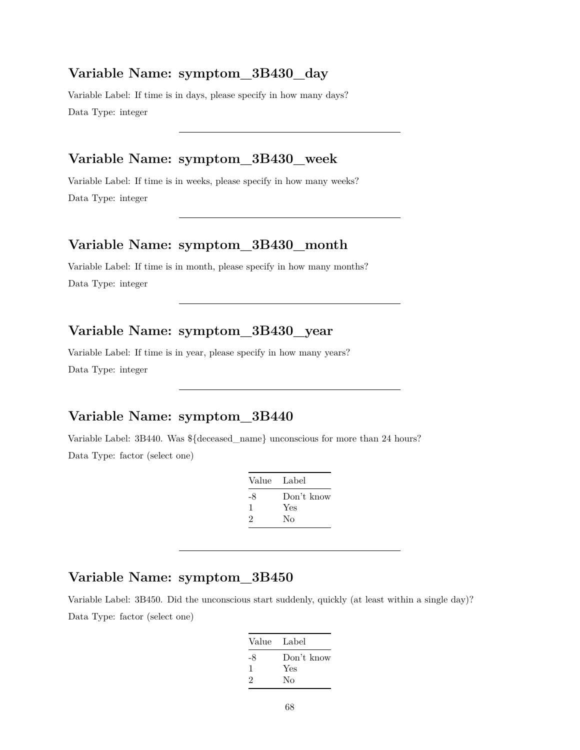## Variable Name: symptom_3B430_day

Variable Label: If time is in days, please specify in how many days?

Data Type: integer

---

## Variable Name: symptom_3B430_week

Variable Label: If time is in weeks, please specify in how many weeks?

Data Type: integer

---

## Variable Name: symptom_3B430_month

Variable Label: If time is in month, please specify in how many months?

Data Type: integer

---

## Variable Name: symptom_3B430_year

Variable Label: If time is in year, please specify in how many years?

Data Type: integer

---

## Variable Name: symptom_3B440

Variable Label: 3B440. Was ${deceased_name} unconscious for more than 24 hours?

Data Type: factor (select one)

| Value | Label |
|---|---|
| -8 | Don't know |
| 1 | Yes |
| 2 | No |

---

## Variable Name: symptom_3B450

Variable Label: 3B450. Did the unconscious start suddenly, quickly (at least within a single day)?

Data Type: factor (select one)

| Value | Label |
|---|---|
| -8 | Don't know |
| 1 | Yes |
| 2 | No |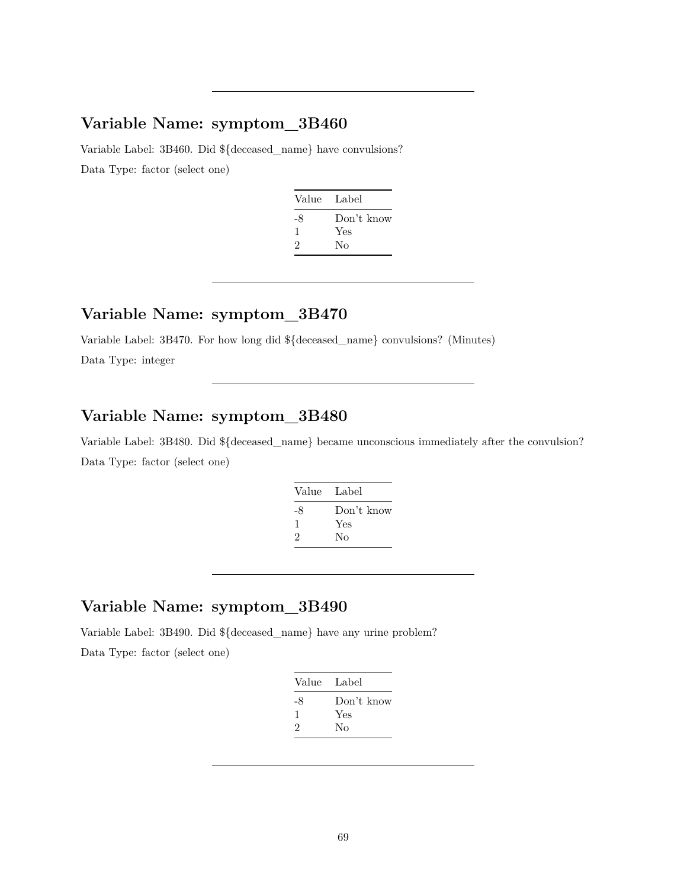---

## Variable Name: symptom_3B460

Variable Label: 3B460. Did ${deceased_name} have convulsions?

Data Type: factor (select one)

| Value | Label |
|---|---|
| -8 | Don't know |
| 1 | Yes |
| 2 | No |

---

## Variable Name: symptom_3B470

Variable Label: 3B470. For how long did ${deceased_name} convulsions? (Minutes)

Data Type: integer

---

## Variable Name: symptom_3B480

Variable Label: 3B480. Did ${deceased_name} became unconscious immediately after the convulsion?

Data Type: factor (select one)

| Value | Label |
|---|---|
| -8 | Don't know |
| 1 | Yes |
| 2 | No |

---

## Variable Name: symptom_3B490

Variable Label: 3B490. Did ${deceased_name} have any urine problem?

Data Type: factor (select one)

| Value | Label |
|---|---|
| -8 | Don't know |
| 1 | Yes |
| 2 | No |

---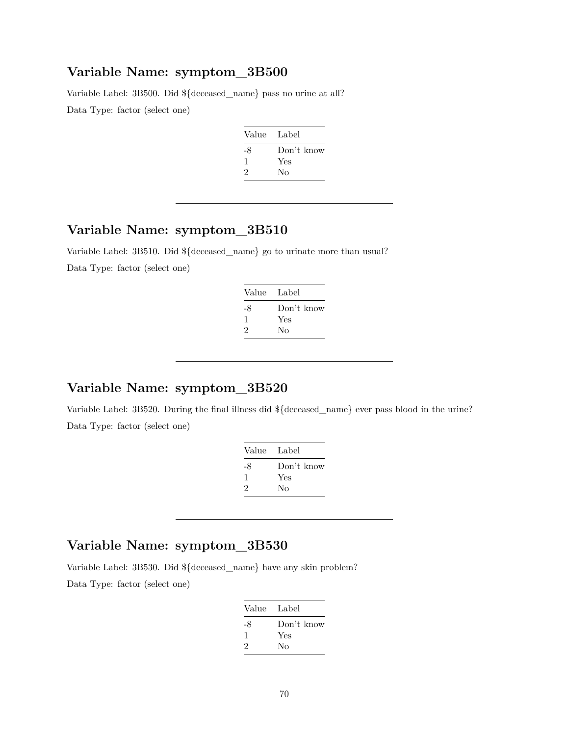## Variable Name: symptom_3B500

Variable Label: 3B500. Did ${deceased_name} pass no urine at all?

Data Type: factor (select one)

| Value | Label |
|---|---|
| -8 | Don't know |
| 1 | Yes |
| 2 | No |

---

## Variable Name: symptom_3B510

Variable Label: 3B510. Did ${deceased_name} go to urinate more than usual?

Data Type: factor (select one)

| Value | Label |
|---|---|
| -8 | Don't know |
| 1 | Yes |
| 2 | No |

---

## Variable Name: symptom_3B520

Variable Label: 3B520. During the final illness did ${deceased_name} ever pass blood in the urine?

Data Type: factor (select one)

| Value | Label |
|---|---|
| -8 | Don't know |
| 1 | Yes |
| 2 | No |

---

## Variable Name: symptom_3B530

Variable Label: 3B530. Did ${deceased_name} have any skin problem?

Data Type: factor (select one)

| Value | Label |
|---|---|
| -8 | Don't know |
| 1 | Yes |
| 2 | No |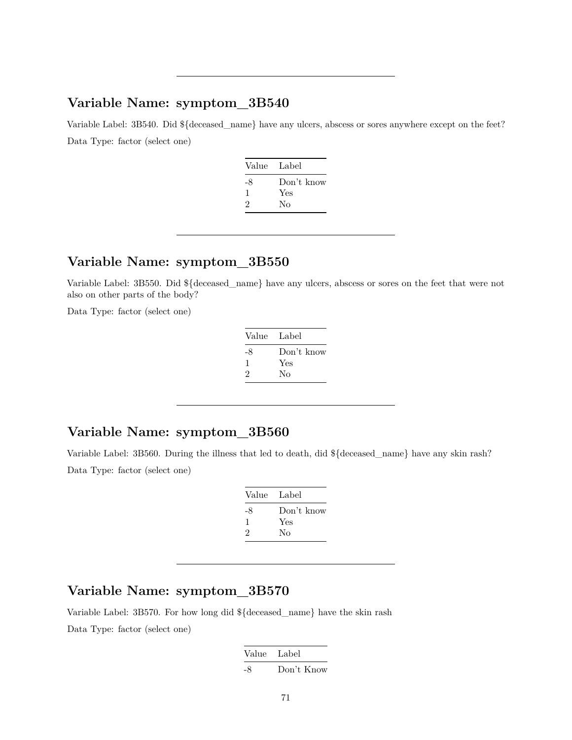---

## Variable Name: symptom_3B540

Variable Label: 3B540. Did ${deceased_name} have any ulcers, abscess or sores anywhere except on the feet?

Data Type: factor (select one)

| Value | Label |
|---|---|
| -8 | Don't know |
| 1 | Yes |
| 2 | No |

---

## Variable Name: symptom_3B550

Variable Label: 3B550. Did ${deceased_name} have any ulcers, abscess or sores on the feet that were not also on other parts of the body?

Data Type: factor (select one)

| Value | Label |
|---|---|
| -8 | Don't know |
| 1 | Yes |
| 2 | No |

---

## Variable Name: symptom_3B560

Variable Label: 3B560. During the illness that led to death, did ${deceased_name} have any skin rash?

Data Type: factor (select one)

| Value | Label |
|---|---|
| -8 | Don't know |
| 1 | Yes |
| 2 | No |

---

## Variable Name: symptom_3B570

Variable Label: 3B570. For how long did ${deceased_name} have the skin rash

Data Type: factor (select one)

| Value | Label |
|---|---|
| -8 | Don't Know |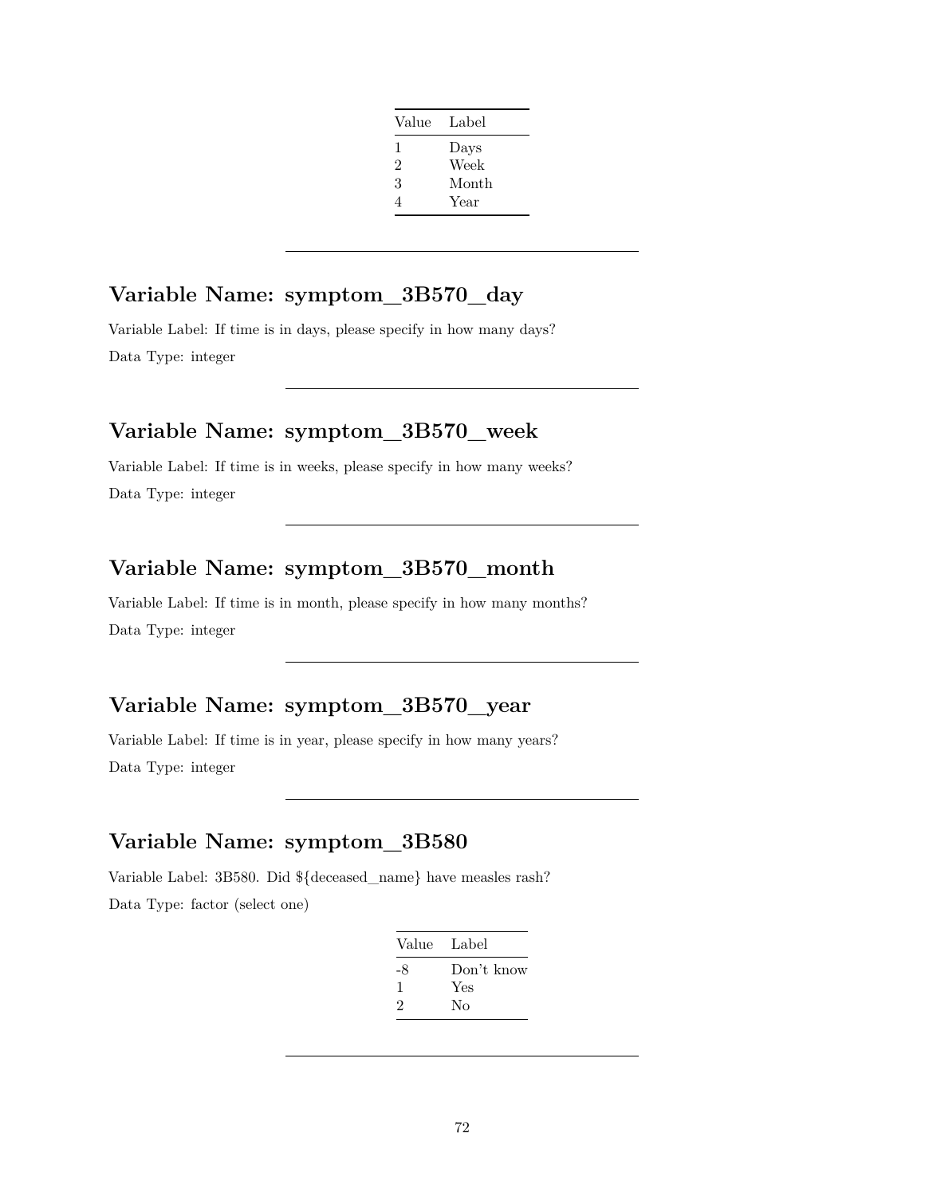| Value | Label |
|---|---|
| 1 | Days |
| 2 | Week |
| 3 | Month |
| 4 | Year |

---

## Variable Name: symptom_3B570_day

Variable Label: If time is in days, please specify in how many days?

Data Type: integer

---

## Variable Name: symptom_3B570_week

Variable Label: If time is in weeks, please specify in how many weeks?

Data Type: integer

---

## Variable Name: symptom_3B570_month

Variable Label: If time is in month, please specify in how many months?

Data Type: integer

---

## Variable Name: symptom_3B570_year

Variable Label: If time is in year, please specify in how many years?

Data Type: integer

---

## Variable Name: symptom_3B580

Variable Label: 3B580. Did ${deceased_name} have measles rash?

Data Type: factor (select one)

| Value | Label |
|---|---|
| -8 | Don't know |
| 1 | Yes |
| 2 | No |

---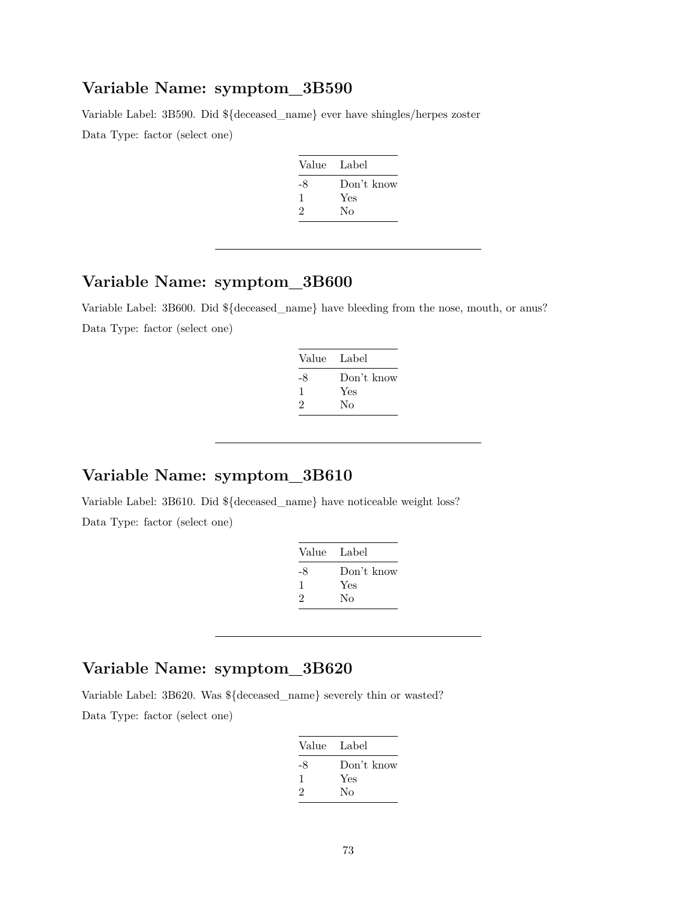## Variable Name: symptom_3B590

Variable Label: 3B590. Did ${deceased_name} ever have shingles/herpes zoster

Data Type: factor (select one)

| Value | Label |
|---|---|
| -8 | Don't know |
| 1 | Yes |
| 2 | No |

---

## Variable Name: symptom_3B600

Variable Label: 3B600. Did ${deceased_name} have bleeding from the nose, mouth, or anus?

Data Type: factor (select one)

| Value | Label |
|---|---|
| -8 | Don't know |
| 1 | Yes |
| 2 | No |

---

## Variable Name: symptom_3B610

Variable Label: 3B610. Did ${deceased_name} have noticeable weight loss?

Data Type: factor (select one)

| Value | Label |
|---|---|
| -8 | Don't know |
| 1 | Yes |
| 2 | No |

---

## Variable Name: symptom_3B620

Variable Label: 3B620. Was ${deceased_name} severely thin or wasted?

Data Type: factor (select one)

| Value | Label |
|---|---|
| -8 | Don't know |
| 1 | Yes |
| 2 | No |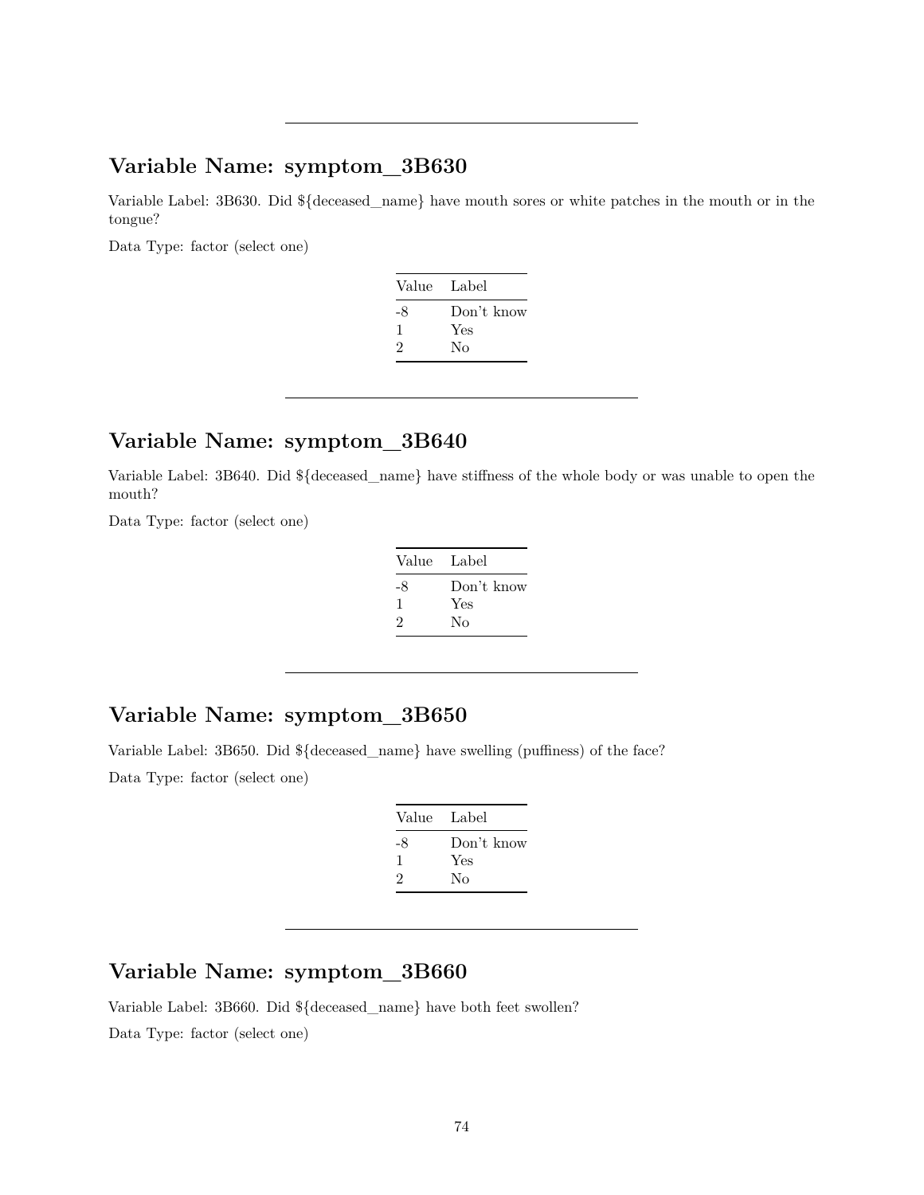---

## Variable Name: symptom_3B630

Variable Label: 3B630. Did ${deceased_name} have mouth sores or white patches in the mouth or in the tongue?

Data Type: factor (select one)

| Value | Label |
|---|---|
| -8 | Don't know |
| 1 | Yes |
| 2 | No |

---

## Variable Name: symptom_3B640

Variable Label: 3B640. Did ${deceased_name} have stiffness of the whole body or was unable to open the mouth?

Data Type: factor (select one)

| Value | Label |
|---|---|
| -8 | Don't know |
| 1 | Yes |
| 2 | No |

---

## Variable Name: symptom_3B650

Variable Label: 3B650. Did ${deceased_name} have swelling (puffiness) of the face?

Data Type: factor (select one)

| Value | Label |
|---|---|
| -8 | Don't know |
| 1 | Yes |
| 2 | No |

---

## Variable Name: symptom_3B660

Variable Label: 3B660. Did ${deceased_name} have both feet swollen?

Data Type: factor (select one)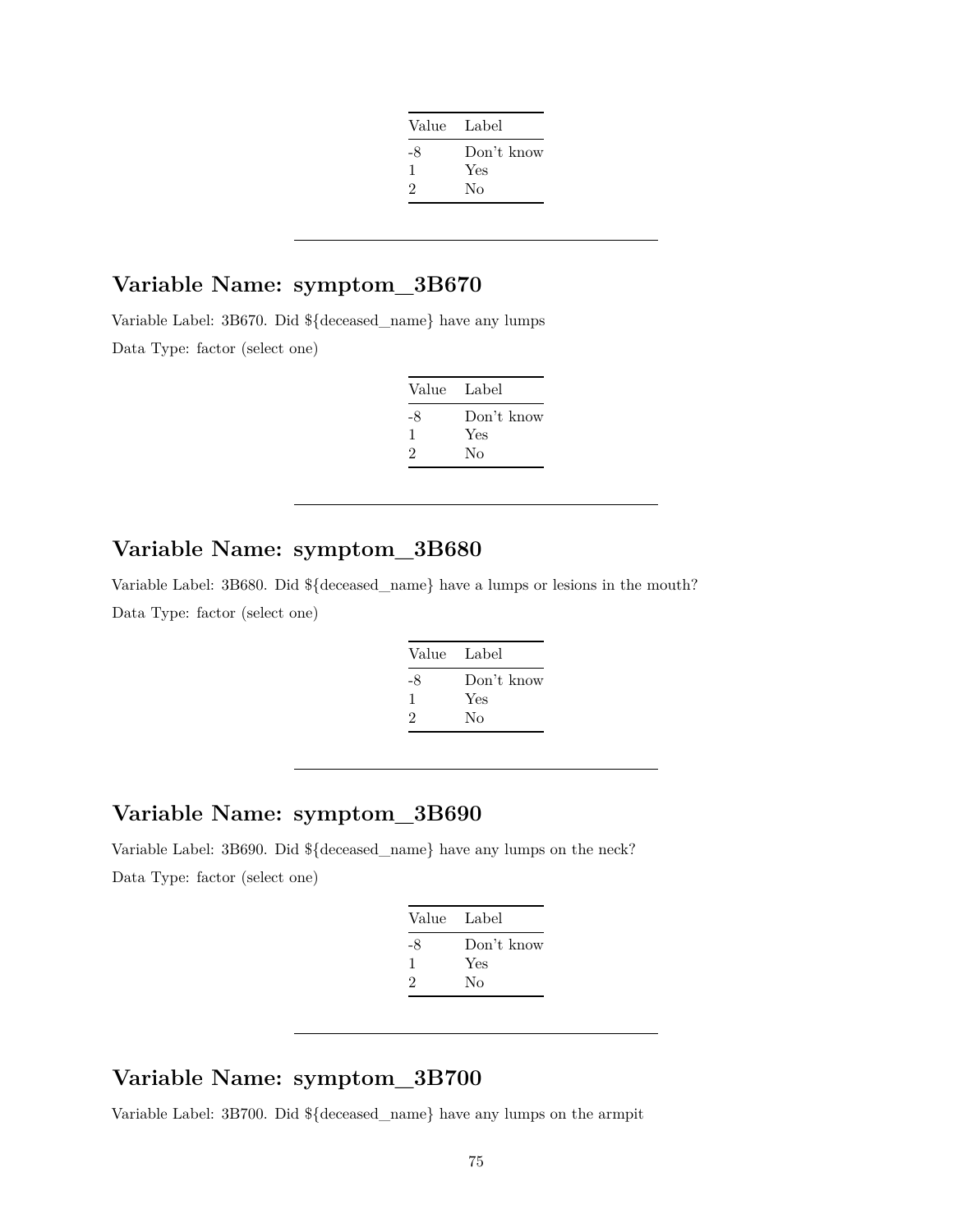| Value | Label |
|---|---|
| -8 | Don't know |
| 1 | Yes |
| 2 | No |

---

## Variable Name: symptom_3B670

Variable Label: 3B670. Did ${deceased_name} have any lumps

Data Type: factor (select one)

| Value | Label |
|---|---|
| -8 | Don't know |
| 1 | Yes |
| 2 | No |

---

## Variable Name: symptom_3B680

Variable Label: 3B680. Did ${deceased_name} have a lumps or lesions in the mouth?

Data Type: factor (select one)

| Value | Label |
|---|---|
| -8 | Don't know |
| 1 | Yes |
| 2 | No |

---

## Variable Name: symptom_3B690

Variable Label: 3B690. Did ${deceased_name} have any lumps on the neck?

Data Type: factor (select one)

| Value | Label |
|---|---|
| -8 | Don't know |
| 1 | Yes |
| 2 | No |

---

## Variable Name: symptom_3B700

Variable Label: 3B700. Did ${deceased_name} have any lumps on the armpit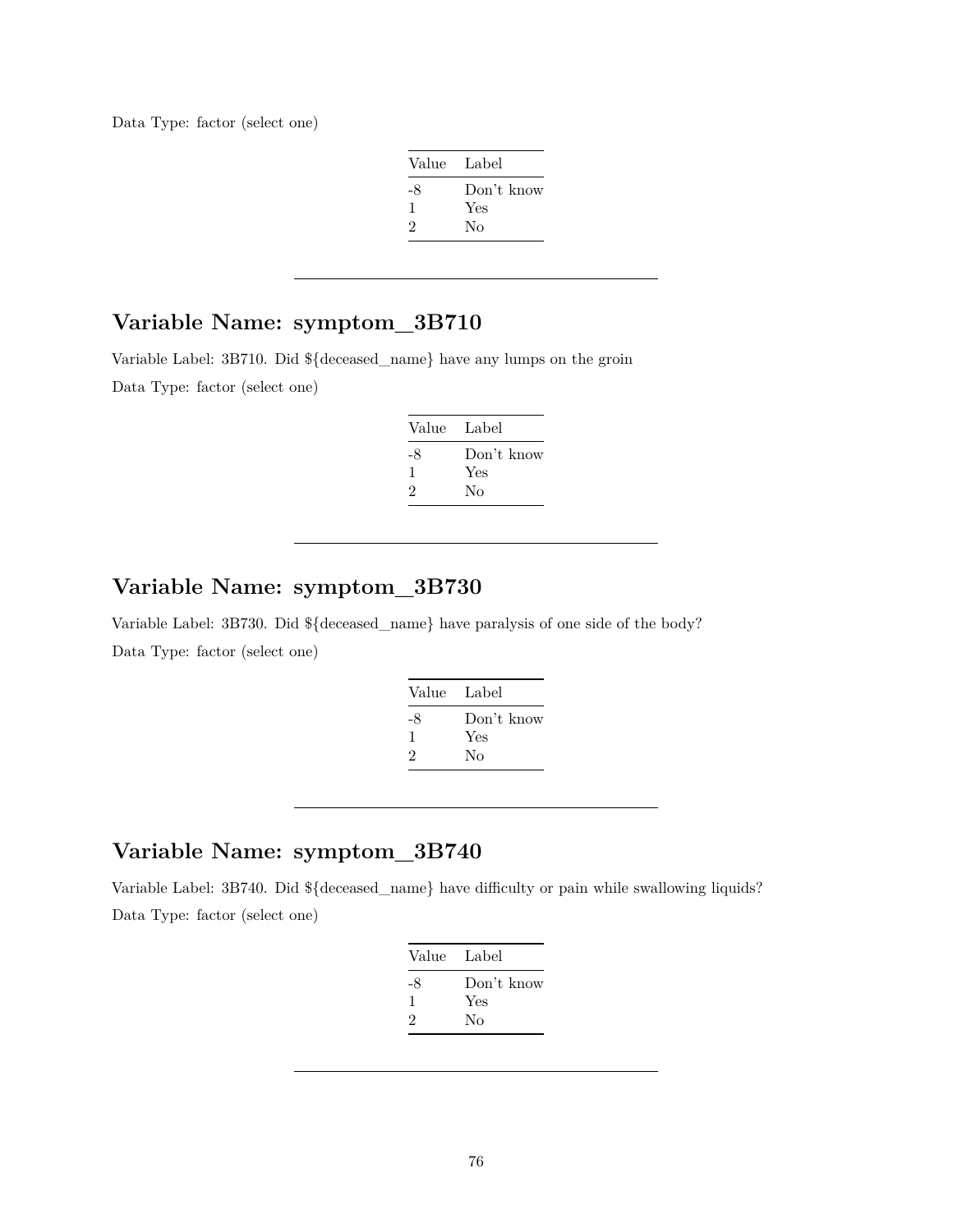Data Type: factor (select one)

| Value | Label |
|---|---|
| -8 | Don't know |
| 1 | Yes |
| 2 | No |

---

## Variable Name: symptom_3B710

Variable Label: 3B710. Did ${deceased_name} have any lumps on the groin

Data Type: factor (select one)

| Value | Label |
|---|---|
| -8 | Don't know |
| 1 | Yes |
| 2 | No |

---

## Variable Name: symptom_3B730

Variable Label: 3B730. Did ${deceased_name} have paralysis of one side of the body?

Data Type: factor (select one)

| Value | Label |
|---|---|
| -8 | Don't know |
| 1 | Yes |
| 2 | No |

---

## Variable Name: symptom_3B740

Variable Label: 3B740. Did ${deceased_name} have difficulty or pain while swallowing liquids?

Data Type: factor (select one)

| Value | Label |
|---|---|
| -8 | Don't know |
| 1 | Yes |
| 2 | No |

---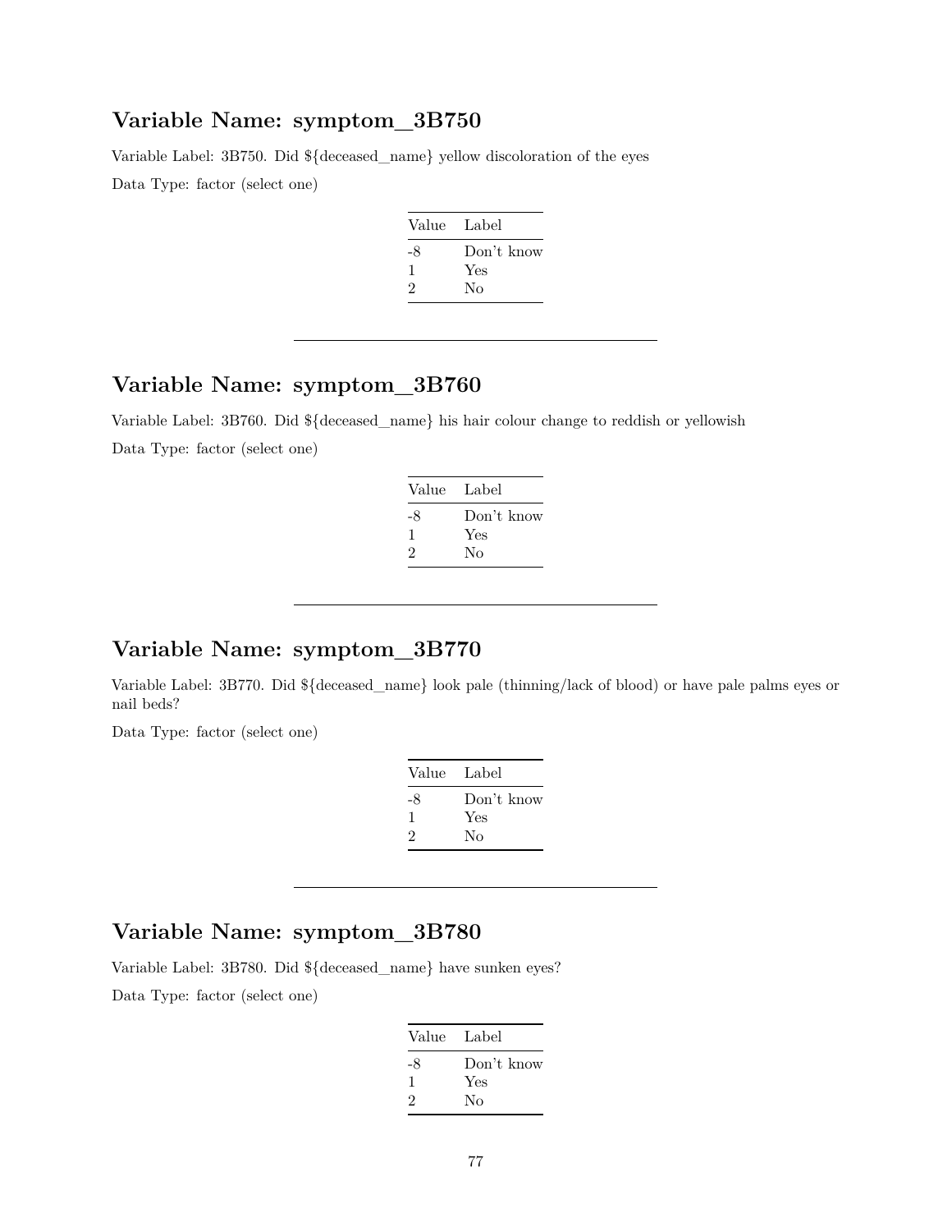## Variable Name: symptom_3B750

Variable Label: 3B750. Did ${deceased_name} yellow discoloration of the eyes

Data Type: factor (select one)

| Value | Label |
|---|---|
| -8 | Don't know |
| 1 | Yes |
| 2 | No |

---

## Variable Name: symptom_3B760

Variable Label: 3B760. Did ${deceased_name} his hair colour change to reddish or yellowish

Data Type: factor (select one)

| Value | Label |
|---|---|
| -8 | Don't know |
| 1 | Yes |
| 2 | No |

---

## Variable Name: symptom_3B770

Variable Label: 3B770. Did ${deceased_name} look pale (thinning/lack of blood) or have pale palms eyes or nail beds?

Data Type: factor (select one)

| Value | Label |
|---|---|
| -8 | Don't know |
| 1 | Yes |
| 2 | No |

---

## Variable Name: symptom_3B780

Variable Label: 3B780. Did ${deceased_name} have sunken eyes?

Data Type: factor (select one)

| Value | Label |
|---|---|
| -8 | Don't know |
| 1 | Yes |
| 2 | No |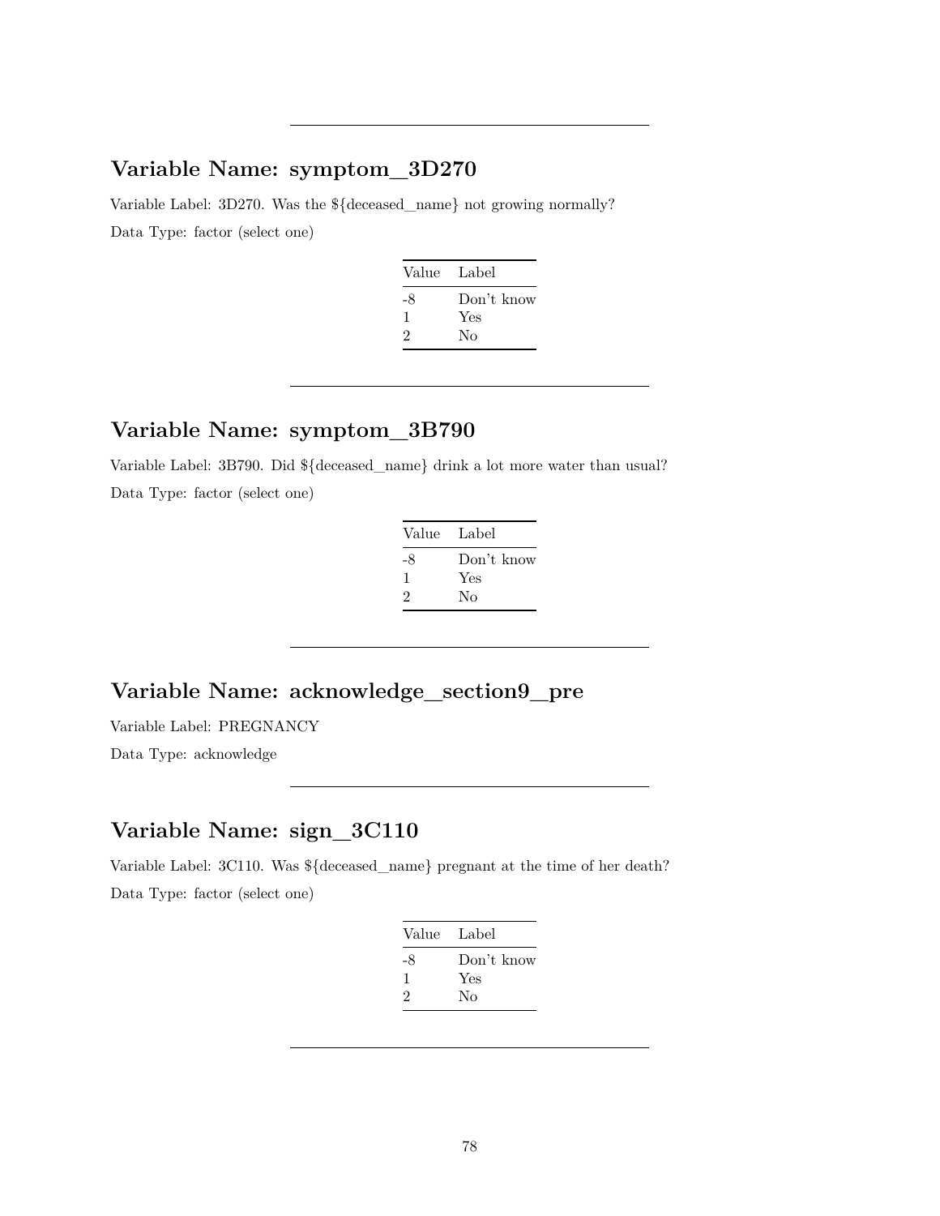---

## Variable Name: symptom_3D270

Variable Label: 3D270. Was the ${deceased_name} not growing normally?

Data Type: factor (select one)

| Value | Label |
|---|---|
| -8 | Don't know |
| 1 | Yes |
| 2 | No |

---

## Variable Name: symptom_3B790

Variable Label: 3B790. Did ${deceased_name} drink a lot more water than usual?

Data Type: factor (select one)

| Value | Label |
|---|---|
| -8 | Don't know |
| 1 | Yes |
| 2 | No |

---

## Variable Name: acknowledge_section9_pre

Variable Label: PREGNANCY

Data Type: acknowledge

---

## Variable Name: sign_3C110

Variable Label: 3C110. Was ${deceased_name} pregnant at the time of her death?

Data Type: factor (select one)

| Value | Label |
|---|---|
| -8 | Don't know |
| 1 | Yes |
| 2 | No |

---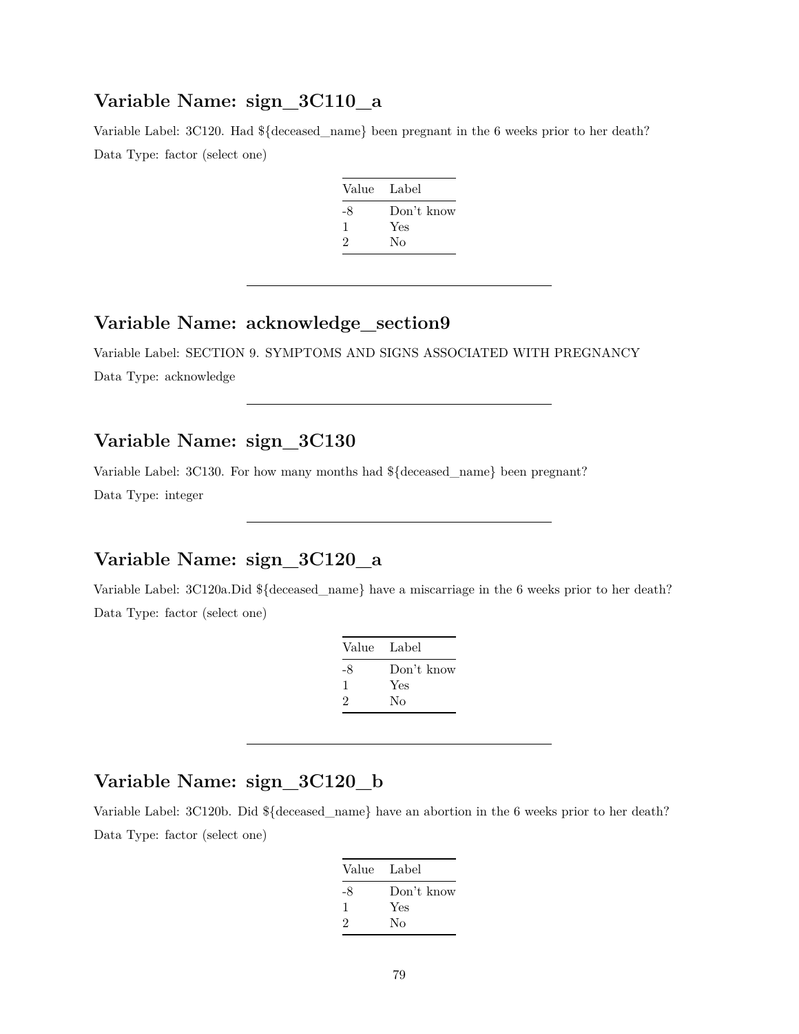## Variable Name: sign_3C110_a

Variable Label: 3C120. Had ${deceased_name} been pregnant in the 6 weeks prior to her death?

Data Type: factor (select one)

| Value | Label |
|---|---|
| -8 | Don't know |
| 1 | Yes |
| 2 | No |

---

## Variable Name: acknowledge_section9

Variable Label: SECTION 9. SYMPTOMS AND SIGNS ASSOCIATED WITH PREGNANCY

Data Type: acknowledge

---

## Variable Name: sign_3C130

Variable Label: 3C130. For how many months had ${deceased_name} been pregnant?

Data Type: integer

---

## Variable Name: sign_3C120_a

Variable Label: 3C120a.Did ${deceased_name} have a miscarriage in the 6 weeks prior to her death?

Data Type: factor (select one)

| Value | Label |
|---|---|
| -8 | Don't know |
| 1 | Yes |
| 2 | No |

---

## Variable Name: sign_3C120_b

Variable Label: 3C120b. Did ${deceased_name} have an abortion in the 6 weeks prior to her death?

Data Type: factor (select one)

| Value | Label |
|---|---|
| -8 | Don't know |
| 1 | Yes |
| 2 | No |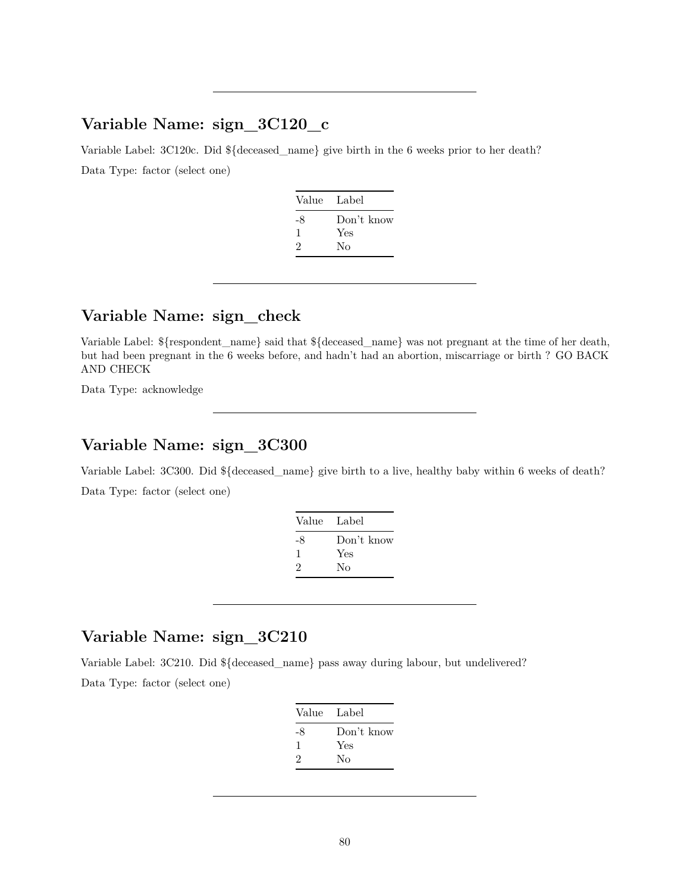---

## Variable Name: sign_3C120_c

Variable Label: 3C120c. Did ${deceased_name} give birth in the 6 weeks prior to her death?

Data Type: factor (select one)

| Value | Label |
|---|---|
| -8 | Don't know |
| 1 | Yes |
| 2 | No |

---

## Variable Name: sign_check

Variable Label: ${respondent_name} said that ${deceased_name} was not pregnant at the time of her death, but had been pregnant in the 6 weeks before, and hadn't had an abortion, miscarriage or birth ? GO BACK AND CHECK

Data Type: acknowledge

---

## Variable Name: sign_3C300

Variable Label: 3C300. Did ${deceased_name} give birth to a live, healthy baby within 6 weeks of death?

Data Type: factor (select one)

| Value | Label |
|---|---|
| -8 | Don't know |
| 1 | Yes |
| 2 | No |

---

## Variable Name: sign_3C210

Variable Label: 3C210. Did ${deceased_name} pass away during labour, but undelivered?

Data Type: factor (select one)

| Value | Label |
|---|---|
| -8 | Don't know |
| 1 | Yes |
| 2 | No |

---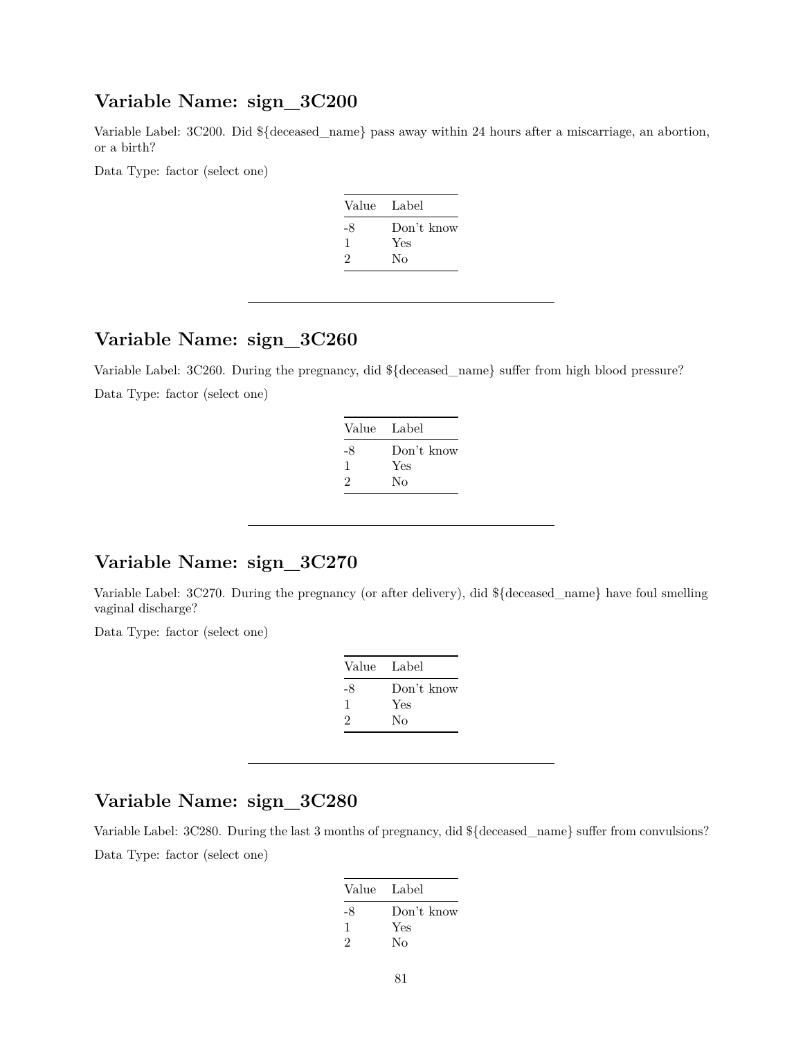## Variable Name: sign_3C200

Variable Label: 3C200. Did ${deceased_name} pass away within 24 hours after a miscarriage, an abortion, or a birth?

Data Type: factor (select one)

| Value | Label |
|---|---|
| -8 | Don't know |
| 1 | Yes |
| 2 | No |

---

## Variable Name: sign_3C260

Variable Label: 3C260. During the pregnancy, did ${deceased_name} suffer from high blood pressure?

Data Type: factor (select one)

| Value | Label |
|---|---|
| -8 | Don't know |
| 1 | Yes |
| 2 | No |

---

## Variable Name: sign_3C270

Variable Label: 3C270. During the pregnancy (or after delivery), did ${deceased_name} have foul smelling vaginal discharge?

Data Type: factor (select one)

| Value | Label |
|---|---|
| -8 | Don't know |
| 1 | Yes |
| 2 | No |

---

## Variable Name: sign_3C280

Variable Label: 3C280. During the last 3 months of pregnancy, did ${deceased_name} suffer from convulsions?

Data Type: factor (select one)

| Value | Label |
|---|---|
| -8 | Don't know |
| 1 | Yes |
| 2 | No |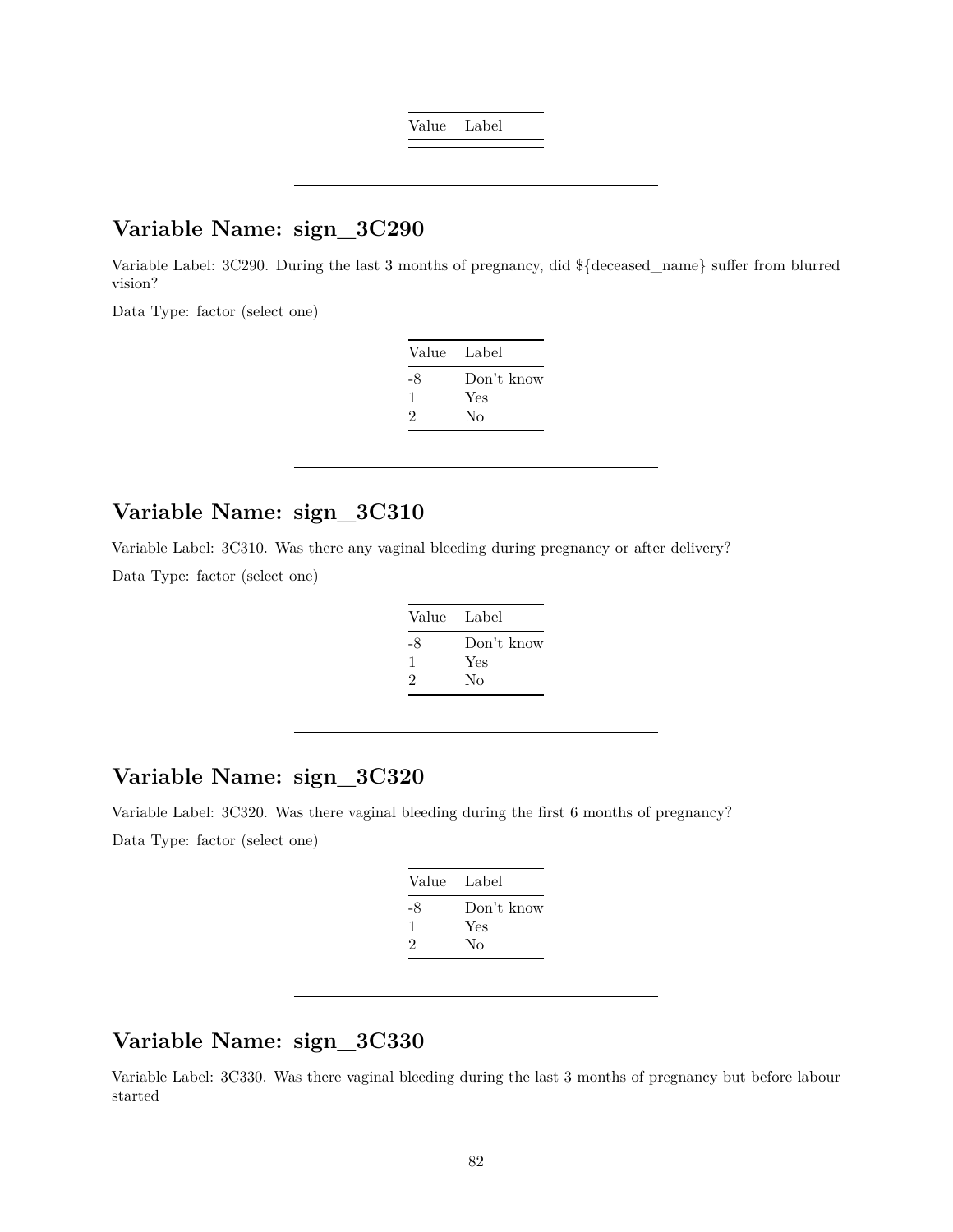| Value | Label |
|---|---|

---

## Variable Name: sign_3C290

Variable Label: 3C290. During the last 3 months of pregnancy, did ${deceased_name} suffer from blurred vision?

Data Type: factor (select one)

| Value | Label |
|---|---|
| -8 | Don't know |
| 1 | Yes |
| 2 | No |

---

## Variable Name: sign_3C310

Variable Label: 3C310. Was there any vaginal bleeding during pregnancy or after delivery?

Data Type: factor (select one)

| Value | Label |
|---|---|
| -8 | Don't know |
| 1 | Yes |
| 2 | No |

---

## Variable Name: sign_3C320

Variable Label: 3C320. Was there vaginal bleeding during the first 6 months of pregnancy?

Data Type: factor (select one)

| Value | Label |
|---|---|
| -8 | Don't know |
| 1 | Yes |
| 2 | No |

---

## Variable Name: sign_3C330

Variable Label: 3C330. Was there vaginal bleeding during the last 3 months of pregnancy but before labour started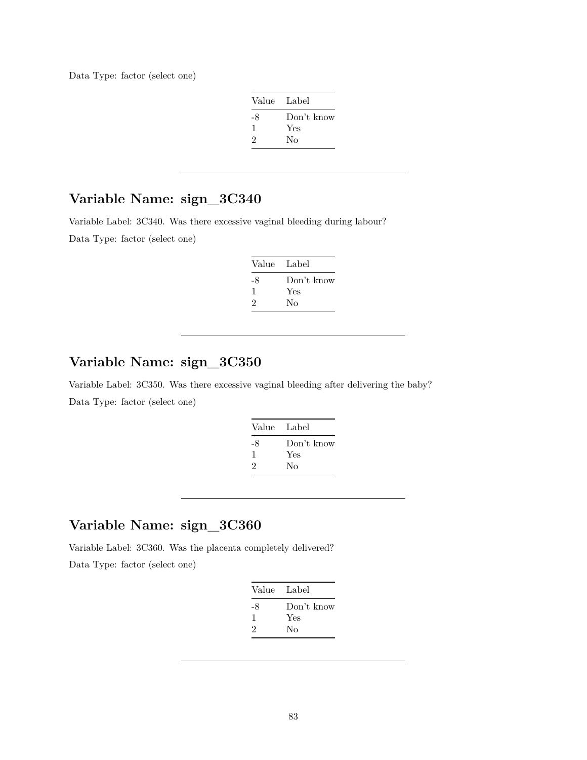Data Type: factor (select one)

| Value | Label |
|---|---|
| -8 | Don't know |
| 1 | Yes |
| 2 | No |

---

## Variable Name: sign_3C340

Variable Label: 3C340. Was there excessive vaginal bleeding during labour?

Data Type: factor (select one)

| Value | Label |
|---|---|
| -8 | Don't know |
| 1 | Yes |
| 2 | No |

---

## Variable Name: sign_3C350

Variable Label: 3C350. Was there excessive vaginal bleeding after delivering the baby?

Data Type: factor (select one)

| Value | Label |
|---|---|
| -8 | Don't know |
| 1 | Yes |
| 2 | No |

---

## Variable Name: sign_3C360

Variable Label: 3C360. Was the placenta completely delivered?

Data Type: factor (select one)

| Value | Label |
|---|---|
| -8 | Don't know |
| 1 | Yes |
| 2 | No |

---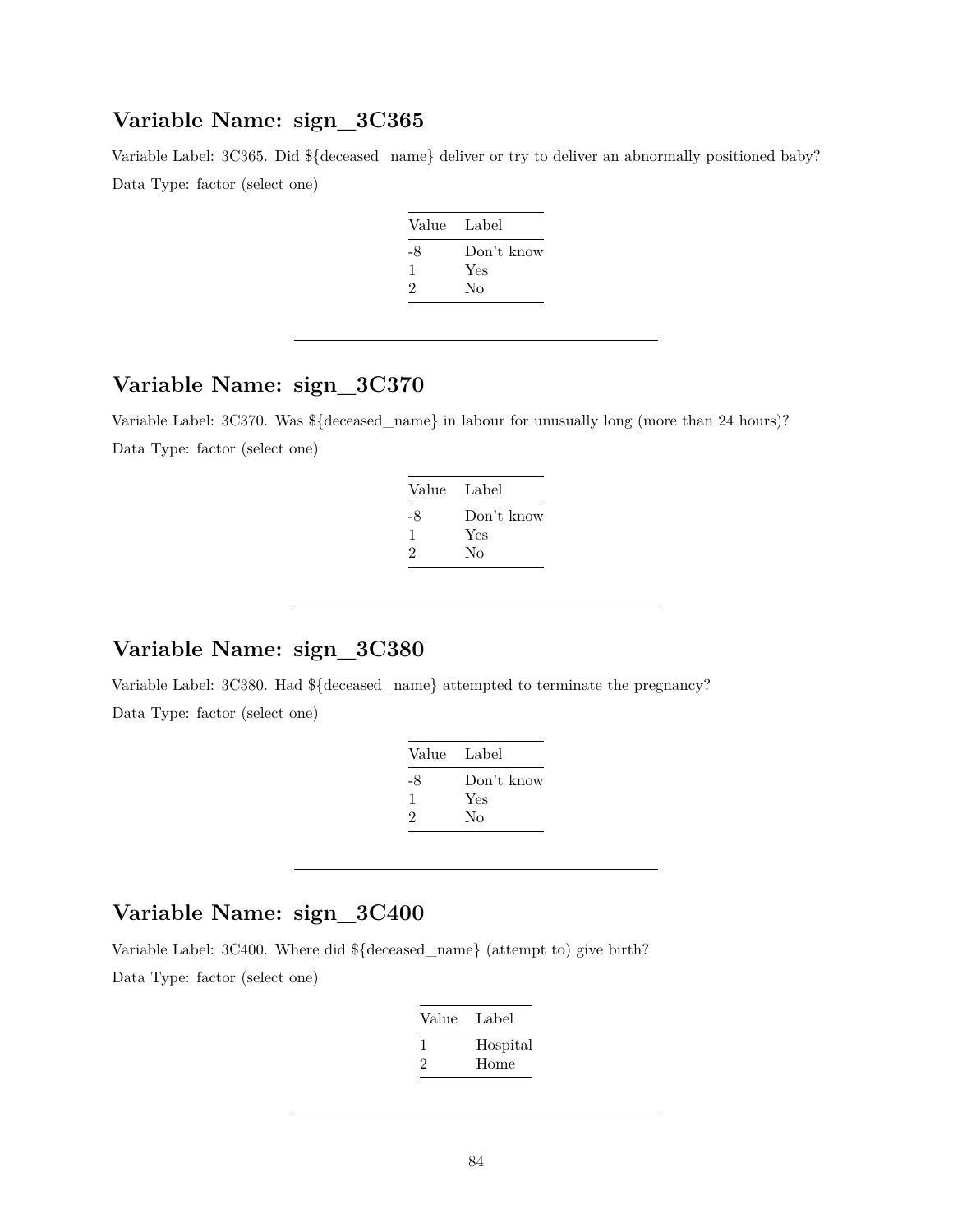## Variable Name: sign_3C365

Variable Label: 3C365. Did ${deceased_name} deliver or try to deliver an abnormally positioned baby?

Data Type: factor (select one)

| Value | Label |
|---|---|
| -8 | Don't know |
| 1 | Yes |
| 2 | No |

---

## Variable Name: sign_3C370

Variable Label: 3C370. Was ${deceased_name} in labour for unusually long (more than 24 hours)?

Data Type: factor (select one)

| Value | Label |
|---|---|
| -8 | Don't know |
| 1 | Yes |
| 2 | No |

---

## Variable Name: sign_3C380

Variable Label: 3C380. Had ${deceased_name} attempted to terminate the pregnancy?

Data Type: factor (select one)

| Value | Label |
|---|---|
| -8 | Don't know |
| 1 | Yes |
| 2 | No |

---

## Variable Name: sign_3C400

Variable Label: 3C400. Where did ${deceased_name} (attempt to) give birth?

Data Type: factor (select one)

| Value | Label |
|---|---|
| 1 | Hospital |
| 2 | Home |

---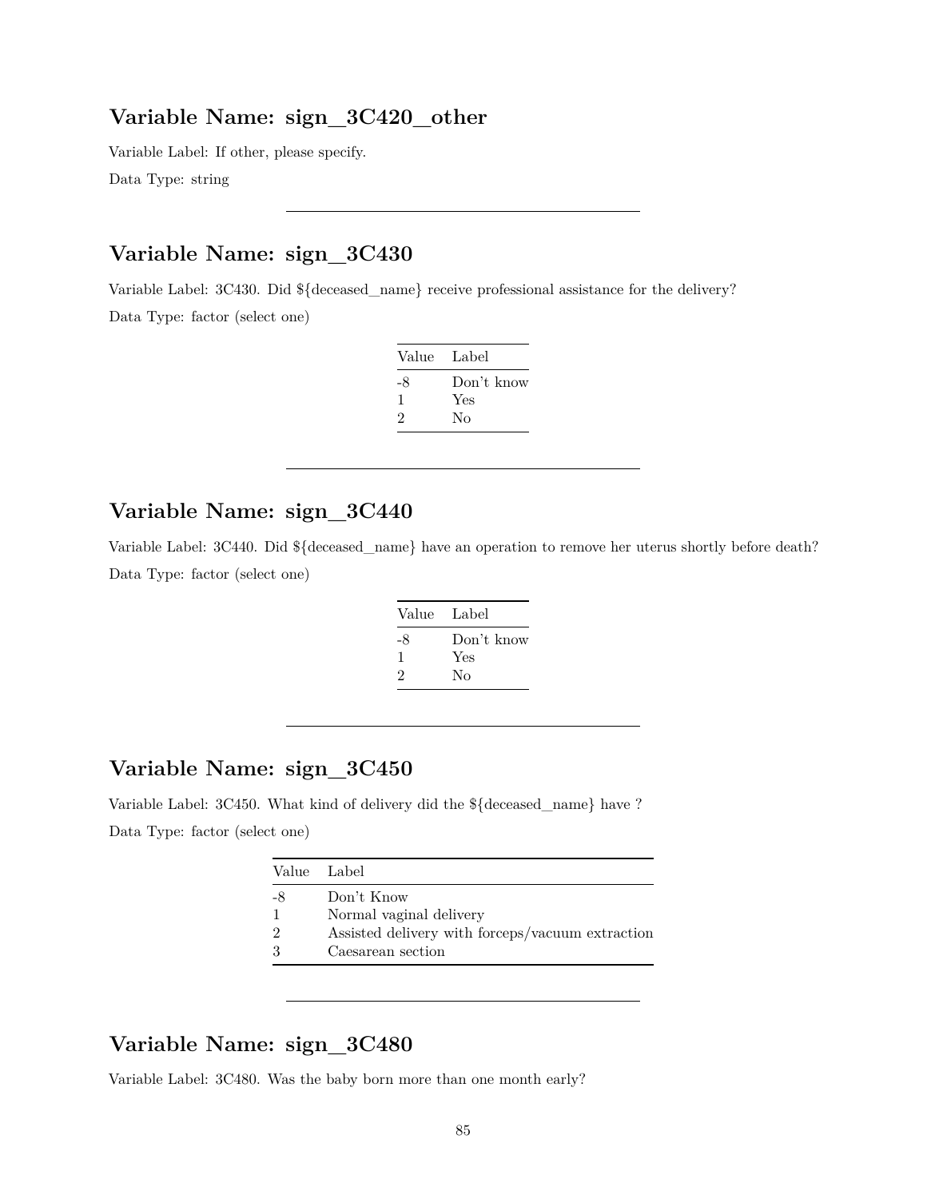## Variable Name: sign_3C420_other

Variable Label: If other, please specify.

Data Type: string

---

## Variable Name: sign_3C430

Variable Label: 3C430. Did ${deceased_name} receive professional assistance for the delivery?

Data Type: factor (select one)

| Value | Label |
|---|---|
| -8 | Don't know |
| 1 | Yes |
| 2 | No |

---

## Variable Name: sign_3C440

Variable Label: 3C440. Did ${deceased_name} have an operation to remove her uterus shortly before death?

Data Type: factor (select one)

| Value | Label |
|---|---|
| -8 | Don't know |
| 1 | Yes |
| 2 | No |

---

## Variable Name: sign_3C450

Variable Label: 3C450. What kind of delivery did the ${deceased_name} have ?

Data Type: factor (select one)

| Value | Label |
|---|---|
| -8 | Don't Know |
| 1 | Normal vaginal delivery |
| 2 | Assisted delivery with forceps/vacuum extraction |
| 3 | Caesarean section |

---

## Variable Name: sign_3C480

Variable Label: 3C480. Was the baby born more than one month early?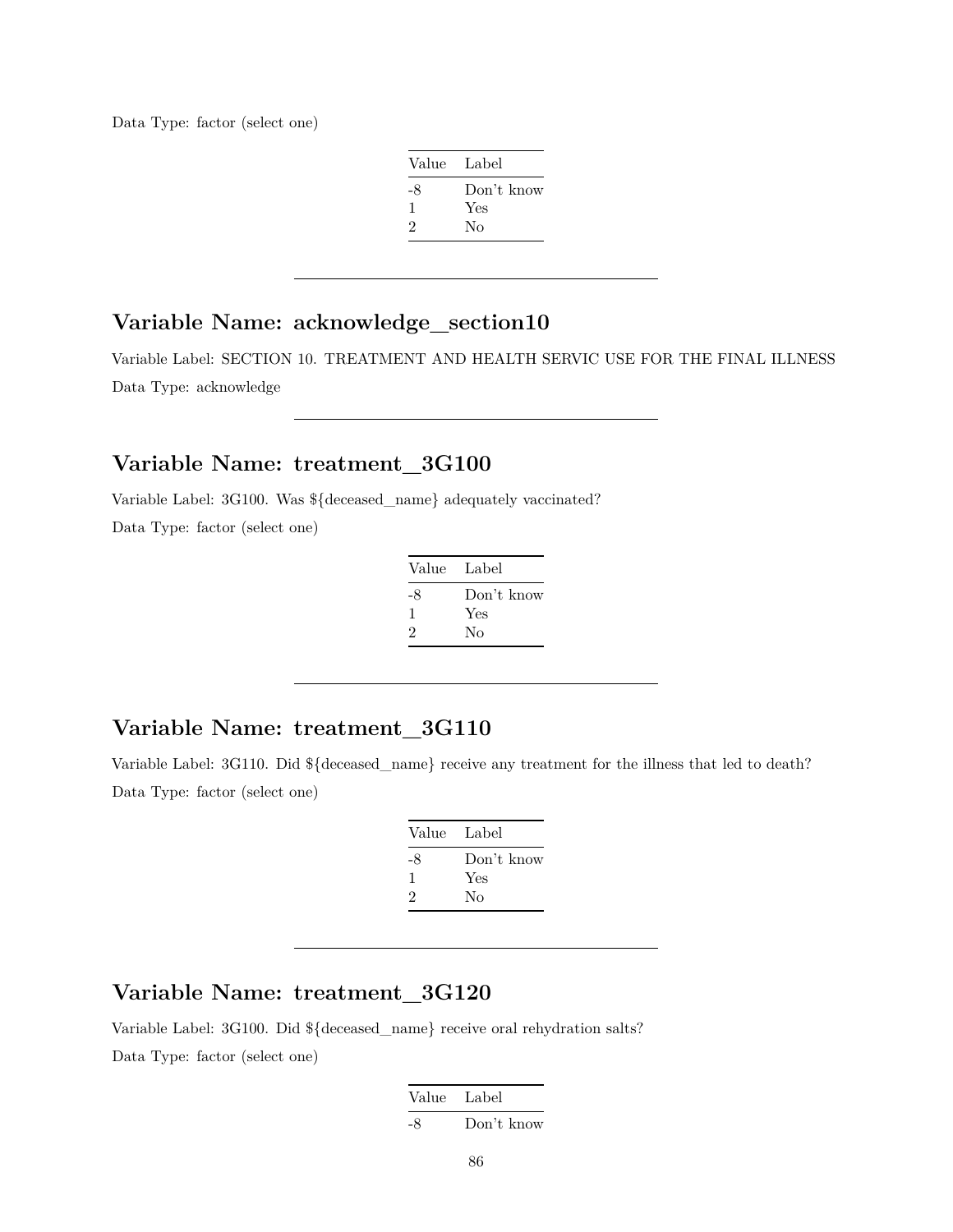Data Type: factor (select one)

| Value | Label |
|---|---|
| -8 | Don't know |
| 1 | Yes |
| 2 | No |

---

## Variable Name: acknowledge_section10

Variable Label: SECTION 10. TREATMENT AND HEALTH SERVIC USE FOR THE FINAL ILLNESS

Data Type: acknowledge

---

## Variable Name: treatment_3G100

Variable Label: 3G100. Was ${deceased_name} adequately vaccinated?

Data Type: factor (select one)

| Value | Label |
|---|---|
| -8 | Don't know |
| 1 | Yes |
| 2 | No |

---

## Variable Name: treatment_3G110

Variable Label: 3G110. Did ${deceased_name} receive any treatment for the illness that led to death?

Data Type: factor (select one)

| Value | Label |
|---|---|
| -8 | Don't know |
| 1 | Yes |
| 2 | No |

---

## Variable Name: treatment_3G120

Variable Label: 3G100. Did ${deceased_name} receive oral rehydration salts?

Data Type: factor (select one)

| Value | Label |
|---|---|
| -8 | Don't know |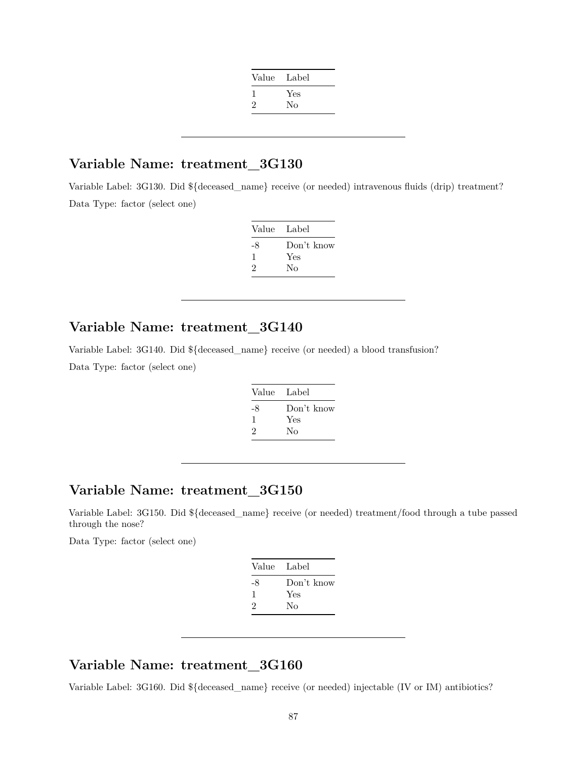| Value | Label |
|---|---|
| 1 | Yes |
| 2 | No |

---

## Variable Name: treatment_3G130

Variable Label: 3G130. Did ${deceased_name} receive (or needed) intravenous fluids (drip) treatment?

Data Type: factor (select one)

| Value | Label |
|---|---|
| -8 | Don't know |
| 1 | Yes |
| 2 | No |

---

## Variable Name: treatment_3G140

Variable Label: 3G140. Did ${deceased_name} receive (or needed) a blood transfusion?

Data Type: factor (select one)

| Value | Label |
|---|---|
| -8 | Don't know |
| 1 | Yes |
| 2 | No |

---

## Variable Name: treatment_3G150

Variable Label: 3G150. Did ${deceased_name} receive (or needed) treatment/food through a tube passed through the nose?

Data Type: factor (select one)

| Value | Label |
|---|---|
| -8 | Don't know |
| 1 | Yes |
| 2 | No |

---

## Variable Name: treatment_3G160

Variable Label: 3G160. Did ${deceased_name} receive (or needed) injectable (IV or IM) antibiotics?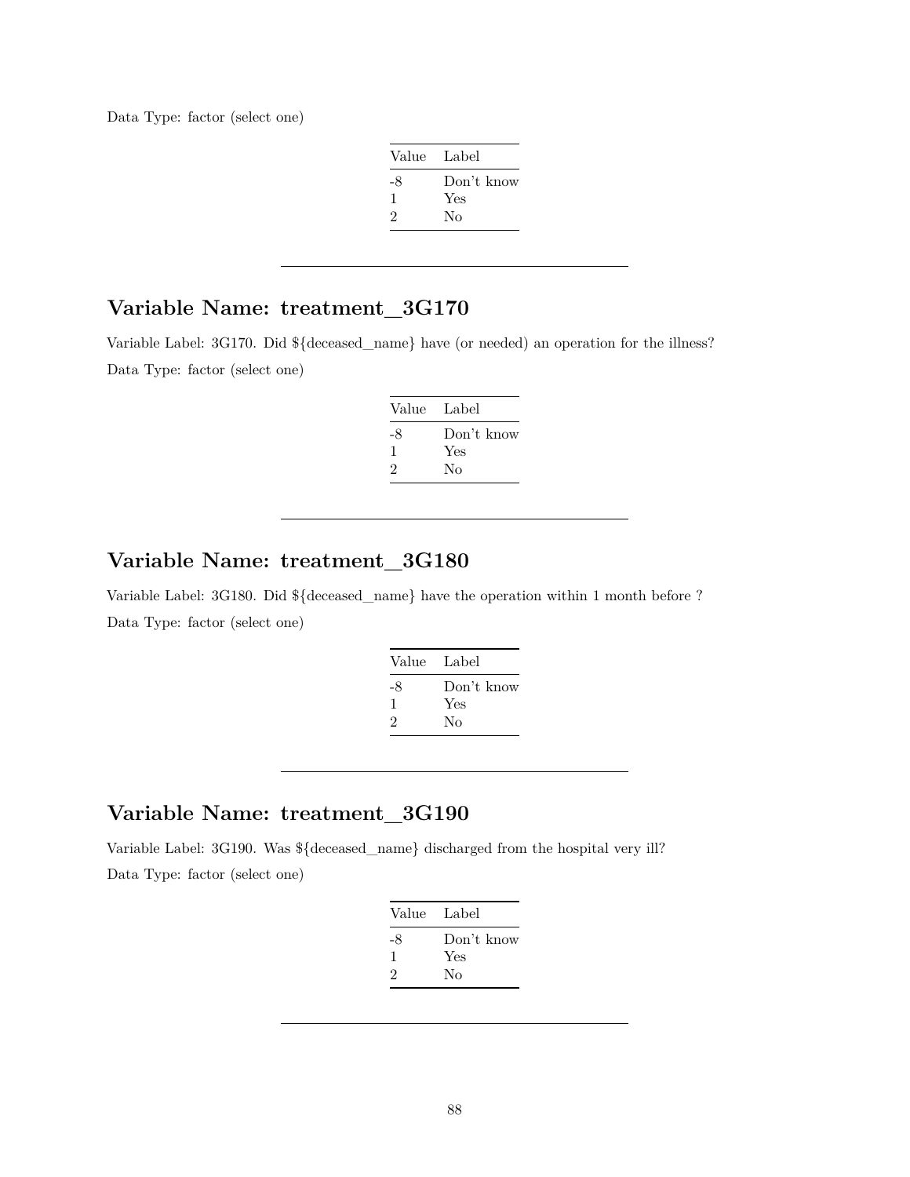Data Type: factor (select one)

| Value | Label |
|---|---|
| -8 | Don't know |
| 1 | Yes |
| 2 | No |

---

## Variable Name: treatment_3G170

Variable Label: 3G170. Did ${deceased_name} have (or needed) an operation for the illness?

Data Type: factor (select one)

| Value | Label |
|---|---|
| -8 | Don't know |
| 1 | Yes |
| 2 | No |

---

## Variable Name: treatment_3G180

Variable Label: 3G180. Did ${deceased_name} have the operation within 1 month before ?

Data Type: factor (select one)

| Value | Label |
|---|---|
| -8 | Don't know |
| 1 | Yes |
| 2 | No |

---

## Variable Name: treatment_3G190

Variable Label: 3G190. Was ${deceased_name} discharged from the hospital very ill?

Data Type: factor (select one)

| Value | Label |
|---|---|
| -8 | Don't know |
| 1 | Yes |
| 2 | No |

---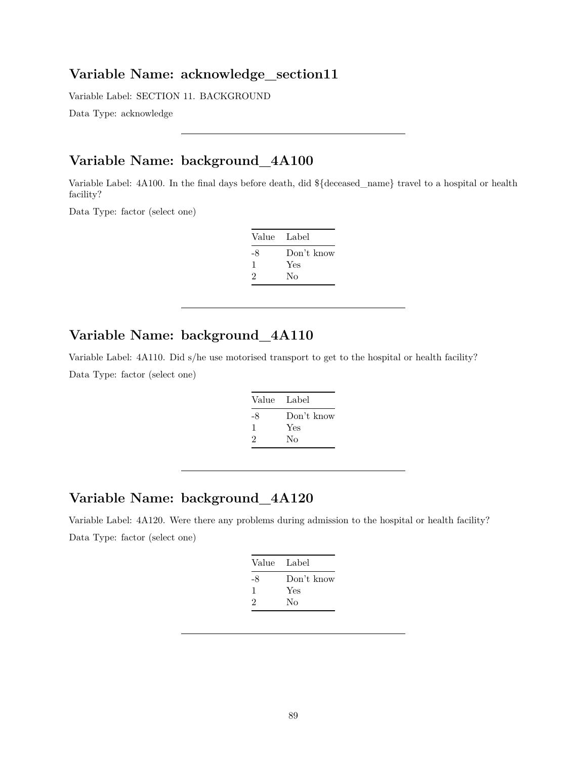## Variable Name: acknowledge_section11

Variable Label: SECTION 11. BACKGROUND

Data Type: acknowledge

---

## Variable Name: background_4A100

Variable Label: 4A100. In the final days before death, did ${deceased_name} travel to a hospital or health facility?

Data Type: factor (select one)

| Value | Label |
|---|---|
| -8 | Don't know |
| 1 | Yes |
| 2 | No |

---

## Variable Name: background_4A110

Variable Label: 4A110. Did s/he use motorised transport to get to the hospital or health facility?

Data Type: factor (select one)

| Value | Label |
|---|---|
| -8 | Don't know |
| 1 | Yes |
| 2 | No |

---

## Variable Name: background_4A120

Variable Label: 4A120. Were there any problems during admission to the hospital or health facility?

Data Type: factor (select one)

| Value | Label |
|---|---|
| -8 | Don't know |
| 1 | Yes |
| 2 | No |

---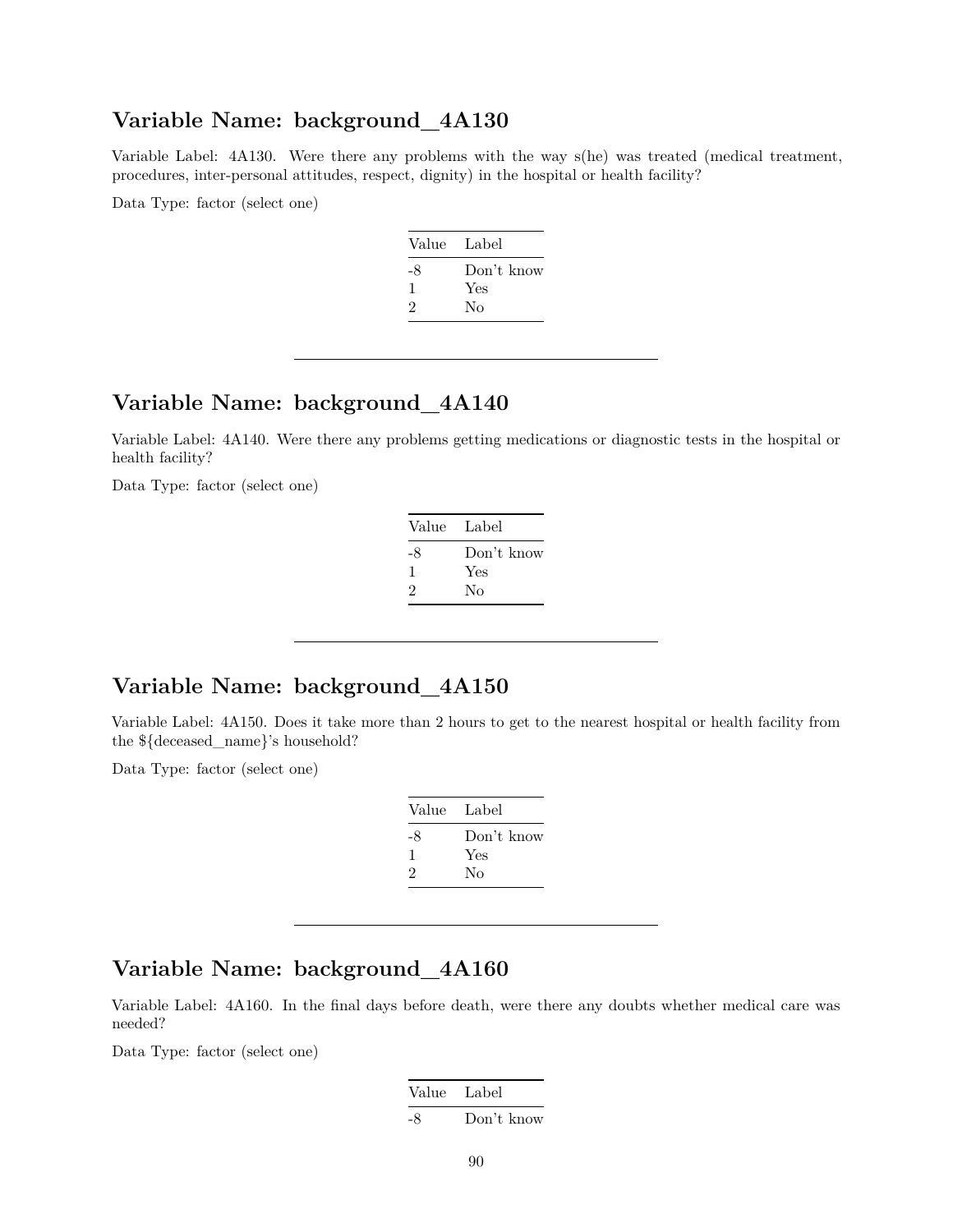## Variable Name: background_4A130

Variable Label: 4A130. Were there any problems with the way s(he) was treated (medical treatment, procedures, inter-personal attitudes, respect, dignity) in the hospital or health facility?

Data Type: factor (select one)

| Value | Label |
|---|---|
| -8 | Don't know |
| 1 | Yes |
| 2 | No |

---

## Variable Name: background_4A140

Variable Label: 4A140. Were there any problems getting medications or diagnostic tests in the hospital or health facility?

Data Type: factor (select one)

| Value | Label |
|---|---|
| -8 | Don't know |
| 1 | Yes |
| 2 | No |

---

## Variable Name: background_4A150

Variable Label: 4A150. Does it take more than 2 hours to get to the nearest hospital or health facility from the ${deceased_name}'s household?

Data Type: factor (select one)

| Value | Label |
|---|---|
| -8 | Don't know |
| 1 | Yes |
| 2 | No |

---

## Variable Name: background_4A160

Variable Label: 4A160. In the final days before death, were there any doubts whether medical care was needed?

Data Type: factor (select one)

| Value | Label |
|---|---|
| -8 | Don't know |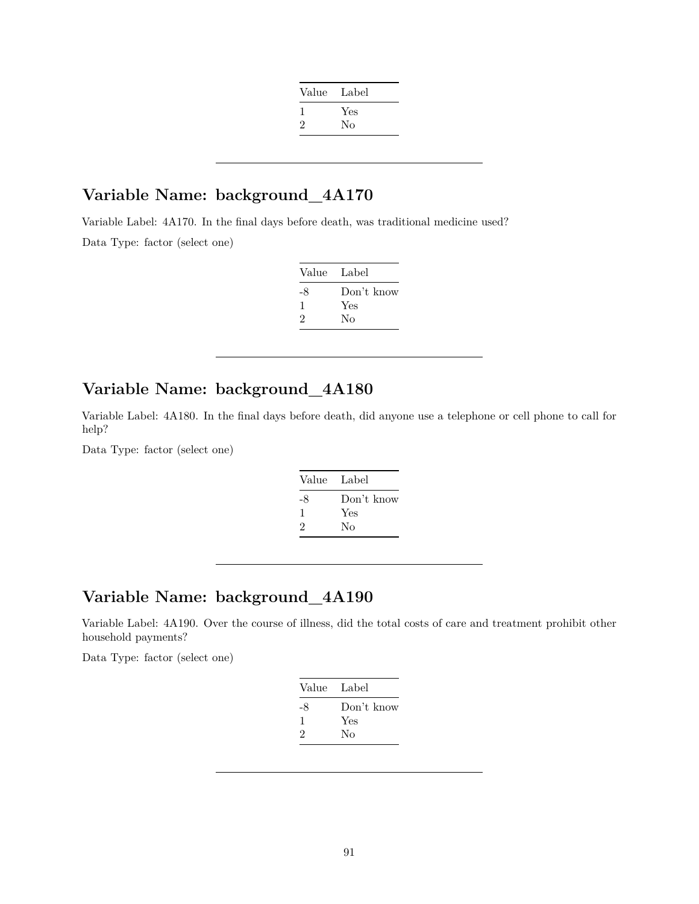| Value | Label |
|---|---|
| 1 | Yes |
| 2 | No |

---

## Variable Name: background_4A170

Variable Label: 4A170. In the final days before death, was traditional medicine used?

Data Type: factor (select one)

| Value | Label |
|---|---|
| -8 | Don't know |
| 1 | Yes |
| 2 | No |

---

## Variable Name: background_4A180

Variable Label: 4A180. In the final days before death, did anyone use a telephone or cell phone to call for help?

Data Type: factor (select one)

| Value | Label |
|---|---|
| -8 | Don't know |
| 1 | Yes |
| 2 | No |

---

## Variable Name: background_4A190

Variable Label: 4A190. Over the course of illness, did the total costs of care and treatment prohibit other household payments?

Data Type: factor (select one)

| Value | Label |
|---|---|
| -8 | Don't know |
| 1 | Yes |
| 2 | No |

---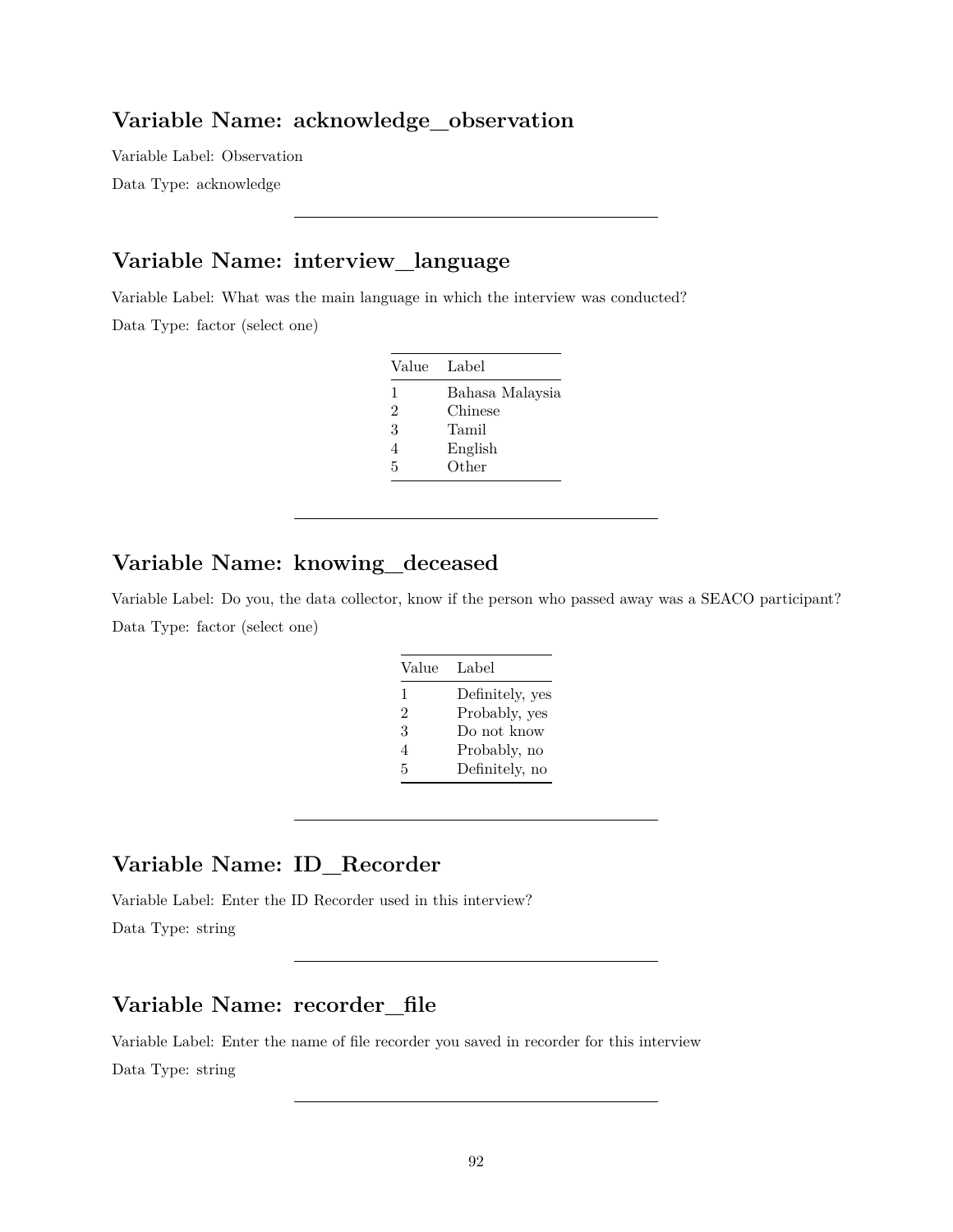## Variable Name: acknowledge_observation

Variable Label: Observation

Data Type: acknowledge

---

## Variable Name: interview_language

Variable Label: What was the main language in which the interview was conducted?

Data Type: factor (select one)

| Value | Label |
|---|---|
| 1 | Bahasa Malaysia |
| 2 | Chinese |
| 3 | Tamil |
| 4 | English |
| 5 | Other |

---

## Variable Name: knowing_deceased

Variable Label: Do you, the data collector, know if the person who passed away was a SEACO participant?

Data Type: factor (select one)

| Value | Label |
|---|---|
| 1 | Definitely, yes |
| 2 | Probably, yes |
| 3 | Do not know |
| 4 | Probably, no |
| 5 | Definitely, no |

---

## Variable Name: ID_Recorder

Variable Label: Enter the ID Recorder used in this interview?

Data Type: string

---

## Variable Name: recorder_file

Variable Label: Enter the name of file recorder you saved in recorder for this interview

Data Type: string

---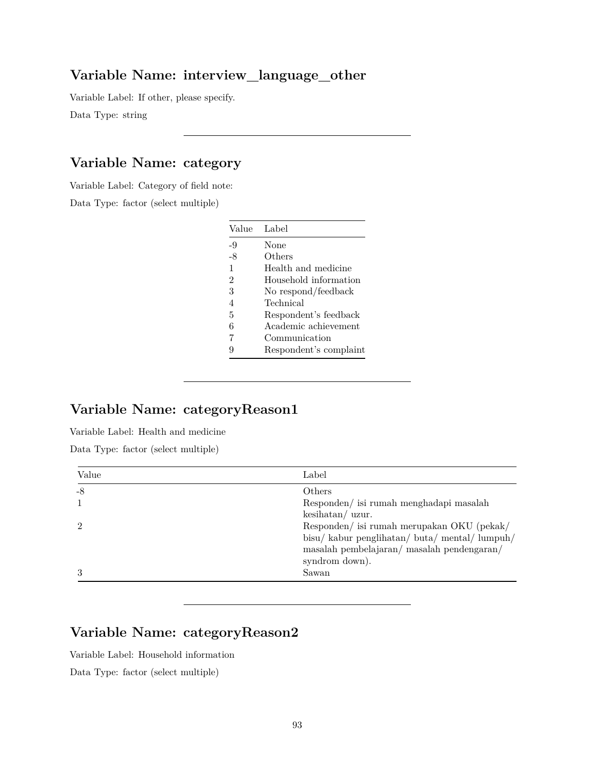## Variable Name: interview_language_other

Variable Label: If other, please specify.

Data Type: string

---

## Variable Name: category

Variable Label: Category of field note:

Data Type: factor (select multiple)

| Value | Label |
|---|---|
| -9 | None |
| -8 | Others |
| 1 | Health and medicine |
| 2 | Household information |
| 3 | No respond/feedback |
| 4 | Technical |
| 5 | Respondent's feedback |
| 6 | Academic achievement |
| 7 | Communication |
| 9 | Respondent's complaint |

---

## Variable Name: categoryReason1

Variable Label: Health and medicine

Data Type: factor (select multiple)

| Value | Label |
|---|---|
| -8 | Others |
| 1 | Responden/ isi rumah menghadapi masalah kesihatan/ uzur. |
| 2 | Responden/ isi rumah merupakan OKU (pekak/ bisu/ kabur penglihatan/ buta/ mental/ lumpuh/ masalah pembelajaran/ masalah pendengaran/ syndrom down). |
| 3 | Sawan |

---

## Variable Name: categoryReason2

Variable Label: Household information

Data Type: factor (select multiple)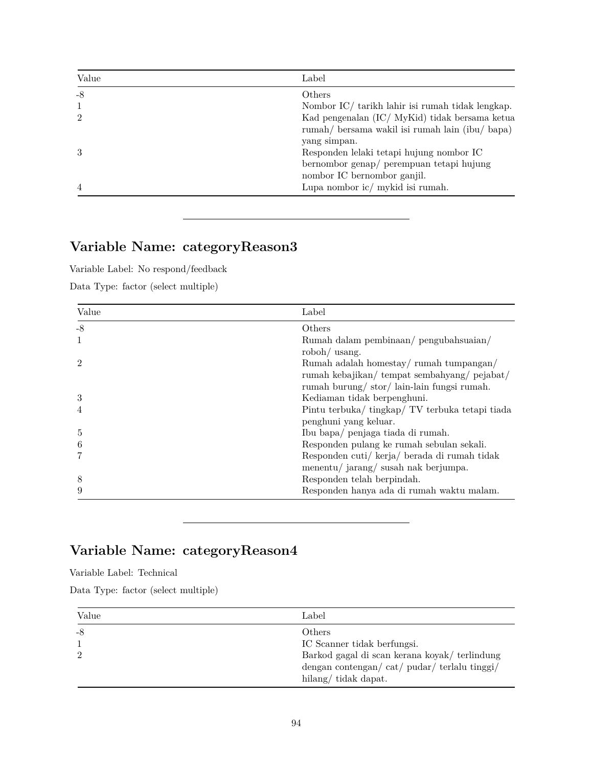| Value | Label |
|---|---|
| -8 | Others |
| 1 | Nombor IC/ tarikh lahir isi rumah tidak lengkap. |
| 2 | Kad pengenalan (IC/ MyKid) tidak bersama ketua rumah/ bersama wakil isi rumah lain (ibu/ bapa) yang simpan. |
| 3 | Responden lelaki tetapi hujung nombor IC bernombor genap/ perempuan tetapi hujung nombor IC bernombor ganjil. |
| 4 | Lupa nombor ic/ mykid isi rumah. |

---

## Variable Name: categoryReason3

Variable Label: No respond/feedback

Data Type: factor (select multiple)

| Value | Label |
|---|---|
| -8 | Others |
| 1 | Rumah dalam pembinaan/ pengubahsuaian/ roboh/ usang. |
| 2 | Rumah adalah homestay/ rumah tumpangan/ rumah kebajikan/ tempat sembahyang/ pejabat/ rumah burung/ stor/ lain-lain fungsi rumah. |
| 3 | Kediaman tidak berpenghuni. |
| 4 | Pintu terbuka/ tingkap/ TV terbuka tetapi tiada penghuni yang keluar. |
| 5 | Ibu bapa/ penjaga tiada di rumah. |
| 6 | Responden pulang ke rumah sebulan sekali. |
| 7 | Responden cuti/ kerja/ berada di rumah tidak menentu/ jarang/ susah nak berjumpa. |
| 8 | Responden telah berpindah. |
| 9 | Responden hanya ada di rumah waktu malam. |

---

## Variable Name: categoryReason4

Variable Label: Technical

Data Type: factor (select multiple)

| Value | Label |
|---|---|
| -8 | Others |
| 1 | IC Scanner tidak berfungsi. |
| 2 | Barkod gagal di scan kerana koyak/ terlindung dengan contengan/ cat/ pudar/ terlalu tinggi/ hilang/ tidak dapat. |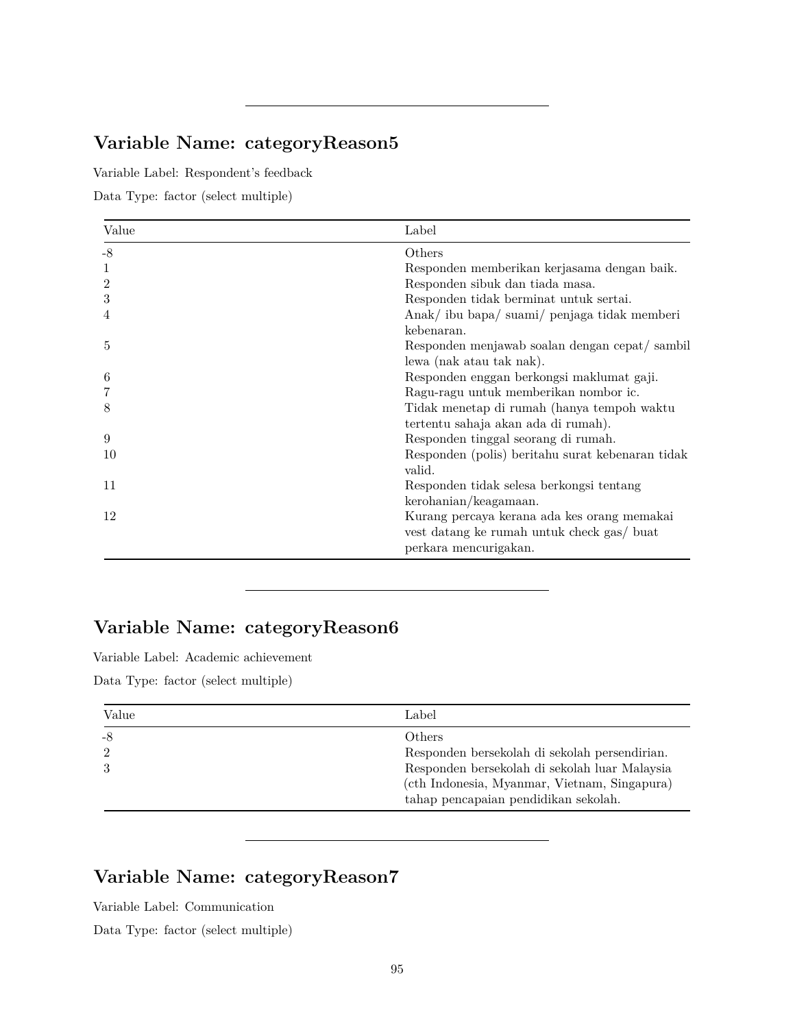---

## Variable Name: categoryReason5

Variable Label: Respondent's feedback

Data Type: factor (select multiple)

| Value | Label |
|---|---|
| -8 | Others |
| 1 | Responden memberikan kerjasama dengan baik. |
| 2 | Responden sibuk dan tiada masa. |
| 3 | Responden tidak berminat untuk sertai. |
| 4 | Anak/ ibu bapa/ suami/ penjaga tidak memberi kebenaran. |
| 5 | Responden menjawab soalan dengan cepat/ sambil lewa (nak atau tak nak). |
| 6 | Responden enggan berkongsi maklumat gaji. |
| 7 | Ragu-ragu untuk memberikan nombor ic. |
| 8 | Tidak menetap di rumah (hanya tempoh waktu tertentu sahaja akan ada di rumah). |
| 9 | Responden tinggal seorang di rumah. |
| 10 | Responden (polis) beritahu surat kebenaran tidak valid. |
| 11 | Responden tidak selesa berkongsi tentang kerohanian/keagamaan. |
| 12 | Kurang percaya kerana ada kes orang memakai vest datang ke rumah untuk check gas/ buat perkara mencurigakan. |

---

## Variable Name: categoryReason6

Variable Label: Academic achievement

Data Type: factor (select multiple)

| Value | Label |
|---|---|
| -8 | Others |
| 2 | Responden bersekolah di sekolah persendirian. |
| 3 | Responden bersekolah di sekolah luar Malaysia (cth Indonesia, Myanmar, Vietnam, Singapura) tahap pencapaian pendidikan sekolah. |

---

## Variable Name: categoryReason7

Variable Label: Communication

Data Type: factor (select multiple)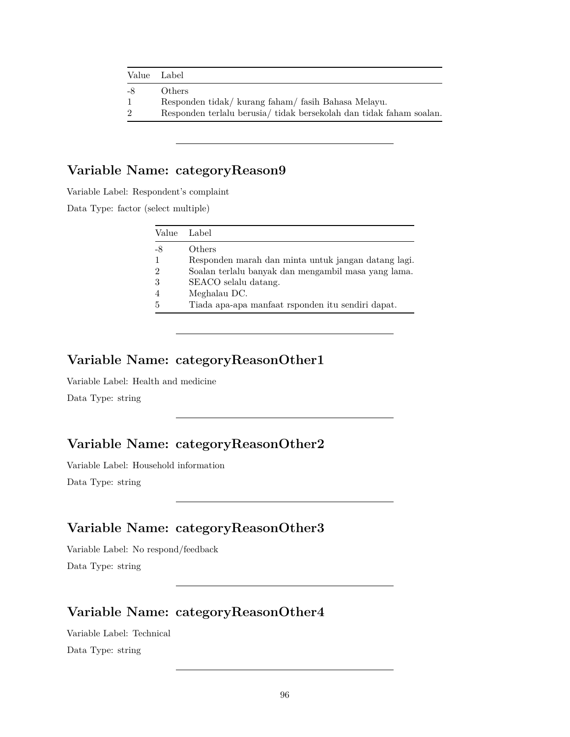| Value | Label |
|---|---|
| -8 | Others |
| 1 | Responden tidak/ kurang faham/ fasih Bahasa Melayu. |
| 2 | Responden terlalu berusia/ tidak bersekolah dan tidak faham soalan. |

---

## Variable Name: categoryReason9

Variable Label: Respondent's complaint

Data Type: factor (select multiple)

| Value | Label |
|---|---|
| -8 | Others |
| 1 | Responden marah dan minta untuk jangan datang lagi. |
| 2 | Soalan terlalu banyak dan mengambil masa yang lama. |
| 3 | SEACO selalu datang. |
| 4 | Meghalau DC. |
| 5 | Tiada apa-apa manfaat rsponden itu sendiri dapat. |

---

## Variable Name: categoryReasonOther1

Variable Label: Health and medicine

Data Type: string

---

## Variable Name: categoryReasonOther2

Variable Label: Household information

Data Type: string

---

## Variable Name: categoryReasonOther3

Variable Label: No respond/feedback

Data Type: string

---

## Variable Name: categoryReasonOther4

Variable Label: Technical

Data Type: string

---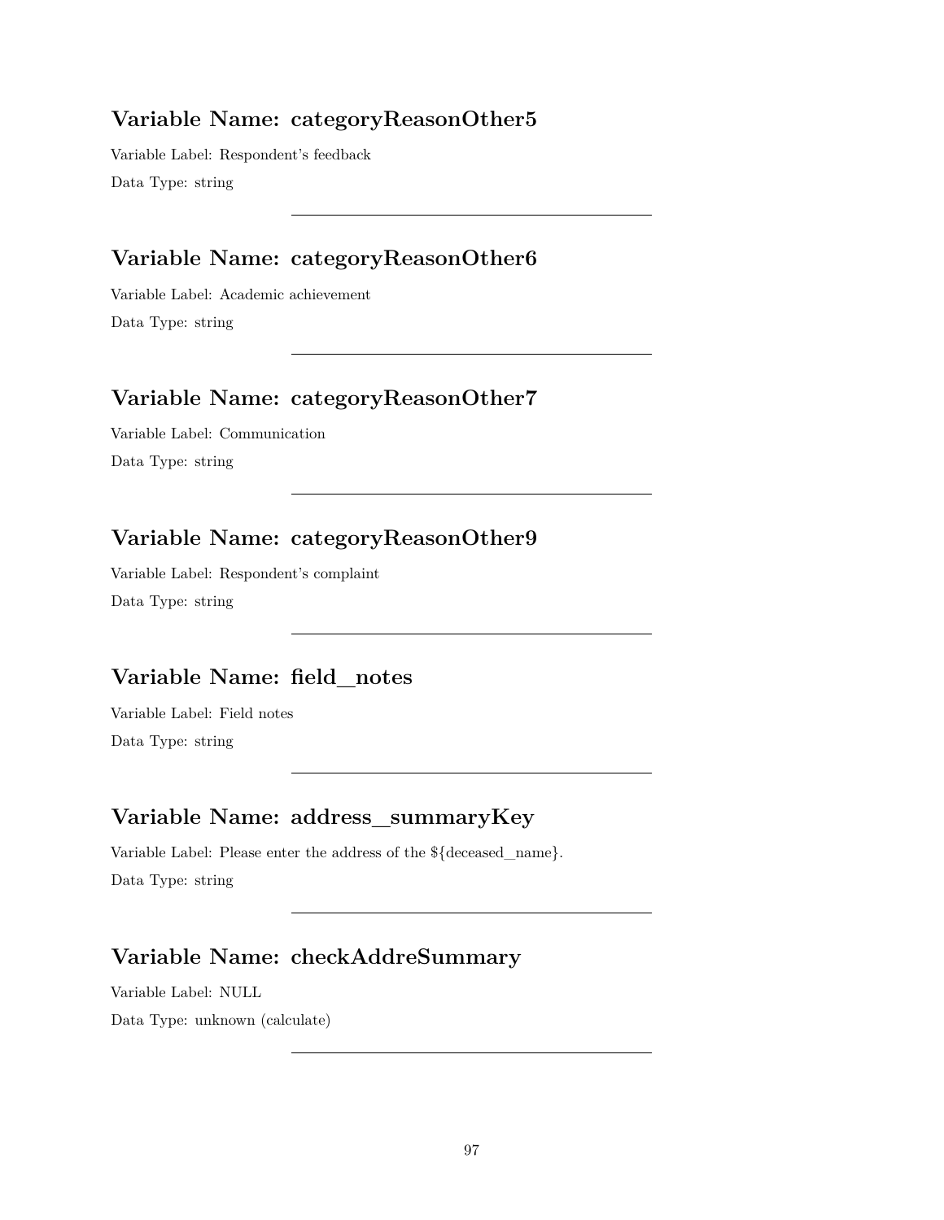### Variable Name: categoryReasonOther5

Variable Label: Respondent's feedback

Data Type: string

---

### Variable Name: categoryReasonOther6

Variable Label: Academic achievement

Data Type: string

---

### Variable Name: categoryReasonOther7

Variable Label: Communication

Data Type: string

---

### Variable Name: categoryReasonOther9

Variable Label: Respondent's complaint

Data Type: string

---

### Variable Name: field_notes

Variable Label: Field notes

Data Type: string

---

### Variable Name: address_summaryKey

Variable Label: Please enter the address of the ${deceased_name}.

Data Type: string

---

### Variable Name: checkAddreSummary

Variable Label: NULL

Data Type: unknown (calculate)

---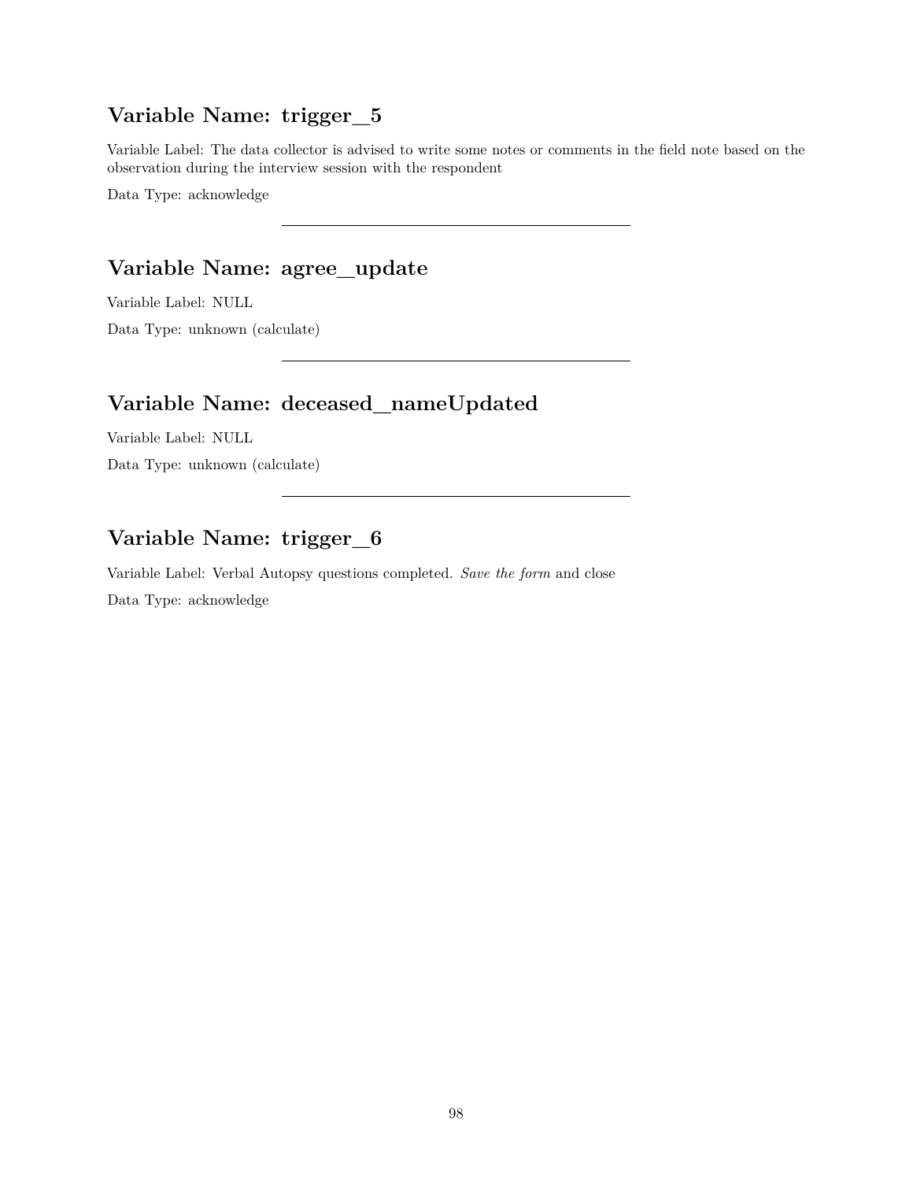## Variable Name: trigger_5

Variable Label: The data collector is advised to write some notes or comments in the field note based on the observation during the interview session with the respondent

Data Type: acknowledge

---

## Variable Name: agree_update

Variable Label: NULL

Data Type: unknown (calculate)

---

## Variable Name: deceased_nameUpdated

Variable Label: NULL

Data Type: unknown (calculate)

---

## Variable Name: trigger_6

Variable Label: Verbal Autopsy questions completed. *Save the form* and close

Data Type: acknowledge